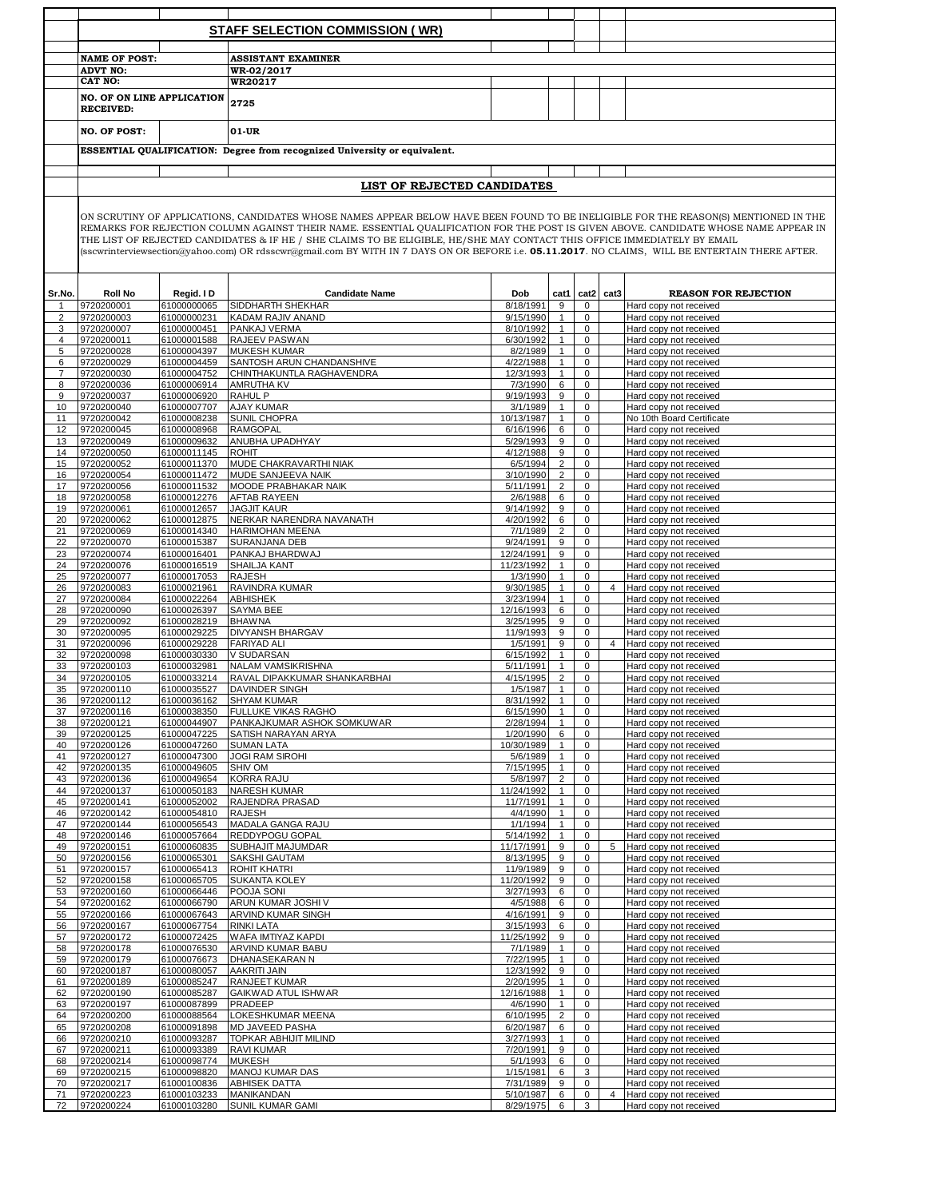## STAFF SELECTION COMMISSION ( WR)

| | |
|---|---|
| **NAME OF POST:** | **ASSISTANT EXAMINER** |
| **ADVT NO:** | **WR-02/2017** |
| **CAT NO:** | **WR20217** |
| **NO. OF ON LINE APPLICATION RECEIVED:** | **2725** |
| **NO. OF POST:** | **01-UR** |

**ESSENTIAL QUALIFICATION: Degree from recognized University or equivalent.**

## LIST OF REJECTED CANDIDATES

ON SCRUTINY OF APPLICATIONS, CANDIDATES WHOSE NAMES APPEAR BELOW HAVE BEEN FOUND TO BE INELIGIBLE FOR THE REASON(S) MENTIONED IN THE REMARKS FOR REJECTION COLUMN AGAINST THEIR NAME. ESSENTIAL QUALIFICATION FOR THE POST IS GIVEN ABOVE. CANDIDATE WHOSE NAME APPEAR IN THE LIST OF REJECTED CANDIDATES & IF HE / SHE CLAIMS TO BE ELIGIBLE, HE/SHE MAY CONTACT THIS OFFICE IMMEDIATELY BY EMAIL (sscwrinterviewsection@yahoo.com) OR rdsscwr@gmail.com BY WITH IN 7 DAYS ON OR BEFORE i.e. **05.11.2017**. NO CLAIMS, WILL BE ENTERTAIN THERE AFTER.

| Sr.No. | Roll No | Regid. I D | Candidate Name | Dob | cat1 | cat2 | cat3 | REASON FOR REJECTION |
|---|---|---|---|---|---|---|---|---|
| 1 | 9720200001 | 61000000065 | SIDDHARTH SHEKHAR | 8/18/1991 | 9 | 0 | | Hard copy not received |
| 2 | 9720200003 | 61000000231 | KADAM RAJIV ANAND | 9/15/1990 | 1 | 0 | | Hard copy not received |
| 3 | 9720200007 | 61000000451 | PANKAJ VERMA | 8/10/1992 | 1 | 0 | | Hard copy not received |
| 4 | 9720200011 | 61000001588 | RAJEEV PASWAN | 6/30/1992 | 1 | 0 | | Hard copy not received |
| 5 | 9720200028 | 61000004397 | MUKESH KUMAR | 8/2/1989 | 1 | 0 | | Hard copy not received |
| 6 | 9720200029 | 61000004459 | SANTOSH ARUN CHANDANSHIVE | 4/22/1988 | 1 | 0 | | Hard copy not received |
| 7 | 9720200030 | 61000004752 | CHINTHAKUNTLA RAGHAVENDRA | 12/3/1993 | 1 | 0 | | Hard copy not received |
| 8 | 9720200036 | 61000006914 | AMRUTHA KV | 7/3/1990 | 6 | 0 | | Hard copy not received |
| 9 | 9720200037 | 61000006920 | RAHUL P | 9/19/1993 | 9 | 0 | | Hard copy not received |
| 10 | 9720200040 | 61000007707 | AJAY KUMAR | 3/1/1989 | 1 | 0 | | Hard copy not received |
| 11 | 9720200042 | 61000008238 | SUNIL CHOPRA | 10/13/1987 | 1 | 0 | | No 10th Board Certificate |
| 12 | 9720200045 | 61000008968 | RAMGOPAL | 6/16/1996 | 6 | 0 | | Hard copy not received |
| 13 | 9720200049 | 61000009632 | ANUBHA UPADHYAY | 5/29/1993 | 9 | 0 | | Hard copy not received |
| 14 | 9720200050 | 61000011145 | ROHIT | 4/12/1988 | 9 | 0 | | Hard copy not received |
| 15 | 9720200052 | 61000011370 | MUDE CHAKRAVARTHI NIAK | 6/5/1994 | 2 | 0 | | Hard copy not received |
| 16 | 9720200054 | 61000011472 | MUDE SANJEEVA NAIK | 3/10/1990 | 2 | 0 | | Hard copy not received |
| 17 | 9720200056 | 61000011532 | MOODE PRABHAKAR NAIK | 5/11/1991 | 2 | 0 | | Hard copy not received |
| 18 | 9720200058 | 61000012276 | AFTAB RAYEEN | 2/6/1988 | 6 | 0 | | Hard copy not received |
| 19 | 9720200061 | 61000012657 | JAGJIT KAUR | 9/14/1992 | 9 | 0 | | Hard copy not received |
| 20 | 9720200062 | 61000012875 | NERKAR NARENDRA NAVANATH | 4/20/1992 | 6 | 0 | | Hard copy not received |
| 21 | 9720200069 | 61000014340 | HARIMOHAN MEENA | 7/1/1989 | 2 | 0 | | Hard copy not received |
| 22 | 9720200070 | 61000015387 | SURANJANA DEB | 9/24/1991 | 9 | 0 | | Hard copy not received |
| 23 | 9720200074 | 61000016401 | PANKAJ BHARDWAJ | 12/24/1991 | 9 | 0 | | Hard copy not received |
| 24 | 9720200076 | 61000016519 | SHAILJA KANT | 11/23/1992 | 1 | 0 | | Hard copy not received |
| 25 | 9720200077 | 61000017053 | RAJESH | 1/3/1990 | 1 | 0 | | Hard copy not received |
| 26 | 9720200083 | 61000021961 | RAVINDRA KUMAR | 9/30/1985 | 1 | 0 | 4 | Hard copy not received |
| 27 | 9720200084 | 61000022264 | ABHISHEK | 3/23/1994 | 1 | 0 | | Hard copy not received |
| 28 | 9720200090 | 61000026397 | SAYMA BEE | 12/16/1993 | 6 | 0 | | Hard copy not received |
| 29 | 9720200092 | 61000028219 | BHAWNA | 3/25/1995 | 9 | 0 | | Hard copy not received |
| 30 | 9720200095 | 61000029225 | DIVYANSH BHARGAV | 11/9/1993 | 9 | 0 | | Hard copy not received |
| 31 | 9720200096 | 61000029228 | FARIYAD ALI | 1/5/1991 | 9 | 0 | 4 | Hard copy not received |
| 32 | 9720200098 | 61000030330 | V SUDARSAN | 6/15/1992 | 1 | 0 | | Hard copy not received |
| 33 | 9720200103 | 61000032981 | NALAM VAMSIKRISHNA | 5/11/1991 | 1 | 0 | | Hard copy not received |
| 34 | 9720200105 | 61000033214 | RAVAL DIPAKKUMAR SHANKARBHAI | 4/15/1995 | 2 | 0 | | Hard copy not received |
| 35 | 9720200110 | 61000035527 | DAVINDER SINGH | 1/5/1987 | 1 | 0 | | Hard copy not received |
| 36 | 9720200112 | 61000036162 | SHYAM KUMAR | 8/31/1992 | 1 | 0 | | Hard copy not received |
| 37 | 9720200116 | 61000038350 | FULLUKE VIKAS RAGHO | 6/15/1990 | 1 | 0 | | Hard copy not received |
| 38 | 9720200121 | 61000044907 | PANKAJKUMAR ASHOK SOMKUWAR | 2/28/1994 | 1 | 0 | | Hard copy not received |
| 39 | 9720200125 | 61000047225 | SATISH NARAYAN ARYA | 1/20/1990 | 6 | 0 | | Hard copy not received |
| 40 | 9720200126 | 61000047260 | SUMAN LATA | 10/30/1989 | 1 | 0 | | Hard copy not received |
| 41 | 9720200127 | 61000047300 | JOGI RAM SIROHI | 5/6/1989 | 1 | 0 | | Hard copy not received |
| 42 | 9720200135 | 61000049605 | SHIV OM | 7/15/1995 | 1 | 0 | | Hard copy not received |
| 43 | 9720200136 | 61000049654 | KORRA RAJU | 5/8/1997 | 2 | 0 | | Hard copy not received |
| 44 | 9720200137 | 61000050183 | NARESH KUMAR | 11/24/1992 | 1 | 0 | | Hard copy not received |
| 45 | 9720200141 | 61000052002 | RAJENDRA PRASAD | 11/7/1991 | 1 | 0 | | Hard copy not received |
| 46 | 9720200142 | 61000054810 | RAJESH | 4/4/1990 | 1 | 0 | | Hard copy not received |
| 47 | 9720200144 | 61000056543 | MADALA GANGA RAJU | 1/1/1994 | 1 | 0 | | Hard copy not received |
| 48 | 9720200146 | 61000057664 | REDDYPOGU GOPAL | 5/14/1992 | 1 | 0 | | Hard copy not received |
| 49 | 9720200151 | 61000060835 | SUBHAJIT MAJUMDAR | 11/17/1991 | 9 | 0 | 5 | Hard copy not received |
| 50 | 9720200156 | 61000065301 | SAKSHI GAUTAM | 8/13/1995 | 9 | 0 | | Hard copy not received |
| 51 | 9720200157 | 61000065413 | ROHIT KHATRI | 11/9/1989 | 9 | 0 | | Hard copy not received |
| 52 | 9720200158 | 61000065705 | SUKANTA KOLEY | 11/20/1992 | 9 | 0 | | Hard copy not received |
| 53 | 9720200160 | 61000066446 | POOJA SONI | 3/27/1993 | 6 | 0 | | Hard copy not received |
| 54 | 9720200162 | 61000066790 | ARUN KUMAR JOSHI V | 4/5/1988 | 6 | 0 | | Hard copy not received |
| 55 | 9720200166 | 61000067643 | ARVIND KUMAR SINGH | 4/16/1991 | 9 | 0 | | Hard copy not received |
| 56 | 9720200167 | 61000067754 | RINKI LATA | 3/15/1993 | 6 | 0 | | Hard copy not received |
| 57 | 9720200172 | 61000072425 | WAFA IMTIYAZ KAPDI | 11/25/1992 | 9 | 0 | | Hard copy not received |
| 58 | 9720200178 | 61000076530 | ARVIND KUMAR BABU | 7/1/1989 | 1 | 0 | | Hard copy not received |
| 59 | 9720200179 | 61000076673 | DHANASEKARAN N | 7/22/1995 | 1 | 0 | | Hard copy not received |
| 60 | 9720200187 | 61000080057 | AAKRITI JAIN | 12/3/1992 | 9 | 0 | | Hard copy not received |
| 61 | 9720200189 | 61000085247 | RANJEET KUMAR | 2/20/1995 | 1 | 0 | | Hard copy not received |
| 62 | 9720200190 | 61000085287 | GAIKWAD ATUL ISHWAR | 12/16/1988 | 1 | 0 | | Hard copy not received |
| 63 | 9720200197 | 61000087899 | PRADEEP | 4/6/1990 | 1 | 0 | | Hard copy not received |
| 64 | 9720200200 | 61000088564 | LOKESHKUMAR MEENA | 6/10/1995 | 2 | 0 | | Hard copy not received |
| 65 | 9720200208 | 61000091898 | MD JAVEED PASHA | 6/20/1987 | 6 | 0 | | Hard copy not received |
| 66 | 9720200210 | 61000093287 | TOPKAR ABHIJIT MILIND | 3/27/1993 | 1 | 0 | | Hard copy not received |
| 67 | 9720200211 | 61000093389 | RAVI KUMAR | 7/20/1991 | 9 | 0 | | Hard copy not received |
| 68 | 9720200214 | 61000098774 | MUKESH | 5/1/1993 | 6 | 0 | | Hard copy not received |
| 69 | 9720200215 | 61000098820 | MANOJ KUMAR DAS | 1/15/1981 | 6 | 3 | | Hard copy not received |
| 70 | 9720200217 | 61000100836 | ABHISEK DATTA | 7/31/1989 | 9 | 0 | | Hard copy not received |
| 71 | 9720200223 | 61000103233 | MANIKANDAN | 5/10/1987 | 6 | 0 | 4 | Hard copy not received |
| 72 | 9720200224 | 61000103280 | SUNIL KUMAR GAMI | 8/29/1975 | 6 | 3 | | Hard copy not received |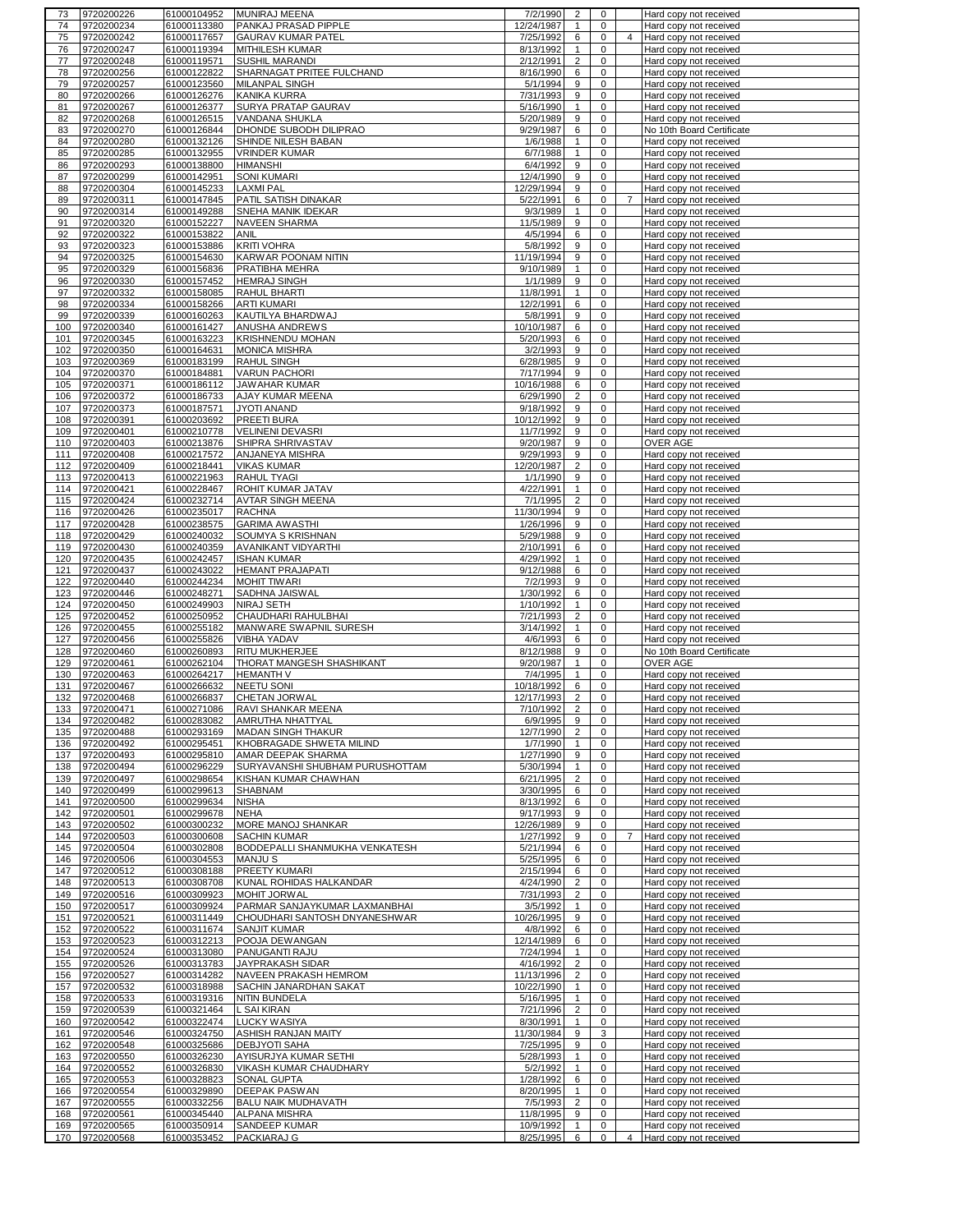| | | | | | | | | |
|---|---|---|---|---|---|---|---|---|
| 73 | 9720200226 | 61000104952 | MUNIRAJ MEENA | 7/2/1990 | 2 | 0 | | Hard copy not received |
| 74 | 9720200234 | 61000113380 | PANKAJ PRASAD PIPPLE | 12/24/1987 | 1 | 0 | | Hard copy not received |
| 75 | 9720200242 | 61000117657 | GAURAV KUMAR PATEL | 7/25/1992 | 6 | 0 | 4 | Hard copy not received |
| 76 | 9720200247 | 61000119394 | MITHILESH KUMAR | 8/13/1992 | 1 | 0 | | Hard copy not received |
| 77 | 9720200248 | 61000119571 | SUSHIL MARANDI | 2/12/1991 | 2 | 0 | | Hard copy not received |
| 78 | 9720200256 | 61000122822 | SHARNAGAT PRITEE FULCHAND | 8/16/1990 | 6 | 0 | | Hard copy not received |
| 79 | 9720200257 | 61000123560 | MILANPAL SINGH | 5/1/1994 | 9 | 0 | | Hard copy not received |
| 80 | 9720200266 | 61000126276 | KANIKA KURRA | 7/31/1993 | 9 | 0 | | Hard copy not received |
| 81 | 9720200267 | 61000126377 | SURYA PRATAP GAURAV | 5/16/1990 | 1 | 0 | | Hard copy not received |
| 82 | 9720200268 | 61000126515 | VANDANA SHUKLA | 5/20/1989 | 9 | 0 | | Hard copy not received |
| 83 | 9720200270 | 61000126844 | DHONDE SUBODH DILIPRAO | 9/29/1987 | 6 | 0 | | No 10th Board Certificate |
| 84 | 9720200280 | 61000132126 | SHINDE NILESH BABAN | 1/6/1988 | 1 | 0 | | Hard copy not received |
| 85 | 9720200285 | 61000132955 | VRINDER KUMAR | 6/7/1988 | 1 | 0 | | Hard copy not received |
| 86 | 9720200293 | 61000138800 | HIMANSHI | 6/4/1992 | 9 | 0 | | Hard copy not received |
| 87 | 9720200299 | 61000142951 | SONI KUMARI | 12/4/1990 | 9 | 0 | | Hard copy not received |
| 88 | 9720200304 | 61000145233 | LAXMI PAL | 12/29/1994 | 9 | 0 | | Hard copy not received |
| 89 | 9720200311 | 61000147845 | PATIL SATISH DINAKAR | 5/22/1991 | 6 | 0 | 7 | Hard copy not received |
| 90 | 9720200314 | 61000149288 | SNEHA MANIK IDEKAR | 9/3/1989 | 1 | 0 | | Hard copy not received |
| 91 | 9720200320 | 61000152227 | NAVEEN SHARMA | 11/5/1989 | 9 | 0 | | Hard copy not received |
| 92 | 9720200322 | 61000153822 | ANIL | 4/5/1994 | 6 | 0 | | Hard copy not received |
| 93 | 9720200323 | 61000153886 | KRITI VOHRA | 5/8/1992 | 9 | 0 | | Hard copy not received |
| 94 | 9720200325 | 61000154630 | KARWAR POONAM NITIN | 11/19/1994 | 9 | 0 | | Hard copy not received |
| 95 | 9720200329 | 61000156836 | PRATIBHA MEHRA | 9/10/1989 | 1 | 0 | | Hard copy not received |
| 96 | 9720200330 | 61000157452 | HEMRAJ SINGH | 1/1/1989 | 9 | 0 | | Hard copy not received |
| 97 | 9720200332 | 61000158085 | RAHUL BHARTI | 11/8/1991 | 1 | 0 | | Hard copy not received |
| 98 | 9720200334 | 61000158266 | ARTI KUMARI | 12/2/1991 | 6 | 0 | | Hard copy not received |
| 99 | 9720200339 | 61000160263 | KAUTILYA BHARDWAJ | 5/8/1991 | 9 | 0 | | Hard copy not received |
| 100 | 9720200340 | 61000161427 | ANUSHA ANDREWS | 10/10/1987 | 6 | 0 | | Hard copy not received |
| 101 | 9720200345 | 61000163223 | KRISHNENDU MOHAN | 5/20/1993 | 6 | 0 | | Hard copy not received |
| 102 | 9720200350 | 61000164631 | MONICA MISHRA | 3/2/1993 | 9 | 0 | | Hard copy not received |
| 103 | 9720200369 | 61000183199 | RAHUL SINGH | 6/28/1985 | 9 | 0 | | Hard copy not received |
| 104 | 9720200370 | 61000184881 | VARUN PACHORI | 7/17/1994 | 9 | 0 | | Hard copy not received |
| 105 | 9720200371 | 61000186112 | JAWAHAR KUMAR | 10/16/1988 | 6 | 0 | | Hard copy not received |
| 106 | 9720200372 | 61000186733 | AJAY KUMAR MEENA | 6/29/1990 | 2 | 0 | | Hard copy not received |
| 107 | 9720200373 | 61000187571 | JYOTI ANAND | 9/18/1992 | 9 | 0 | | Hard copy not received |
| 108 | 9720200391 | 61000203692 | PREETI BURA | 10/12/1992 | 9 | 0 | | Hard copy not received |
| 109 | 9720200401 | 61000210778 | VELINENI DEVASRI | 11/7/1992 | 9 | 0 | | Hard copy not received |
| 110 | 9720200403 | 61000213876 | SHIPRA SHRIVASTAV | 9/20/1987 | 9 | 0 | | OVER AGE |
| 111 | 9720200408 | 61000217572 | ANJANEYA MISHRA | 9/29/1993 | 9 | 0 | | Hard copy not received |
| 112 | 9720200409 | 61000218441 | VIKAS KUMAR | 12/20/1987 | 2 | 0 | | Hard copy not received |
| 113 | 9720200413 | 61000221963 | RAHUL TYAGI | 1/1/1990 | 9 | 0 | | Hard copy not received |
| 114 | 9720200421 | 61000228467 | ROHIT KUMAR JATAV | 4/22/1991 | 1 | 0 | | Hard copy not received |
| 115 | 9720200424 | 61000232714 | AVTAR SINGH MEENA | 7/1/1995 | 2 | 0 | | Hard copy not received |
| 116 | 9720200426 | 61000235017 | RACHNA | 11/30/1994 | 9 | 0 | | Hard copy not received |
| 117 | 9720200428 | 61000238575 | GARIMA AWASTHI | 1/26/1996 | 9 | 0 | | Hard copy not received |
| 118 | 9720200429 | 61000240032 | SOUMYA S KRISHNAN | 5/29/1988 | 9 | 0 | | Hard copy not received |
| 119 | 9720200430 | 61000240359 | AVANIKANT VIDYARTHI | 2/10/1991 | 6 | 0 | | Hard copy not received |
| 120 | 9720200435 | 61000242457 | ISHAN KUMAR | 4/29/1992 | 1 | 0 | | Hard copy not received |
| 121 | 9720200437 | 61000243022 | HEMANT PRAJAPATI | 9/12/1988 | 6 | 0 | | Hard copy not received |
| 122 | 9720200440 | 61000244234 | MOHIT TIWARI | 7/2/1993 | 9 | 0 | | Hard copy not received |
| 123 | 9720200446 | 61000248271 | SADHNA JAISWAL | 1/30/1992 | 6 | 0 | | Hard copy not received |
| 124 | 9720200450 | 61000249903 | NIRAJ SETH | 1/10/1992 | 1 | 0 | | Hard copy not received |
| 125 | 9720200452 | 61000250952 | CHAUDHARI RAHULBHAI | 7/21/1993 | 2 | 0 | | Hard copy not received |
| 126 | 9720200455 | 61000255182 | MANWARE SWAPNIL SURESH | 3/14/1992 | 1 | 0 | | Hard copy not received |
| 127 | 9720200456 | 61000255826 | VIBHA YADAV | 4/6/1993 | 6 | 0 | | Hard copy not received |
| 128 | 9720200460 | 61000260893 | RITU MUKHERJEE | 8/12/1988 | 9 | 0 | | No 10th Board Certificate |
| 129 | 9720200461 | 61000262104 | THORAT MANGESH SHASHIKANT | 9/20/1987 | 1 | 0 | | OVER AGE |
| 130 | 9720200463 | 61000264217 | HEMANTH V | 7/4/1995 | 1 | 0 | | Hard copy not received |
| 131 | 9720200467 | 61000266632 | NEETU SONI | 10/18/1992 | 6 | 0 | | Hard copy not received |
| 132 | 9720200468 | 61000266837 | CHETAN JORWAL | 12/17/1993 | 2 | 0 | | Hard copy not received |
| 133 | 9720200471 | 61000271086 | RAVI SHANKAR MEENA | 7/10/1992 | 2 | 0 | | Hard copy not received |
| 134 | 9720200482 | 61000283082 | AMRUTHA NHATTYAL | 6/9/1995 | 9 | 0 | | Hard copy not received |
| 135 | 9720200488 | 61000293169 | MADAN SINGH THAKUR | 12/7/1990 | 2 | 0 | | Hard copy not received |
| 136 | 9720200492 | 61000295451 | KHOBRAGADE SHWETA MILIND | 1/7/1990 | 1 | 0 | | Hard copy not received |
| 137 | 9720200493 | 61000295810 | AMAR DEEPAK SHARMA | 1/27/1990 | 9 | 0 | | Hard copy not received |
| 138 | 9720200494 | 61000296229 | SURYAVANSHI SHUBHAM PURUSHOTTAM | 5/30/1994 | 1 | 0 | | Hard copy not received |
| 139 | 9720200497 | 61000298654 | KISHAN KUMAR CHAWHAN | 6/21/1995 | 2 | 0 | | Hard copy not received |
| 140 | 9720200499 | 61000299613 | SHABNAM | 3/30/1995 | 6 | 0 | | Hard copy not received |
| 141 | 9720200500 | 61000299634 | NISHA | 8/13/1992 | 6 | 0 | | Hard copy not received |
| 142 | 9720200501 | 61000299678 | NEHA | 9/17/1993 | 9 | 0 | | Hard copy not received |
| 143 | 9720200502 | 61000300232 | MORE MANOJ SHANKAR | 12/26/1989 | 9 | 0 | | Hard copy not received |
| 144 | 9720200503 | 61000300608 | SACHIN KUMAR | 1/27/1992 | 9 | 0 | 7 | Hard copy not received |
| 145 | 9720200504 | 61000302808 | BODDEPALLI SHANMUKHA VENKATESH | 5/21/1994 | 6 | 0 | | Hard copy not received |
| 146 | 9720200506 | 61000304553 | MANJU S | 5/25/1995 | 6 | 0 | | Hard copy not received |
| 147 | 9720200512 | 61000308188 | PREETY KUMARI | 2/15/1994 | 6 | 0 | | Hard copy not received |
| 148 | 9720200513 | 61000308708 | KUNAL ROHIDAS HALKANDAR | 4/24/1990 | 2 | 0 | | Hard copy not received |
| 149 | 9720200516 | 61000309923 | MOHIT JORWAL | 7/31/1993 | 2 | 0 | | Hard copy not received |
| 150 | 9720200517 | 61000309924 | PARMAR SANJAYKUMAR LAXMANBHAI | 3/5/1992 | 1 | 0 | | Hard copy not received |
| 151 | 9720200521 | 61000311449 | CHOUDHARI SANTOSH DNYANESHWAR | 10/26/1995 | 9 | 0 | | Hard copy not received |
| 152 | 9720200522 | 61000311674 | SANJIT KUMAR | 4/8/1992 | 6 | 0 | | Hard copy not received |
| 153 | 9720200523 | 61000312213 | POOJA DEWANGAN | 12/14/1989 | 6 | 0 | | Hard copy not received |
| 154 | 9720200524 | 61000313080 | PANUGANTI RAJU | 7/24/1994 | 1 | 0 | | Hard copy not received |
| 155 | 9720200526 | 61000313783 | JAYPRAKASH SIDAR | 4/16/1992 | 2 | 0 | | Hard copy not received |
| 156 | 9720200527 | 61000314282 | NAVEEN PRAKASH HEMROM | 11/13/1996 | 2 | 0 | | Hard copy not received |
| 157 | 9720200532 | 61000318988 | SACHIN JANARDHAN SAKAT | 10/22/1990 | 1 | 0 | | Hard copy not received |
| 158 | 9720200533 | 61000319316 | NITIN BUNDELA | 5/16/1995 | 1 | 0 | | Hard copy not received |
| 159 | 9720200539 | 61000321464 | L SAI KIRAN | 7/21/1996 | 2 | 0 | | Hard copy not received |
| 160 | 9720200542 | 61000322474 | LUCKY WASIYA | 8/30/1991 | 1 | 0 | | Hard copy not received |
| 161 | 9720200546 | 61000324750 | ASHISH RANJAN MAITY | 11/30/1984 | 9 | 3 | | Hard copy not received |
| 162 | 9720200548 | 61000325686 | DEBJYOTI SAHA | 7/25/1995 | 9 | 0 | | Hard copy not received |
| 163 | 9720200550 | 61000326230 | AYISURJYA KUMAR SETHI | 5/28/1993 | 1 | 0 | | Hard copy not received |
| 164 | 9720200552 | 61000326830 | VIKASH KUMAR CHAUDHARY | 5/2/1992 | 1 | 0 | | Hard copy not received |
| 165 | 9720200553 | 61000328823 | SONAL GUPTA | 1/28/1992 | 6 | 0 | | Hard copy not received |
| 166 | 9720200554 | 61000329890 | DEEPAK PASWAN | 8/20/1995 | 1 | 0 | | Hard copy not received |
| 167 | 9720200555 | 61000332256 | BALU NAIK MUDHAVATH | 7/5/1993 | 2 | 0 | | Hard copy not received |
| 168 | 9720200561 | 61000345440 | ALPANA MISHRA | 11/8/1995 | 9 | 0 | | Hard copy not received |
| 169 | 9720200565 | 61000350914 | SANDEEP KUMAR | 10/9/1992 | 1 | 0 | | Hard copy not received |
| 170 | 9720200568 | 61000353452 | PACKIARAJ G | 8/25/1995 | 6 | 0 | 4 | Hard copy not received |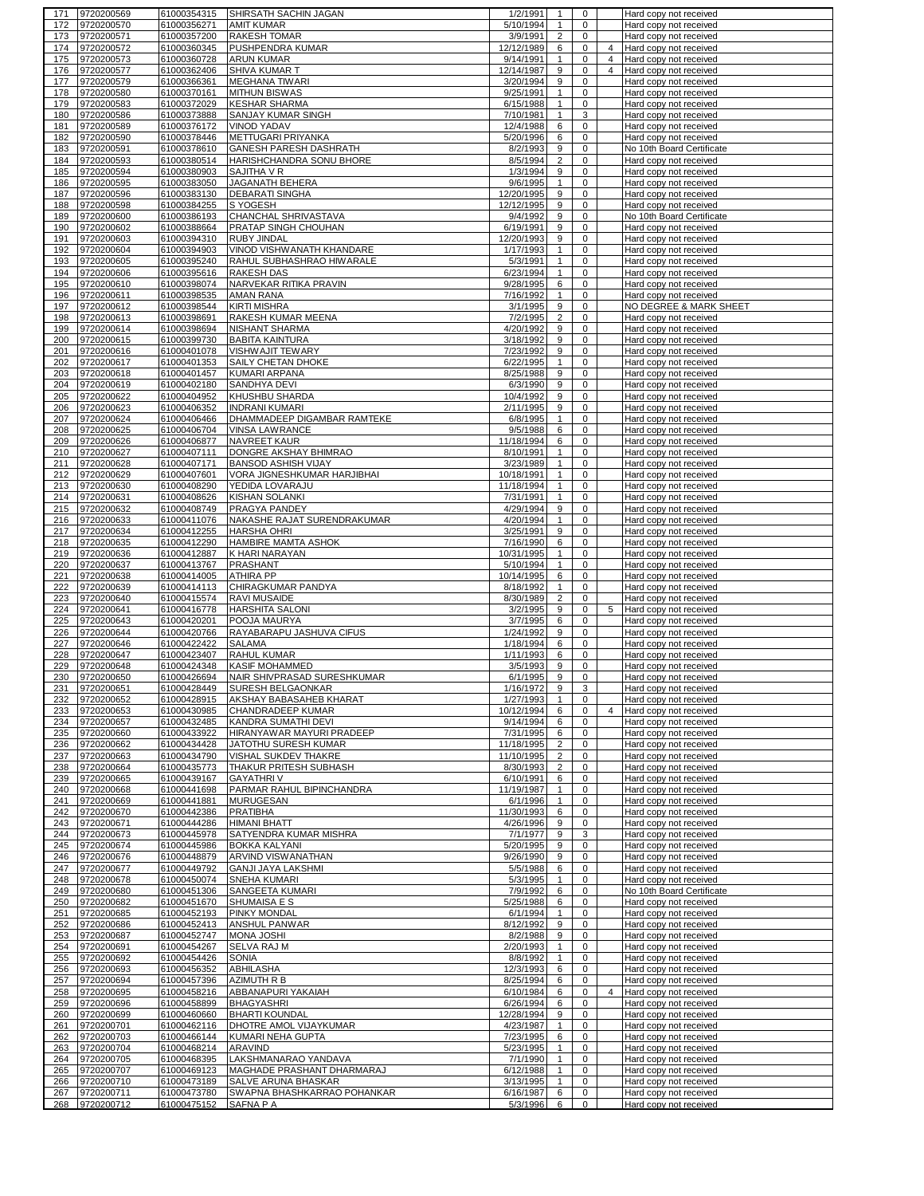| | | | | | | | | |
|---|---|---|---|---|---|---|---|---|
| 171 | 9720200569 | 61000354315 | SHIRSATH SACHIN JAGAN | 1/2/1991 | 1 | 0 | | Hard copy not received |
| 172 | 9720200570 | 61000356271 | AMIT KUMAR | 5/10/1994 | 1 | 0 | | Hard copy not received |
| 173 | 9720200571 | 61000357200 | RAKESH TOMAR | 3/9/1991 | 2 | 0 | | Hard copy not received |
| 174 | 9720200572 | 61000360345 | PUSHPENDRA KUMAR | 12/12/1989 | 6 | 0 | 4 | Hard copy not received |
| 175 | 9720200573 | 61000360728 | ARUN KUMAR | 9/14/1991 | 1 | 0 | 4 | Hard copy not received |
| 176 | 9720200577 | 61000362406 | SHIVA KUMAR T | 12/14/1987 | 9 | 0 | 4 | Hard copy not received |
| 177 | 9720200579 | 61000366361 | MEGHANA TIWARI | 3/20/1994 | 9 | 0 | | Hard copy not received |
| 178 | 9720200580 | 61000370161 | MITHUN BISWAS | 9/25/1991 | 1 | 0 | | Hard copy not received |
| 179 | 9720200583 | 61000372029 | KESHAR SHARMA | 6/15/1988 | 1 | 0 | | Hard copy not received |
| 180 | 9720200586 | 61000373888 | SANJAY KUMAR SINGH | 7/10/1981 | 1 | 3 | | Hard copy not received |
| 181 | 9720200589 | 61000376172 | VINOD YADAV | 12/4/1988 | 6 | 0 | | Hard copy not received |
| 182 | 9720200590 | 61000378446 | METTUGARI PRIYANKA | 5/20/1996 | 6 | 0 | | Hard copy not received |
| 183 | 9720200591 | 61000378610 | GANESH PARESH DASHRATH | 8/2/1993 | 9 | 0 | | No 10th Board Certificate |
| 184 | 9720200593 | 61000380514 | HARISHCHANDRA SONU BHORE | 8/5/1994 | 2 | 0 | | Hard copy not received |
| 185 | 9720200594 | 61000380903 | SAJITHA V R | 1/3/1994 | 9 | 0 | | Hard copy not received |
| 186 | 9720200595 | 61000383050 | JAGANATH BEHERA | 9/6/1995 | 1 | 0 | | Hard copy not received |
| 187 | 9720200596 | 61000383130 | DEBARATI SINGHA | 12/20/1995 | 9 | 0 | | Hard copy not received |
| 188 | 9720200598 | 61000384255 | S YOGESH | 12/12/1995 | 9 | 0 | | Hard copy not received |
| 189 | 9720200600 | 61000386193 | CHANCHAL SHRIVASTAVA | 9/4/1992 | 9 | 0 | | No 10th Board Certificate |
| 190 | 9720200602 | 61000388664 | PRATAP SINGH CHOUHAN | 6/19/1991 | 9 | 0 | | Hard copy not received |
| 191 | 9720200603 | 61000394310 | RUBY JINDAL | 12/20/1993 | 9 | 0 | | Hard copy not received |
| 192 | 9720200604 | 61000394903 | VINOD VISHWANATH KHANDARE | 1/17/1993 | 1 | 0 | | Hard copy not received |
| 193 | 9720200605 | 61000395240 | RAHUL SUBHASHRAO HIWARALE | 5/3/1991 | 1 | 0 | | Hard copy not received |
| 194 | 9720200606 | 61000395616 | RAKESH DAS | 6/23/1994 | 1 | 0 | | Hard copy not received |
| 195 | 9720200610 | 61000398074 | NARVEKAR RITIKA PRAVIN | 9/28/1995 | 6 | 0 | | Hard copy not received |
| 196 | 9720200611 | 61000398535 | AMAN RANA | 7/16/1992 | 1 | 0 | | Hard copy not received |
| 197 | 9720200612 | 61000398544 | KIRTI MISHRA | 3/1/1995 | 9 | 0 | | NO DEGREE & MARK SHEET |
| 198 | 9720200613 | 61000398691 | RAKESH KUMAR MEENA | 7/2/1995 | 2 | 0 | | Hard copy not received |
| 199 | 9720200614 | 61000398694 | NISHANT SHARMA | 4/20/1992 | 9 | 0 | | Hard copy not received |
| 200 | 9720200615 | 61000399730 | BABITA KAINTURA | 3/18/1992 | 9 | 0 | | Hard copy not received |
| 201 | 9720200616 | 61000401078 | VISHWAJIT TEWARY | 7/23/1992 | 9 | 0 | | Hard copy not received |
| 202 | 9720200617 | 61000401353 | SAILY CHETAN DHOKE | 6/22/1995 | 1 | 0 | | Hard copy not received |
| 203 | 9720200618 | 61000401457 | KUMARI ARPANA | 8/25/1988 | 9 | 0 | | Hard copy not received |
| 204 | 9720200619 | 61000402180 | SANDHYA DEVI | 6/3/1990 | 9 | 0 | | Hard copy not received |
| 205 | 9720200622 | 61000404952 | KHUSHBU SHARDA | 10/4/1992 | 9 | 0 | | Hard copy not received |
| 206 | 9720200623 | 61000406352 | INDRANI KUMARI | 2/11/1995 | 9 | 0 | | Hard copy not received |
| 207 | 9720200624 | 61000406466 | DHAMMADEEP DIGAMBAR RAMTEKE | 6/8/1995 | 1 | 0 | | Hard copy not received |
| 208 | 9720200625 | 61000406704 | VINSA LAWRANCE | 9/5/1988 | 6 | 0 | | Hard copy not received |
| 209 | 9720200626 | 61000406877 | NAVREET KAUR | 11/18/1994 | 6 | 0 | | Hard copy not received |
| 210 | 9720200627 | 61000407111 | DONGRE AKSHAY BHIMRAO | 8/10/1991 | 1 | 0 | | Hard copy not received |
| 211 | 9720200628 | 61000407171 | BANSOD ASHISH VIJAY | 3/23/1989 | 1 | 0 | | Hard copy not received |
| 212 | 9720200629 | 61000407601 | VORA JIGNESHKUMAR HARJIBHAI | 10/18/1991 | 1 | 0 | | Hard copy not received |
| 213 | 9720200630 | 61000408290 | YEDIDA LOVARAJU | 11/18/1994 | 1 | 0 | | Hard copy not received |
| 214 | 9720200631 | 61000408626 | KISHAN SOLANKI | 7/31/1991 | 1 | 0 | | Hard copy not received |
| 215 | 9720200632 | 61000408749 | PRAGYA PANDEY | 4/29/1994 | 9 | 0 | | Hard copy not received |
| 216 | 9720200633 | 61000411076 | NAKASHE RAJAT SURENDRAKUMAR | 4/20/1994 | 1 | 0 | | Hard copy not received |
| 217 | 9720200634 | 61000412255 | HARSHA OHRI | 3/25/1991 | 9 | 0 | | Hard copy not received |
| 218 | 9720200635 | 61000412290 | HAMBIRE MAMTA ASHOK | 7/16/1990 | 6 | 0 | | Hard copy not received |
| 219 | 9720200636 | 61000412887 | K HARI NARAYAN | 10/31/1995 | 1 | 0 | | Hard copy not received |
| 220 | 9720200637 | 61000413767 | PRASHANT | 5/10/1994 | 1 | 0 | | Hard copy not received |
| 221 | 9720200638 | 61000414005 | ATHIRA PP | 10/14/1995 | 6 | 0 | | Hard copy not received |
| 222 | 9720200639 | 61000414113 | CHIRAGKUMAR PANDYA | 8/18/1992 | 1 | 0 | | Hard copy not received |
| 223 | 9720200640 | 61000415574 | RAVI MUSAIDE | 8/30/1989 | 2 | 0 | | Hard copy not received |
| 224 | 9720200641 | 61000416778 | HARSHITA SALONI | 3/2/1995 | 9 | 0 | 5 | Hard copy not received |
| 225 | 9720200643 | 61000420201 | POOJA MAURYA | 3/7/1995 | 6 | 0 | | Hard copy not received |
| 226 | 9720200644 | 61000420766 | RAYABARAPU JASHUVA CIFUS | 1/24/1992 | 9 | 0 | | Hard copy not received |
| 227 | 9720200646 | 61000422422 | SALAMA | 1/18/1994 | 6 | 0 | | Hard copy not received |
| 228 | 9720200647 | 61000423407 | RAHUL KUMAR | 1/11/1993 | 6 | 0 | | Hard copy not received |
| 229 | 9720200648 | 61000424348 | KASIF MOHAMMED | 3/5/1993 | 9 | 0 | | Hard copy not received |
| 230 | 9720200650 | 61000426694 | NAIR SHIVPRASAD SURESHKUMAR | 6/1/1995 | 9 | 0 | | Hard copy not received |
| 231 | 9720200651 | 61000428449 | SURESH BELGAONKAR | 1/16/1972 | 9 | 3 | | Hard copy not received |
| 232 | 9720200652 | 61000428915 | AKSHAY BABASAHEB KHARAT | 1/27/1993 | 1 | 0 | | Hard copy not received |
| 233 | 9720200653 | 61000430985 | CHANDRADEEP KUMAR | 10/12/1994 | 6 | 0 | 4 | Hard copy not received |
| 234 | 9720200657 | 61000432485 | KANDRA SUMATHI DEVI | 9/14/1994 | 6 | 0 | | Hard copy not received |
| 235 | 9720200660 | 61000433922 | HIRANYAWAR MAYURI PRADEEP | 7/31/1995 | 6 | 0 | | Hard copy not received |
| 236 | 9720200662 | 61000434428 | JATOTHU SURESH KUMAR | 11/18/1995 | 2 | 0 | | Hard copy not received |
| 237 | 9720200663 | 61000434790 | VISHAL SUKDEV THAKRE | 11/10/1995 | 2 | 0 | | Hard copy not received |
| 238 | 9720200664 | 61000435773 | THAKUR PRITESH SUBHASH | 8/30/1993 | 2 | 0 | | Hard copy not received |
| 239 | 9720200665 | 61000439167 | GAYATHRI V | 6/10/1991 | 6 | 0 | | Hard copy not received |
| 240 | 9720200668 | 61000441698 | PARMAR RAHUL BIPINCHANDRA | 11/19/1987 | 1 | 0 | | Hard copy not received |
| 241 | 9720200669 | 61000441881 | MURUGESAN | 6/1/1996 | 1 | 0 | | Hard copy not received |
| 242 | 9720200670 | 61000442386 | PRATIBHA | 11/30/1993 | 6 | 0 | | Hard copy not received |
| 243 | 9720200671 | 61000444286 | HIMANI BHATT | 4/26/1996 | 9 | 0 | | Hard copy not received |
| 244 | 9720200673 | 61000445978 | SATYENDRA KUMAR MISHRA | 7/1/1977 | 9 | 3 | | Hard copy not received |
| 245 | 9720200674 | 61000445986 | BOKKA KALYANI | 5/20/1995 | 9 | 0 | | Hard copy not received |
| 246 | 9720200676 | 61000448879 | ARVIND VISWANATHAN | 9/26/1990 | 9 | 0 | | Hard copy not received |
| 247 | 9720200677 | 61000449792 | GANJI JAYA LAKSHMI | 5/5/1988 | 6 | 0 | | Hard copy not received |
| 248 | 9720200678 | 61000450074 | SNEHA KUMARI | 5/3/1995 | 1 | 0 | | Hard copy not received |
| 249 | 9720200680 | 61000451306 | SANGEETA KUMARI | 7/9/1992 | 6 | 0 | | No 10th Board Certificate |
| 250 | 9720200682 | 61000451670 | SHUMAISA E S | 5/25/1988 | 6 | 0 | | Hard copy not received |
| 251 | 9720200685 | 61000452193 | PINKY MONDAL | 6/1/1994 | 1 | 0 | | Hard copy not received |
| 252 | 9720200686 | 61000452413 | ANSHUL PANWAR | 8/12/1992 | 9 | 0 | | Hard copy not received |
| 253 | 9720200687 | 61000452747 | MONA JOSHI | 8/2/1988 | 9 | 0 | | Hard copy not received |
| 254 | 9720200691 | 61000454267 | SELVA RAJ M | 2/20/1993 | 1 | 0 | | Hard copy not received |
| 255 | 9720200692 | 61000454426 | SONIA | 8/8/1992 | 1 | 0 | | Hard copy not received |
| 256 | 9720200693 | 61000456352 | ABHILASHA | 12/3/1993 | 6 | 0 | | Hard copy not received |
| 257 | 9720200694 | 61000457396 | AZIMUTH R B | 8/25/1994 | 6 | 0 | | Hard copy not received |
| 258 | 9720200695 | 61000458216 | ABBANAPURI YAKAIAH | 6/10/1984 | 6 | 0 | 4 | Hard copy not received |
| 259 | 9720200696 | 61000458899 | BHAGYASHRI | 6/26/1994 | 6 | 0 | | Hard copy not received |
| 260 | 9720200699 | 61000460660 | BHARTI KOUNDAL | 12/28/1994 | 9 | 0 | | Hard copy not received |
| 261 | 9720200701 | 61000462116 | DHOTRE AMOL VIJAYKUMAR | 4/23/1987 | 1 | 0 | | Hard copy not received |
| 262 | 9720200703 | 61000466144 | KUMARI NEHA GUPTA | 7/23/1995 | 6 | 0 | | Hard copy not received |
| 263 | 9720200704 | 61000468214 | ARAVIND | 5/23/1995 | 1 | 0 | | Hard copy not received |
| 264 | 9720200705 | 61000468395 | LAKSHMANARAO YANDAVA | 7/1/1990 | 1 | 0 | | Hard copy not received |
| 265 | 9720200707 | 61000469123 | MAGHADE PRASHANT DHARMARAJ | 6/12/1988 | 1 | 0 | | Hard copy not received |
| 266 | 9720200710 | 61000473189 | SALVE ARUNA BHASKAR | 3/13/1995 | 1 | 0 | | Hard copy not received |
| 267 | 9720200711 | 61000473780 | SWAPNA BHASHKARRAO POHANKAR | 6/16/1987 | 6 | 0 | | Hard copy not received |
| 268 | 9720200712 | 61000475152 | SAFNA P A | 5/3/1996 | 6 | 0 | | Hard copy not received |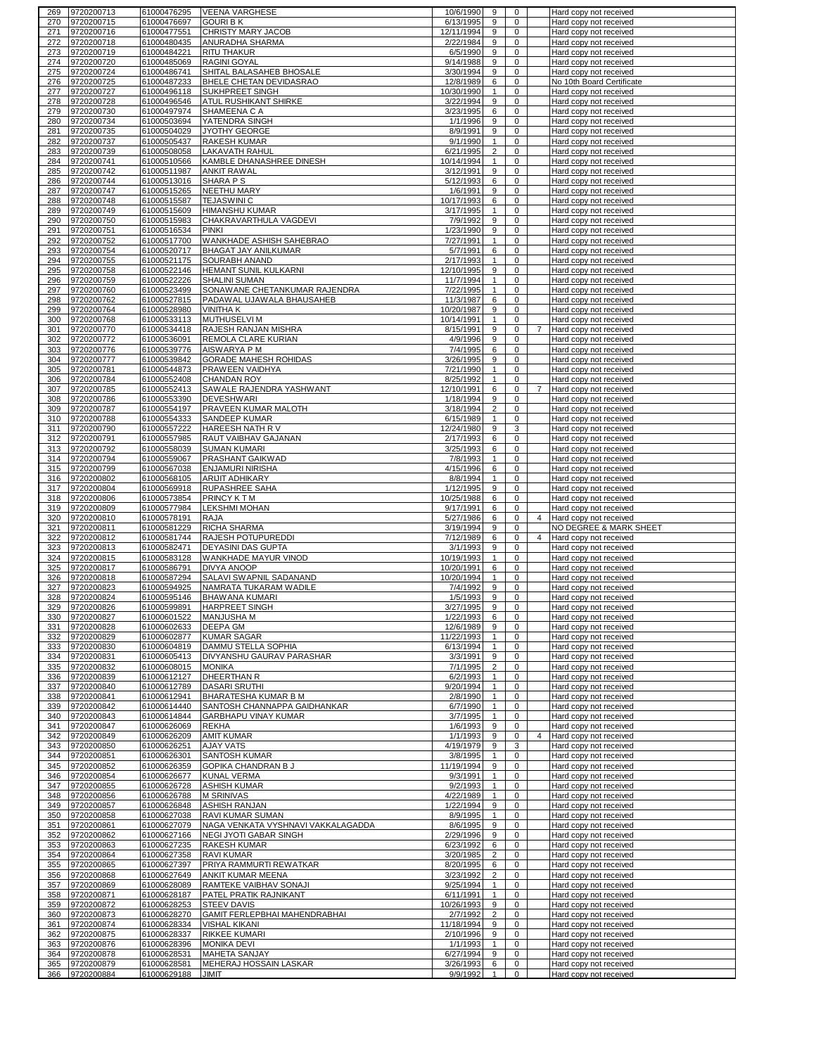| | | | | | | | | |
|---|---|---|---|---|---|---|---|---|
| 269 | 9720200713 | 61000476295 | VEENA VARGHESE | 10/6/1990 | 9 | 0 | | Hard copy not received |
| 270 | 9720200715 | 61000476697 | GOURI B K | 6/13/1995 | 9 | 0 | | Hard copy not received |
| 271 | 9720200716 | 61000477551 | CHRISTY MARY JACOB | 12/11/1994 | 9 | 0 | | Hard copy not received |
| 272 | 9720200718 | 61000480435 | ANURADHA SHARMA | 2/22/1984 | 9 | 0 | | Hard copy not received |
| 273 | 9720200719 | 61000484221 | RITU THAKUR | 6/5/1990 | 9 | 0 | | Hard copy not received |
| 274 | 9720200720 | 61000485069 | RAGINI GOYAL | 9/14/1988 | 9 | 0 | | Hard copy not received |
| 275 | 9720200724 | 61000486741 | SHITAL BALASAHEB BHOSALE | 3/30/1994 | 9 | 0 | | Hard copy not received |
| 276 | 9720200725 | 61000487233 | BHELE CHETAN DEVIDASRAO | 12/8/1989 | 6 | 0 | | No 10th Board Certificate |
| 277 | 9720200727 | 61000496118 | SUKHPREET SINGH | 10/30/1990 | 1 | 0 | | Hard copy not received |
| 278 | 9720200728 | 61000496546 | ATUL RUSHIKANT SHIRKE | 3/22/1994 | 9 | 0 | | Hard copy not received |
| 279 | 9720200730 | 61000497974 | SHAMEENA C A | 3/23/1995 | 6 | 0 | | Hard copy not received |
| 280 | 9720200734 | 61000503694 | YATENDRA SINGH | 1/1/1996 | 9 | 0 | | Hard copy not received |
| 281 | 9720200735 | 61000504029 | JYOTHY GEORGE | 8/9/1991 | 9 | 0 | | Hard copy not received |
| 282 | 9720200737 | 61000505437 | RAKESH KUMAR | 9/1/1990 | 1 | 0 | | Hard copy not received |
| 283 | 9720200739 | 61000508058 | LAKAVATH RAHUL | 6/21/1995 | 2 | 0 | | Hard copy not received |
| 284 | 9720200741 | 61000510566 | KAMBLE DHANASHREE DINESH | 10/14/1994 | 1 | 0 | | Hard copy not received |
| 285 | 9720200742 | 61000511987 | ANKIT RAWAL | 3/12/1991 | 9 | 0 | | Hard copy not received |
| 286 | 9720200744 | 61000513016 | SHARA P S | 5/12/1993 | 6 | 0 | | Hard copy not received |
| 287 | 9720200747 | 61000515265 | NEETHU MARY | 1/6/1991 | 9 | 0 | | Hard copy not received |
| 288 | 9720200748 | 61000515587 | TEJASWINI C | 10/17/1993 | 6 | 0 | | Hard copy not received |
| 289 | 9720200749 | 61000515609 | HIMANSHU KUMAR | 3/17/1995 | 1 | 0 | | Hard copy not received |
| 290 | 9720200750 | 61000515983 | CHAKRAVARTHULA VAGDEVI | 7/9/1992 | 9 | 0 | | Hard copy not received |
| 291 | 9720200751 | 61000516534 | PINKI | 1/23/1990 | 9 | 0 | | Hard copy not received |
| 292 | 9720200752 | 61000517700 | WANKHADE ASHISH SAHEBRAO | 7/27/1991 | 1 | 0 | | Hard copy not received |
| 293 | 9720200754 | 61000520717 | BHAGAT JAY ANILKUMAR | 5/7/1991 | 6 | 0 | | Hard copy not received |
| 294 | 9720200755 | 61000521175 | SOURABH ANAND | 2/17/1993 | 1 | 0 | | Hard copy not received |
| 295 | 9720200758 | 61000522146 | HEMANT SUNIL KULKARNI | 12/10/1995 | 9 | 0 | | Hard copy not received |
| 296 | 9720200759 | 61000522226 | SHALINI SUMAN | 11/7/1994 | 1 | 0 | | Hard copy not received |
| 297 | 9720200760 | 61000523499 | SONAWANE CHETANKUMAR RAJENDRA | 7/22/1995 | 1 | 0 | | Hard copy not received |
| 298 | 9720200762 | 61000527815 | PADAWAL UJAWALA BHAUSAHEB | 11/3/1987 | 6 | 0 | | Hard copy not received |
| 299 | 9720200764 | 61000528980 | VINITHA K | 10/20/1987 | 9 | 0 | | Hard copy not received |
| 300 | 9720200768 | 61000533113 | MUTHUSELVI M | 10/14/1991 | 1 | 0 | | Hard copy not received |
| 301 | 9720200770 | 61000534418 | RAJESH RANJAN MISHRA | 8/15/1991 | 9 | 0 | 7 | Hard copy not received |
| 302 | 9720200772 | 61000536091 | REMOLA CLARE KURIAN | 4/9/1996 | 9 | 0 | | Hard copy not received |
| 303 | 9720200776 | 61000539776 | AISWARYA P M | 7/4/1995 | 6 | 0 | | Hard copy not received |
| 304 | 9720200777 | 61000539842 | GORADE MAHESH ROHIDAS | 3/26/1995 | 9 | 0 | | Hard copy not received |
| 305 | 9720200781 | 61000544873 | PRAWEEN VAIDHYA | 7/21/1990 | 1 | 0 | | Hard copy not received |
| 306 | 9720200784 | 61000552408 | CHANDAN ROY | 8/25/1992 | 1 | 0 | | Hard copy not received |
| 307 | 9720200785 | 61000552413 | SAWALE RAJENDRA YASHWANT | 12/10/1991 | 6 | 0 | 7 | Hard copy not received |
| 308 | 9720200786 | 61000553390 | DEVESHWARI | 1/18/1994 | 9 | 0 | | Hard copy not received |
| 309 | 9720200787 | 61000554197 | PRAVEEN KUMAR MALOTH | 3/18/1994 | 2 | 0 | | Hard copy not received |
| 310 | 9720200788 | 61000554333 | SANDEEP KUMAR | 6/15/1989 | 1 | 0 | | Hard copy not received |
| 311 | 9720200790 | 61000557222 | HAREESH NATH R V | 12/24/1980 | 9 | 3 | | Hard copy not received |
| 312 | 9720200791 | 61000557985 | RAUT VAIBHAV GAJANAN | 2/17/1993 | 6 | 0 | | Hard copy not received |
| 313 | 9720200792 | 61000558039 | SUMAN KUMARI | 3/25/1993 | 6 | 0 | | Hard copy not received |
| 314 | 9720200794 | 61000559067 | PRASHANT GAIKWAD | 7/8/1993 | 1 | 0 | | Hard copy not received |
| 315 | 9720200799 | 61000567038 | ENJAMURI NIRISHA | 4/15/1996 | 6 | 0 | | Hard copy not received |
| 316 | 9720200802 | 61000568105 | ARIJIT ADHIKARY | 8/8/1994 | 1 | 0 | | Hard copy not received |
| 317 | 9720200804 | 61000569918 | RUPASHREE SAHA | 1/12/1995 | 9 | 0 | | Hard copy not received |
| 318 | 9720200806 | 61000573854 | PRINCY K T M | 10/25/1988 | 6 | 0 | | Hard copy not received |
| 319 | 9720200809 | 61000577984 | LEKSHMI MOHAN | 9/17/1991 | 6 | 0 | | Hard copy not received |
| 320 | 9720200810 | 61000578191 | RAJA | 5/27/1986 | 6 | 0 | 4 | Hard copy not received |
| 321 | 9720200811 | 61000581229 | RICHA SHARMA | 3/19/1994 | 9 | 0 | | NO DEGREE & MARK SHEET |
| 322 | 9720200812 | 61000581744 | RAJESH POTUPUREDDI | 7/12/1989 | 6 | 0 | 4 | Hard copy not received |
| 323 | 9720200813 | 61000582471 | DEYASINI DAS GUPTA | 3/1/1993 | 9 | 0 | | Hard copy not received |
| 324 | 9720200815 | 61000583128 | WANKHADE MAYUR VINOD | 10/19/1993 | 1 | 0 | | Hard copy not received |
| 325 | 9720200817 | 61000586791 | DIVYA ANOOP | 10/20/1991 | 6 | 0 | | Hard copy not received |
| 326 | 9720200818 | 61000587294 | SALAVI SWAPNIL SADANAND | 10/20/1994 | 1 | 0 | | Hard copy not received |
| 327 | 9720200823 | 61000594925 | NAMRATA TUKARAM WADILE | 7/4/1992 | 9 | 0 | | Hard copy not received |
| 328 | 9720200824 | 61000595146 | BHAWANA KUMARI | 1/5/1993 | 9 | 0 | | Hard copy not received |
| 329 | 9720200826 | 61000599891 | HARPREET SINGH | 3/27/1995 | 9 | 0 | | Hard copy not received |
| 330 | 9720200827 | 61000601522 | MANJUSHA M | 1/22/1993 | 6 | 0 | | Hard copy not received |
| 331 | 9720200828 | 61000602633 | DEEPA GM | 12/6/1989 | 9 | 0 | | Hard copy not received |
| 332 | 9720200829 | 61000602877 | KUMAR SAGAR | 11/22/1993 | 1 | 0 | | Hard copy not received |
| 333 | 9720200830 | 61000604819 | DAMMU STELLA SOPHIA | 6/13/1994 | 1 | 0 | | Hard copy not received |
| 334 | 9720200831 | 61000605413 | DIVYANSHU GAURAV PARASHAR | 3/3/1991 | 9 | 0 | | Hard copy not received |
| 335 | 9720200832 | 61000608015 | MONIKA | 7/1/1995 | 2 | 0 | | Hard copy not received |
| 336 | 9720200839 | 61000612127 | DHEERTHAN R | 6/2/1993 | 1 | 0 | | Hard copy not received |
| 337 | 9720200840 | 61000612789 | DASARI SRUTHI | 9/20/1994 | 1 | 0 | | Hard copy not received |
| 338 | 9720200841 | 61000612941 | BHARATESHA KUMAR B M | 2/8/1990 | 1 | 0 | | Hard copy not received |
| 339 | 9720200842 | 61000614440 | SANTOSH CHANNAPPA GAIDHANKAR | 6/7/1990 | 1 | 0 | | Hard copy not received |
| 340 | 9720200843 | 61000614844 | GARBHAPU VINAY KUMAR | 3/7/1995 | 1 | 0 | | Hard copy not received |
| 341 | 9720200847 | 61000626069 | REKHA | 1/6/1993 | 9 | 0 | | Hard copy not received |
| 342 | 9720200849 | 61000626209 | AMIT KUMAR | 1/1/1993 | 9 | 0 | 4 | Hard copy not received |
| 343 | 9720200850 | 61000626251 | AJAY VATS | 4/19/1979 | 9 | 3 | | Hard copy not received |
| 344 | 9720200851 | 61000626301 | SANTOSH KUMAR | 3/8/1995 | 1 | 0 | | Hard copy not received |
| 345 | 9720200852 | 61000626359 | GOPIKA CHANDRAN B J | 11/19/1994 | 9 | 0 | | Hard copy not received |
| 346 | 9720200854 | 61000626677 | KUNAL VERMA | 9/3/1991 | 1 | 0 | | Hard copy not received |
| 347 | 9720200855 | 61000626728 | ASHISH KUMAR | 9/2/1993 | 1 | 0 | | Hard copy not received |
| 348 | 9720200856 | 61000626788 | M SRINIVAS | 4/22/1989 | 1 | 0 | | Hard copy not received |
| 349 | 9720200857 | 61000626848 | ASHISH RANJAN | 1/22/1994 | 9 | 0 | | Hard copy not received |
| 350 | 9720200858 | 61000627038 | RAVI KUMAR SUMAN | 8/9/1995 | 1 | 0 | | Hard copy not received |
| 351 | 9720200861 | 61000627079 | NAGA VENKATA VYSHNAVI VAKKALAGADDA | 8/6/1995 | 9 | 0 | | Hard copy not received |
| 352 | 9720200862 | 61000627166 | NEGI JYOTI GABAR SINGH | 2/29/1996 | 9 | 0 | | Hard copy not received |
| 353 | 9720200863 | 61000627235 | RAKESH KUMAR | 6/23/1992 | 6 | 0 | | Hard copy not received |
| 354 | 9720200864 | 61000627358 | RAVI KUMAR | 3/20/1985 | 2 | 0 | | Hard copy not received |
| 355 | 9720200865 | 61000627397 | PRIYA RAMMURTI REWATKAR | 8/20/1995 | 6 | 0 | | Hard copy not received |
| 356 | 9720200868 | 61000627649 | ANKIT KUMAR MEENA | 3/23/1992 | 2 | 0 | | Hard copy not received |
| 357 | 9720200869 | 61000628089 | RAMTEKE VAIBHAV SONAJI | 9/25/1994 | 1 | 0 | | Hard copy not received |
| 358 | 9720200871 | 61000628187 | PATEL PRATIK RAJNIKANT | 6/11/1991 | 1 | 0 | | Hard copy not received |
| 359 | 9720200872 | 61000628253 | STEEV DAVIS | 10/26/1993 | 9 | 0 | | Hard copy not received |
| 360 | 9720200873 | 61000628270 | GAMIT FERLEPBHAI MAHENDRABHAI | 2/7/1992 | 2 | 0 | | Hard copy not received |
| 361 | 9720200874 | 61000628334 | VISHAL KIKANI | 11/18/1994 | 9 | 0 | | Hard copy not received |
| 362 | 9720200875 | 61000628337 | RIKKEE KUMARI | 2/10/1996 | 9 | 0 | | Hard copy not received |
| 363 | 9720200876 | 61000628396 | MONIKA DEVI | 1/1/1993 | 1 | 0 | | Hard copy not received |
| 364 | 9720200878 | 61000628531 | MAHETA SANJAY | 6/27/1994 | 9 | 0 | | Hard copy not received |
| 365 | 9720200879 | 61000628581 | MEHERAJ HOSSAIN LASKAR | 3/26/1993 | 6 | 0 | | Hard copy not received |
| 366 | 9720200884 | 61000629188 | JIMIT | 9/9/1992 | 1 | 0 | | Hard copy not received |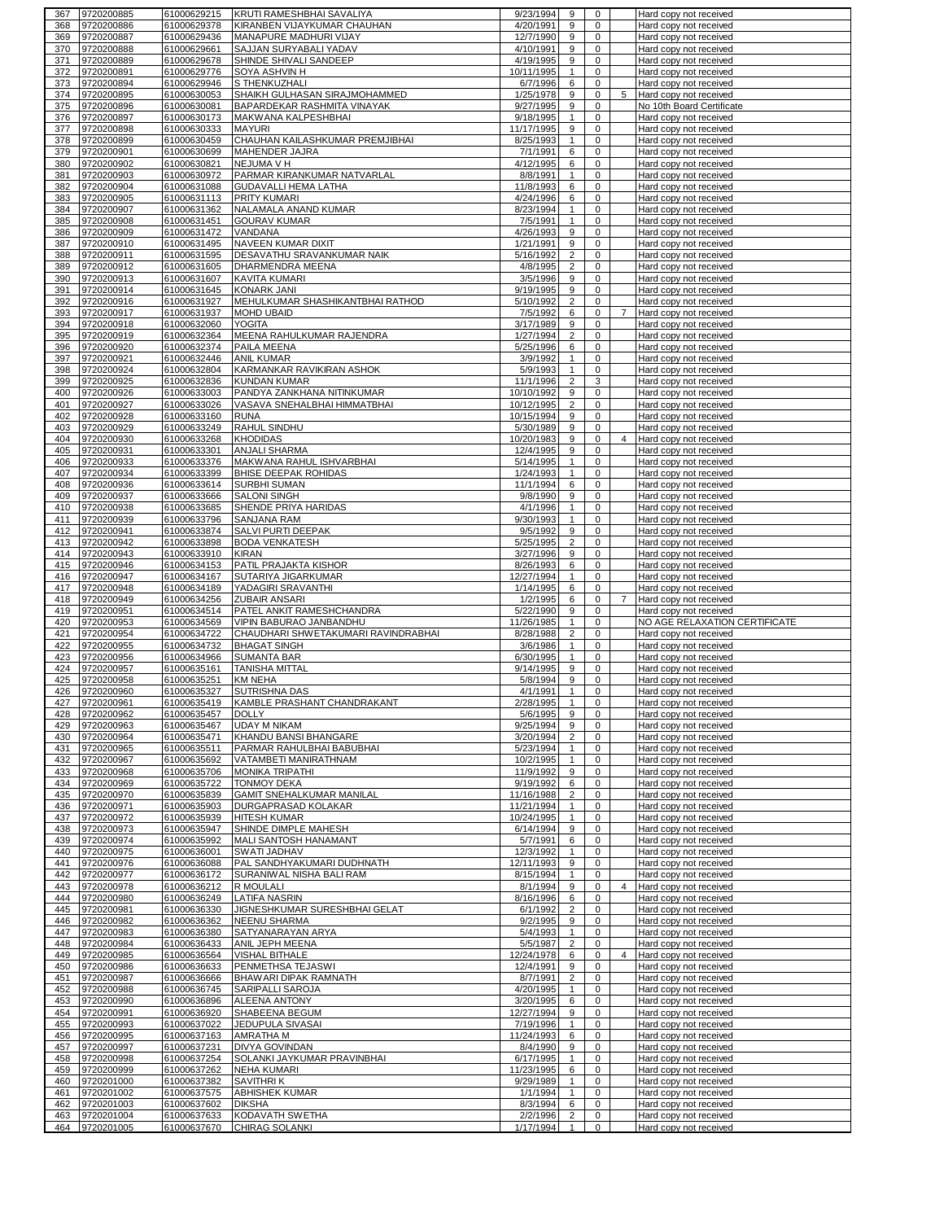| | | | | | | | | |
|---|---|---|---|---|---|---|---|---|
| 367 | 9720200885 | 61000629215 | KRUTI RAMESHBHAI SAVALIYA | 9/23/1994 | 9 | 0 | | Hard copy not received |
| 368 | 9720200886 | 61000629378 | KIRANBEN VIJAYKUMAR CHAUHAN | 4/20/1991 | 9 | 0 | | Hard copy not received |
| 369 | 9720200887 | 61000629436 | MANAPURE MADHURI VIJAY | 12/7/1990 | 9 | 0 | | Hard copy not received |
| 370 | 9720200888 | 61000629661 | SAJJAN SURYABALI YADAV | 4/10/1991 | 9 | 0 | | Hard copy not received |
| 371 | 9720200889 | 61000629678 | SHINDE SHIVALI SANDEEP | 4/19/1995 | 9 | 0 | | Hard copy not received |
| 372 | 9720200891 | 61000629776 | SOYA ASHVIN H | 10/11/1995 | 1 | 0 | | Hard copy not received |
| 373 | 9720200894 | 61000629946 | S THENKUZHALI | 6/7/1996 | 6 | 0 | | Hard copy not received |
| 374 | 9720200895 | 61000630053 | SHAIKH GULHASAN SIRAJMOHAMMED | 1/25/1978 | 9 | 0 | 5 | Hard copy not received |
| 375 | 9720200896 | 61000630081 | BAPARDEKAR RASHMITA VINAYAK | 9/27/1995 | 9 | 0 | | No 10th Board Certificate |
| 376 | 9720200897 | 61000630173 | MAKWANA KALPESHBHAI | 9/18/1995 | 1 | 0 | | Hard copy not received |
| 377 | 9720200898 | 61000630333 | MAYURI | 11/17/1995 | 9 | 0 | | Hard copy not received |
| 378 | 9720200899 | 61000630459 | CHAUHAN KAILASHKUMAR PREMJIBHAI | 8/25/1993 | 1 | 0 | | Hard copy not received |
| 379 | 9720200901 | 61000630699 | MAHENDER JAJRA | 7/1/1991 | 6 | 0 | | Hard copy not received |
| 380 | 9720200902 | 61000630821 | NEJUMA V H | 4/12/1995 | 6 | 0 | | Hard copy not received |
| 381 | 9720200903 | 61000630972 | PARMAR KIRANKUMAR NATVARLAL | 8/8/1991 | 1 | 0 | | Hard copy not received |
| 382 | 9720200904 | 61000631088 | GUDAVALLI HEMA LATHA | 11/8/1993 | 6 | 0 | | Hard copy not received |
| 383 | 9720200905 | 61000631113 | PRITY KUMARI | 4/24/1996 | 6 | 0 | | Hard copy not received |
| 384 | 9720200907 | 61000631362 | NALAMALA ANAND KUMAR | 8/23/1994 | 1 | 0 | | Hard copy not received |
| 385 | 9720200908 | 61000631451 | GOURAV KUMAR | 7/5/1991 | 1 | 0 | | Hard copy not received |
| 386 | 9720200909 | 61000631472 | VANDANA | 4/26/1993 | 9 | 0 | | Hard copy not received |
| 387 | 9720200910 | 61000631495 | NAVEEN KUMAR DIXIT | 1/21/1991 | 9 | 0 | | Hard copy not received |
| 388 | 9720200911 | 61000631595 | DESAVATHU SRAVANKUMAR NAIK | 5/16/1992 | 2 | 0 | | Hard copy not received |
| 389 | 9720200912 | 61000631605 | DHARMENDRA MEENA | 4/8/1995 | 2 | 0 | | Hard copy not received |
| 390 | 9720200913 | 61000631607 | KAVITA KUMARI | 3/5/1996 | 9 | 0 | | Hard copy not received |
| 391 | 9720200914 | 61000631645 | KONARK JANI | 9/19/1995 | 9 | 0 | | Hard copy not received |
| 392 | 9720200916 | 61000631927 | MEHULKUMAR SHASHIKANTBHAI RATHOD | 5/10/1992 | 2 | 0 | | Hard copy not received |
| 393 | 9720200917 | 61000631937 | MOHD UBAID | 7/5/1992 | 6 | 0 | 7 | Hard copy not received |
| 394 | 9720200918 | 61000632060 | YOGITA | 3/17/1989 | 9 | 0 | | Hard copy not received |
| 395 | 9720200919 | 61000632364 | MEENA RAHULKUMAR RAJENDRA | 1/27/1994 | 2 | 0 | | Hard copy not received |
| 396 | 9720200920 | 61000632374 | PAILA MEENA | 5/25/1996 | 6 | 0 | | Hard copy not received |
| 397 | 9720200921 | 61000632446 | ANIL KUMAR | 3/9/1992 | 1 | 0 | | Hard copy not received |
| 398 | 9720200924 | 61000632804 | KARMANKAR RAVIKIRAN ASHOK | 5/9/1993 | 1 | 0 | | Hard copy not received |
| 399 | 9720200925 | 61000632836 | KUNDAN KUMAR | 11/1/1996 | 2 | 3 | | Hard copy not received |
| 400 | 9720200926 | 61000633003 | PANDYA ZANKHANA NITINKUMAR | 10/10/1992 | 9 | 0 | | Hard copy not received |
| 401 | 9720200927 | 61000633026 | VASAVA SNEHALBHAI HIMMATBHAI | 10/12/1995 | 2 | 0 | | Hard copy not received |
| 402 | 9720200928 | 61000633160 | RUNA | 10/15/1994 | 9 | 0 | | Hard copy not received |
| 403 | 9720200929 | 61000633249 | RAHUL SINDHU | 5/30/1989 | 9 | 0 | | Hard copy not received |
| 404 | 9720200930 | 61000633268 | KHODIDAS | 10/20/1983 | 9 | 0 | 4 | Hard copy not received |
| 405 | 9720200931 | 61000633301 | ANJALI SHARMA | 12/4/1995 | 9 | 0 | | Hard copy not received |
| 406 | 9720200933 | 61000633376 | MAKWANA RAHUL ISHVARBHAI | 5/14/1995 | 1 | 0 | | Hard copy not received |
| 407 | 9720200934 | 61000633399 | BHISE DEEPAK ROHIDAS | 1/24/1993 | 1 | 0 | | Hard copy not received |
| 408 | 9720200936 | 61000633614 | SURBHI SUMAN | 11/1/1994 | 6 | 0 | | Hard copy not received |
| 409 | 9720200937 | 61000633666 | SALONI SINGH | 9/8/1990 | 9 | 0 | | Hard copy not received |
| 410 | 9720200938 | 61000633685 | SHENDE PRIYA HARIDAS | 4/1/1996 | 1 | 0 | | Hard copy not received |
| 411 | 9720200939 | 61000633796 | SANJANA RAM | 9/30/1993 | 1 | 0 | | Hard copy not received |
| 412 | 9720200941 | 61000633874 | SALVI PURTI DEEPAK | 9/5/1992 | 9 | 0 | | Hard copy not received |
| 413 | 9720200942 | 61000633898 | BODA VENKATESH | 5/25/1995 | 2 | 0 | | Hard copy not received |
| 414 | 9720200943 | 61000633910 | KIRAN | 3/27/1996 | 9 | 0 | | Hard copy not received |
| 415 | 9720200946 | 61000634153 | PATIL PRAJAKTA KISHOR | 8/26/1993 | 6 | 0 | | Hard copy not received |
| 416 | 9720200947 | 61000634167 | SUTARIYA JIGARKUMAR | 12/27/1994 | 1 | 0 | | Hard copy not received |
| 417 | 9720200948 | 61000634189 | YADAGIRI SRAVANTHI | 1/14/1995 | 6 | 0 | | Hard copy not received |
| 418 | 9720200949 | 61000634256 | ZUBAIR ANSARI | 1/2/1995 | 6 | 0 | 7 | Hard copy not received |
| 419 | 9720200951 | 61000634514 | PATEL ANKIT RAMESHCHANDRA | 5/22/1990 | 9 | 0 | | Hard copy not received |
| 420 | 9720200953 | 61000634569 | VIPIN BABURAO JANBANDHU | 11/26/1985 | 1 | 0 | | NO AGE RELAXATION CERTIFICATE |
| 421 | 9720200954 | 61000634722 | CHAUDHARI SHWETAKUMARI RAVINDRABHAI | 8/28/1988 | 2 | 0 | | Hard copy not received |
| 422 | 9720200955 | 61000634732 | BHAGAT SINGH | 3/6/1986 | 1 | 0 | | Hard copy not received |
| 423 | 9720200956 | 61000634966 | SUMANTA BAR | 6/30/1995 | 1 | 0 | | Hard copy not received |
| 424 | 9720200957 | 61000635161 | TANISHA MITTAL | 9/14/1995 | 9 | 0 | | Hard copy not received |
| 425 | 9720200958 | 61000635251 | KM NEHA | 5/8/1994 | 9 | 0 | | Hard copy not received |
| 426 | 9720200960 | 61000635327 | SUTRISHNA DAS | 4/1/1991 | 1 | 0 | | Hard copy not received |
| 427 | 9720200961 | 61000635419 | KAMBLE PRASHANT CHANDRAKANT | 2/28/1995 | 1 | 0 | | Hard copy not received |
| 428 | 9720200962 | 61000635457 | DOLLY | 5/6/1995 | 9 | 0 | | Hard copy not received |
| 429 | 9720200963 | 61000635467 | UDAY M NIKAM | 9/25/1994 | 9 | 0 | | Hard copy not received |
| 430 | 9720200964 | 61000635471 | KHANDU BANSI BHANGARE | 3/20/1994 | 2 | 0 | | Hard copy not received |
| 431 | 9720200965 | 61000635511 | PARMAR RAHULBHAI BABUBHAI | 5/23/1994 | 1 | 0 | | Hard copy not received |
| 432 | 9720200967 | 61000635692 | VATAMBETI MANIRATHNAM | 10/2/1995 | 1 | 0 | | Hard copy not received |
| 433 | 9720200968 | 61000635706 | MONIKA TRIPATHI | 11/9/1992 | 9 | 0 | | Hard copy not received |
| 434 | 9720200969 | 61000635722 | TONMOY DEKA | 9/19/1992 | 6 | 0 | | Hard copy not received |
| 435 | 9720200970 | 61000635839 | GAMIT SNEHALKUMAR MANILAL | 11/16/1988 | 2 | 0 | | Hard copy not received |
| 436 | 9720200971 | 61000635903 | DURGAPRASAD KOLAKAR | 11/21/1994 | 1 | 0 | | Hard copy not received |
| 437 | 9720200972 | 61000635939 | HITESH KUMAR | 10/24/1995 | 1 | 0 | | Hard copy not received |
| 438 | 9720200973 | 61000635947 | SHINDE DIMPLE MAHESH | 6/14/1994 | 9 | 0 | | Hard copy not received |
| 439 | 9720200974 | 61000635992 | MALI SANTOSH HANAMANT | 5/7/1991 | 6 | 0 | | Hard copy not received |
| 440 | 9720200975 | 61000636001 | SWATI JADHAV | 12/3/1992 | 1 | 0 | | Hard copy not received |
| 441 | 9720200976 | 61000636088 | PAL SANDHYAKUMARI DUDHNATH | 12/11/1993 | 9 | 0 | | Hard copy not received |
| 442 | 9720200977 | 61000636172 | SURANIWAL NISHA BALI RAM | 8/15/1994 | 1 | 0 | | Hard copy not received |
| 443 | 9720200978 | 61000636212 | R MOULALI | 8/1/1994 | 9 | 0 | 4 | Hard copy not received |
| 444 | 9720200980 | 61000636249 | LATIFA NASRIN | 8/16/1996 | 6 | 0 | | Hard copy not received |
| 445 | 9720200981 | 61000636330 | JIGNESHKUMAR SURESHBHAI GELAT | 6/1/1992 | 2 | 0 | | Hard copy not received |
| 446 | 9720200982 | 61000636362 | NEENU SHARMA | 9/2/1995 | 9 | 0 | | Hard copy not received |
| 447 | 9720200983 | 61000636380 | SATYANARAYAN ARYA | 5/4/1993 | 1 | 0 | | Hard copy not received |
| 448 | 9720200984 | 61000636433 | ANIL JEPH MEENA | 5/5/1987 | 2 | 0 | | Hard copy not received |
| 449 | 9720200985 | 61000636564 | VISHAL BITHALE | 12/24/1978 | 6 | 0 | 4 | Hard copy not received |
| 450 | 9720200986 | 61000636633 | PENMETHSA TEJASWI | 12/4/1991 | 9 | 0 | | Hard copy not received |
| 451 | 9720200987 | 61000636666 | BHAWARI DIPAK RAMNATH | 8/7/1991 | 2 | 0 | | Hard copy not received |
| 452 | 9720200988 | 61000636745 | SARIPALLI SAROJA | 4/20/1995 | 1 | 0 | | Hard copy not received |
| 453 | 9720200990 | 61000636896 | ALEENA ANTONY | 3/20/1995 | 6 | 0 | | Hard copy not received |
| 454 | 9720200991 | 61000636920 | SHABEENA BEGUM | 12/27/1994 | 9 | 0 | | Hard copy not received |
| 455 | 9720200993 | 61000637022 | JEDUPULA SIVASAI | 7/19/1996 | 1 | 0 | | Hard copy not received |
| 456 | 9720200995 | 61000637163 | AMRATHA M | 11/24/1993 | 6 | 0 | | Hard copy not received |
| 457 | 9720200997 | 61000637231 | DIVYA GOVINDAN | 8/4/1990 | 9 | 0 | | Hard copy not received |
| 458 | 9720200998 | 61000637254 | SOLANKI JAYKUMAR PRAVINBHAI | 6/17/1995 | 1 | 0 | | Hard copy not received |
| 459 | 9720200999 | 61000637262 | NEHA KUMARI | 11/23/1995 | 6 | 0 | | Hard copy not received |
| 460 | 9720201000 | 61000637382 | SAVITHRI K | 9/29/1989 | 1 | 0 | | Hard copy not received |
| 461 | 9720201002 | 61000637575 | ABHISHEK KUMAR | 1/1/1994 | 1 | 0 | | Hard copy not received |
| 462 | 9720201003 | 61000637602 | DIKSHA | 8/3/1994 | 6 | 0 | | Hard copy not received |
| 463 | 9720201004 | 61000637633 | KODAVATH SWETHA | 2/2/1996 | 2 | 0 | | Hard copy not received |
| 464 | 9720201005 | 61000637670 | CHIRAG SOLANKI | 1/17/1994 | 1 | 0 | | Hard copy not received |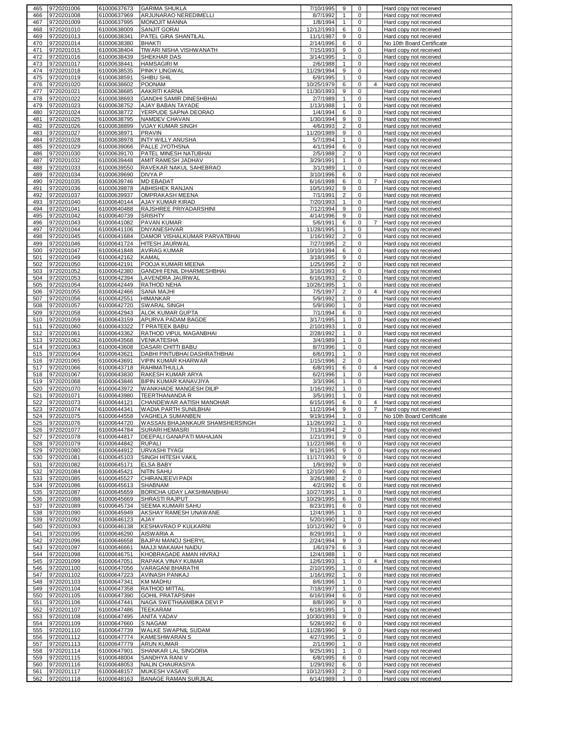| 465 | 9720201006 | 61000637673 | GARIMA SHUKLA | 7/10/1995 | 9 | 0 | | Hard copy not received |
|---|---|---|---|---|---|---|---|---|
| 466 | 9720201008 | 61000637969 | ARJUNARAO NEREDIMELLI | 8/7/1992 | 1 | 0 | | Hard copy not received |
| 467 | 9720201009 | 61000637995 | MONOJIT MANNA | 1/8/1994 | 1 | 0 | | Hard copy not received |
| 468 | 9720201010 | 61000638009 | SANJIT GORAI | 12/12/1993 | 6 | 0 | | Hard copy not received |
| 469 | 9720201013 | 61000638341 | PATEL GIRA SHANTILAL | 11/1/1987 | 9 | 0 | | Hard copy not received |
| 470 | 9720201014 | 61000638380 | BHAKTI | 2/14/1996 | 6 | 0 | | No 10th Board Certificate |
| 471 | 9720201015 | 61000638404 | TIWARI NISHA VISHWANATH | 7/15/1993 | 9 | 0 | | Hard copy not received |
| 472 | 9720201016 | 61000638439 | SHEKHAR DAS | 3/14/1995 | 1 | 0 | | Hard copy not received |
| 473 | 9720201017 | 61000638441 | HAMSAGIRI M | 2/6/1988 | 1 | 0 | | Hard copy not received |
| 474 | 9720201018 | 61000638535 | PINKY LINGWAL | 11/29/1994 | 9 | 0 | | Hard copy not received |
| 475 | 9720201019 | 61000638591 | SHIBU SHIL | 6/9/1995 | 1 | 0 | | Hard copy not received |
| 476 | 9720201020 | 61000638602 | POONAM | 10/25/1979 | 6 | 0 | 4 | Hard copy not received |
| 477 | 9720201021 | 61000638685 | AAKRITI KARNA | 11/30/1993 | 9 | 0 | | Hard copy not received |
| 478 | 9720201022 | 61000638693 | GANDHI SAMIR DINESHBHAI | 2/7/1989 | 1 | 0 | | Hard copy not received |
| 479 | 9720201023 | 61000638752 | AJAY BABAN TAYADE | 1/13/1988 | 1 | 0 | | Hard copy not received |
| 480 | 9720201024 | 61000638772 | YERPUDE SAPNA DEORAO | 1/4/1994 | 6 | 0 | | Hard copy not received |
| 481 | 9720201025 | 61000638795 | NAMDEV CHAVAN | 1/30/1994 | 9 | 0 | | Hard copy not received |
| 482 | 9720201026 | 61000638899 | VIJAY KUMAR SINGH | 4/6/1993 | 2 | 0 | | Hard copy not received |
| 483 | 9720201027 | 61000638971 | PRAVIN | 11/20/1989 | 9 | 0 | | Hard copy not received |
| 484 | 9720201028 | 61000638978 | INTY WILLY ANUSHA | 5/7/1994 | 1 | 0 | | Hard copy not received |
| 485 | 9720201029 | 61000639066 | PALLE JYOTHSNA | 4/1/1994 | 6 | 0 | | Hard copy not received |
| 486 | 9720201030 | 61000639170 | PATEL MINESH NATUBHAI | 2/5/1988 | 2 | 0 | | Hard copy not received |
| 487 | 9720201032 | 61000639448 | AMIT RAMESH JADHAV | 3/29/1991 | 1 | 0 | | Hard copy not received |
| 488 | 9720201033 | 61000639550 | RAVEKAR NAKUL SAHEBRAO | 3/1/1989 | 1 | 0 | | Hard copy not received |
| 489 | 9720201034 | 61000639690 | DIVYA P | 3/10/1996 | 6 | 0 | | Hard copy not received |
| 490 | 9720201035 | 61000639746 | MD EBADAT | 6/16/1998 | 6 | 0 | 7 | Hard copy not received |
| 491 | 9720201036 | 61000639878 | ABHISHEK RANJAN | 10/5/1992 | 9 | 0 | | Hard copy not received |
| 492 | 9720201037 | 61000639937 | OMPRAKASH MEENA | 7/1/1991 | 2 | 0 | | Hard copy not received |
| 493 | 9720201040 | 61000640144 | AJAY KUMAR KIRAD | 7/20/1993 | 1 | 0 | | Hard copy not received |
| 494 | 9720201041 | 61000640488 | RAJSHREE PRIYADARSHINI | 7/12/1994 | 9 | 0 | | Hard copy not received |
| 495 | 9720201042 | 61000640739 | SRISHTY | 4/14/1996 | 9 | 0 | | Hard copy not received |
| 496 | 9720201043 | 61000641082 | PAVAN KUMAR | 5/6/1991 | 6 | 0 | 7 | Hard copy not received |
| 497 | 9720201044 | 61000641106 | DNYANESHVAR | 11/28/1995 | 1 | 0 | | Hard copy not received |
| 498 | 9720201045 | 61000641684 | DAMOR VISHALKUMAR PARVATBHAI | 1/16/1992 | 2 | 0 | | Hard copy not received |
| 499 | 9720201046 | 61000641724 | HITESH JAURWAL | 7/27/1995 | 2 | 0 | | Hard copy not received |
| 500 | 9720201047 | 61000641848 | AVIRAG KUMAR | 10/10/1994 | 6 | 0 | | Hard copy not received |
| 501 | 9720201049 | 61000642162 | KAMAL | 3/18/1995 | 9 | 0 | | Hard copy not received |
| 502 | 9720201050 | 61000642191 | POOJA KUMARI MEENA | 1/25/1995 | 2 | 0 | | Hard copy not received |
| 503 | 9720201052 | 61000642380 | GANDHI FENIL DHARMESHBHAI | 3/16/1993 | 6 | 0 | | Hard copy not received |
| 504 | 9720201053 | 61000642394 | LAVENDRA JAURWAL | 6/16/1993 | 2 | 0 | | Hard copy not received |
| 505 | 9720201054 | 61000642449 | RATHOD NEHA | 10/26/1995 | 1 | 0 | | Hard copy not received |
| 506 | 9720201055 | 61000642466 | SANA MAJHI | 7/5/1997 | 2 | 0 | 4 | Hard copy not received |
| 507 | 9720201056 | 61000642551 | HIMANKAR | 5/9/1992 | 1 | 0 | | Hard copy not received |
| 508 | 9720201057 | 61000642720 | SWARAL SINGH | 5/9/1990 | 1 | 0 | | Hard copy not received |
| 509 | 9720201058 | 61000642943 | ALOK KUMAR GUPTA | 7/1/1994 | 6 | 0 | | Hard copy not received |
| 510 | 9720201059 | 61000643159 | APURVA PADAM BAGDE | 3/17/1995 | 1 | 0 | | Hard copy not received |
| 511 | 9720201060 | 61000643322 | T PRATEEK BABU | 2/10/1993 | 1 | 0 | | Hard copy not received |
| 512 | 9720201061 | 61000643362 | RATHOD VIPUL MAGANBHAI | 2/28/1992 | 1 | 0 | | Hard copy not received |
| 513 | 9720201062 | 61000643568 | VENKATESHA | 3/4/1989 | 1 | 0 | | Hard copy not received |
| 514 | 9720201063 | 61000643608 | DASARI CHITTI BABU | 8/7/1996 | 1 | 0 | | Hard copy not received |
| 515 | 9720201064 | 61000643621 | DABHI PINTUBHAI DASHRATHBHAI | 6/6/1991 | 1 | 0 | | Hard copy not received |
| 516 | 9720201065 | 61000643691 | VIPIN KUMAR KHARWAR | 1/15/1996 | 2 | 0 | | Hard copy not received |
| 517 | 9720201066 | 61000643718 | RAHIMATHULLA | 6/8/1991 | 6 | 0 | 4 | Hard copy not received |
| 518 | 9720201067 | 61000643830 | RAKESH KUMAR ARYA | 6/2/1996 | 1 | 0 | | Hard copy not received |
| 519 | 9720201068 | 61000643846 | BIPIN KUMAR KANAVJIYA | 3/3/1996 | 1 | 0 | | Hard copy not received |
| 520 | 9720201070 | 61000643972 | WANKHADE MANGESH DILIP | 1/16/1992 | 1 | 0 | | Hard copy not received |
| 521 | 9720201071 | 61000643980 | TEERTHANANDA R | 3/5/1991 | 1 | 0 | | Hard copy not received |
| 522 | 9720201073 | 61000644121 | CHANDEWAR AATISH MANOHAR | 6/15/1995 | 6 | 0 | 4 | Hard copy not received |
| 523 | 9720201074 | 61000644341 | WADIA PARTH SUNILBHAI | 11/2/1994 | 9 | 0 | 7 | Hard copy not received |
| 524 | 9720201075 | 61000644558 | VAGHELA SUMANBEN | 9/19/1994 | 1 | 0 | | No 10th Board Certificate |
| 525 | 9720201076 | 61000644720 | WASSAN BHAJANKAUR SHAMSHERSINGH | 11/26/1992 | 1 | 0 | | Hard copy not received |
| 526 | 9720201077 | 61000644784 | SURARI HEMASRI | 7/13/1994 | 2 | 0 | | Hard copy not received |
| 527 | 9720201078 | 61000644817 | DEEPALI GANAPATI MAHAJAN | 1/21/1991 | 9 | 0 | | Hard copy not received |
| 528 | 9720201079 | 61000644842 | RUPALI | 11/22/1986 | 6 | 0 | | Hard copy not received |
| 529 | 9720201080 | 61000644912 | URVASHI TYAGI | 9/12/1995 | 9 | 0 | | Hard copy not received |
| 530 | 9720201081 | 61000645103 | SINGH HITESH VAKIL | 11/17/1993 | 9 | 0 | | Hard copy not received |
| 531 | 9720201082 | 61000645171 | ELSA BABY | 1/9/1992 | 9 | 0 | | Hard copy not received |
| 532 | 9720201084 | 61000645421 | NITIN SAHU | 12/10/1990 | 6 | 0 | | Hard copy not received |
| 533 | 9720201085 | 61000645527 | CHIRANJEEVI PADI | 3/26/1988 | 2 | 0 | | Hard copy not received |
| 534 | 9720201086 | 61000645613 | SHABNAM | 4/2/1992 | 6 | 0 | | Hard copy not received |
| 535 | 9720201087 | 61000645659 | BORICHA UDAY LAKSHMANBHAI | 10/27/1991 | 1 | 0 | | Hard copy not received |
| 536 | 9720201088 | 61000645669 | SHRASTI RAJPUT | 10/29/1995 | 6 | 0 | | Hard copy not received |
| 537 | 9720201089 | 61000645734 | SEEMA KUMARI SAHU | 8/23/1991 | 6 | 0 | | Hard copy not received |
| 538 | 9720201090 | 61000645949 | AKSHAY RAMESH UNAWANE | 12/4/1995 | 1 | 0 | | Hard copy not received |
| 539 | 9720201092 | 61000646123 | AJAY | 5/20/1990 | 1 | 0 | | Hard copy not received |
| 540 | 9720201093 | 61000646138 | KESHAVRAO P KULKARNI | 10/12/1992 | 9 | 0 | | Hard copy not received |
| 541 | 9720201095 | 61000646290 | AISWARIA A | 8/29/1991 | 1 | 0 | | Hard copy not received |
| 542 | 9720201096 | 61000646658 | BAJPAI MANOJ SHERYL | 2/24/1994 | 9 | 0 | | Hard copy not received |
| 543 | 9720201097 | 61000646661 | MAJJI MAKAIAH NAIDU | 1/6/1979 | 6 | 3 | | Hard copy not received |
| 544 | 9720201098 | 61000646751 | KHOBRAGADE AMAN HIVRAJ | 12/4/1988 | 1 | 0 | | Hard copy not received |
| 545 | 9720201099 | 61000647051 | RAPAKA VINAY KUMAR | 12/6/1993 | 1 | 0 | 4 | Hard copy not received |
| 546 | 9720201100 | 61000647056 | VARAGANI BHARATHI | 2/10/1995 | 1 | 0 | | Hard copy not received |
| 547 | 9720201102 | 61000647223 | AVINASH PANKAJ | 1/16/1992 | 1 | 0 | | Hard copy not received |
| 548 | 9720201103 | 61000647341 | KM MADHU | 8/6/1996 | 1 | 0 | | Hard copy not received |
| 549 | 9720201104 | 61000647358 | RATHOD MITTAL | 7/18/1997 | 1 | 0 | | Hard copy not received |
| 550 | 9720201105 | 61000647390 | GOHIL PRATAPSINH | 6/16/1994 | 6 | 0 | | Hard copy not received |
| 551 | 9720201106 | 61000647441 | NAGA SWETHAAMBIKA DEVI P | 8/8/1990 | 9 | 0 | | Hard copy not received |
| 552 | 9720201107 | 61000647486 | TEEKARAM | 6/18/1995 | 1 | 0 | | Hard copy not received |
| 553 | 9720201108 | 61000647495 | ANITA YADAV | 10/30/1993 | 9 | 0 | | Hard copy not received |
| 554 | 9720201109 | 61000647660 | S NAGAM | 5/28/1992 | 6 | 0 | | Hard copy not received |
| 555 | 9720201110 | 61000647739 | WALKE SWAPNIL SUDAM | 11/28/1990 | 9 | 0 | | Hard copy not received |
| 556 | 9720201112 | 61000647774 | KAMESHWARAN S | 4/27/1995 | 1 | 0 | | Hard copy not received |
| 557 | 9720201113 | 61000647779 | ARUN KUMAR | 2/1/1990 | 1 | 0 | | Hard copy not received |
| 558 | 9720201114 | 61000647901 | SHANKAR LAL SINGORIA | 9/25/1991 | 1 | 0 | | Hard copy not received |
| 559 | 9720201115 | 61000648004 | SANDHYA RANI V | 6/8/1995 | 6 | 0 | | Hard copy not received |
| 560 | 9720201116 | 61000648053 | NALIN CHAURASIYA | 1/29/1992 | 6 | 0 | | Hard copy not received |
| 561 | 9720201117 | 61000648157 | MUKESH VASAVE | 10/12/1993 | 2 | 0 | | Hard copy not received |
| 562 | 9720201118 | 61000648163 | BANAGE RAMAN SURJILAL | 6/14/1989 | 1 | 0 | | Hard copy not received |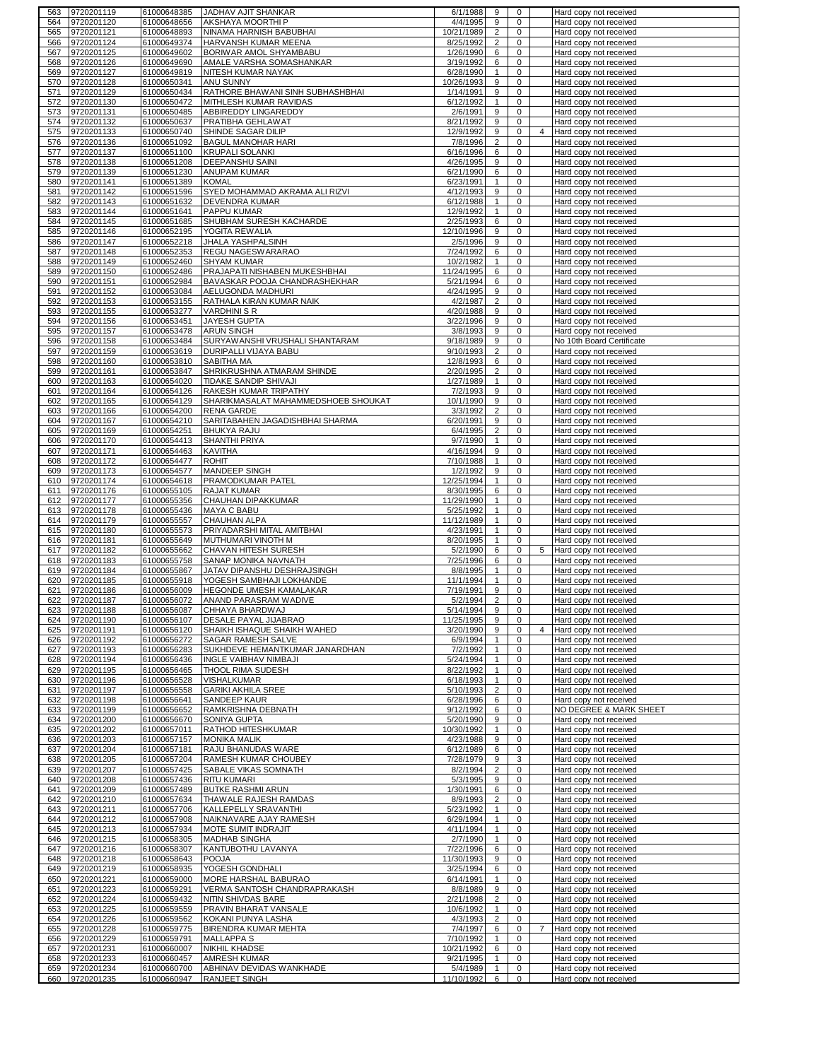| 563 | 9720201119 | 61000648385 | JADHAV AJIT SHANKAR | 6/1/1988 | 9 | 0 | | Hard copy not received |
|---|---|---|---|---|---|---|---|---|
| 564 | 9720201120 | 61000648656 | AKSHAYA MOORTHI P | 4/4/1995 | 9 | 0 | | Hard copy not received |
| 565 | 9720201121 | 61000648893 | NINAMA HARNISH BABUBHAI | 10/21/1989 | 2 | 0 | | Hard copy not received |
| 566 | 9720201124 | 61000649374 | HARVANSH KUMAR MEENA | 8/25/1992 | 2 | 0 | | Hard copy not received |
| 567 | 9720201125 | 61000649602 | BORIWAR AMOL SHYAMBABU | 1/26/1990 | 6 | 0 | | Hard copy not received |
| 568 | 9720201126 | 61000649690 | AMALE VARSHA SOMASHANKAR | 3/19/1992 | 6 | 0 | | Hard copy not received |
| 569 | 9720201127 | 61000649819 | NITESH KUMAR NAYAK | 6/28/1990 | 1 | 0 | | Hard copy not received |
| 570 | 9720201128 | 61000650341 | ANU SUNNY | 10/26/1993 | 9 | 0 | | Hard copy not received |
| 571 | 9720201129 | 61000650434 | RATHORE BHAWANI SINH SUBHASHBHAI | 1/14/1991 | 9 | 0 | | Hard copy not received |
| 572 | 9720201130 | 61000650472 | MITHLESH KUMAR RAVIDAS | 6/12/1992 | 1 | 0 | | Hard copy not received |
| 573 | 9720201131 | 61000650485 | ABBIREDDY LINGAREDDY | 2/6/1991 | 9 | 0 | | Hard copy not received |
| 574 | 9720201132 | 61000650637 | PRATIBHA GEHLAWAT | 8/21/1992 | 9 | 0 | | Hard copy not received |
| 575 | 9720201133 | 61000650740 | SHINDE SAGAR DILIP | 12/9/1992 | 9 | 0 | 4 | Hard copy not received |
| 576 | 9720201136 | 61000651092 | BAGUL MANOHAR HARI | 7/8/1996 | 2 | 0 | | Hard copy not received |
| 577 | 9720201137 | 61000651100 | KRUPALI SOLANKI | 6/16/1996 | 6 | 0 | | Hard copy not received |
| 578 | 9720201138 | 61000651208 | DEEPANSHU SAINI | 4/26/1995 | 9 | 0 | | Hard copy not received |
| 579 | 9720201139 | 61000651230 | ANUPAM KUMAR | 6/21/1990 | 6 | 0 | | Hard copy not received |
| 580 | 9720201141 | 61000651389 | KOMAL | 6/23/1991 | 1 | 0 | | Hard copy not received |
| 581 | 9720201142 | 61000651596 | SYED MOHAMMAD AKRAMA ALI RIZVI | 4/12/1993 | 9 | 0 | | Hard copy not received |
| 582 | 9720201143 | 61000651632 | DEVENDRA KUMAR | 6/12/1988 | 1 | 0 | | Hard copy not received |
| 583 | 9720201144 | 61000651641 | PAPPU KUMAR | 12/9/1992 | 1 | 0 | | Hard copy not received |
| 584 | 9720201145 | 61000651685 | SHUBHAM SURESH KACHARDE | 2/25/1993 | 6 | 0 | | Hard copy not received |
| 585 | 9720201146 | 61000652195 | YOGITA REWALIA | 12/10/1996 | 9 | 0 | | Hard copy not received |
| 586 | 9720201147 | 61000652218 | JHALA YASHPALSINH | 2/5/1996 | 9 | 0 | | Hard copy not received |
| 587 | 9720201148 | 61000652353 | REGU NAGESWARARAO | 7/24/1992 | 6 | 0 | | Hard copy not received |
| 588 | 9720201149 | 61000652460 | SHYAM KUMAR | 10/2/1982 | 1 | 0 | | Hard copy not received |
| 589 | 9720201150 | 61000652486 | PRAJAPATI NISHABEN MUKESHBHAI | 11/24/1995 | 6 | 0 | | Hard copy not received |
| 590 | 9720201151 | 61000652984 | BAVASKAR POOJA CHANDRASHEKHAR | 5/21/1994 | 6 | 0 | | Hard copy not received |
| 591 | 9720201152 | 61000653084 | AELUGONDA MADHURI | 4/24/1995 | 9 | 0 | | Hard copy not received |
| 592 | 9720201153 | 61000653155 | RATHALA KIRAN KUMAR NAIK | 4/2/1987 | 2 | 0 | | Hard copy not received |
| 593 | 9720201155 | 61000653277 | VARDHINI S R | 4/20/1988 | 9 | 0 | | Hard copy not received |
| 594 | 9720201156 | 61000653451 | JAYESH GUPTA | 3/22/1996 | 9 | 0 | | Hard copy not received |
| 595 | 9720201157 | 61000653478 | ARUN SINGH | 3/8/1993 | 9 | 0 | | Hard copy not received |
| 596 | 9720201158 | 61000653484 | SURYAWANSHI VRUSHALI SHANTARAM | 9/18/1989 | 9 | 0 | | No 10th Board Certificate |
| 597 | 9720201159 | 61000653619 | DURIPALLI VIJAYA BABU | 9/10/1993 | 2 | 0 | | Hard copy not received |
| 598 | 9720201160 | 61000653810 | SABITHA MA | 12/8/1993 | 6 | 0 | | Hard copy not received |
| 599 | 9720201161 | 61000653847 | SHRIKRUSHNA ATMARAM SHINDE | 2/20/1995 | 2 | 0 | | Hard copy not received |
| 600 | 9720201163 | 61000654020 | TIDAKE SANDIP SHIVAJI | 1/27/1989 | 1 | 0 | | Hard copy not received |
| 601 | 9720201164 | 61000654126 | RAKESH KUMAR TRIPATHY | 7/2/1993 | 9 | 0 | | Hard copy not received |
| 602 | 9720201165 | 61000654129 | SHARIKMASALAT MAHAMMEDSHOEB SHOUKAT | 10/1/1990 | 9 | 0 | | Hard copy not received |
| 603 | 9720201166 | 61000654200 | RENA GARDE | 3/3/1992 | 2 | 0 | | Hard copy not received |
| 604 | 9720201167 | 61000654210 | SARITABAHEN JAGADISHBHAI SHARMA | 6/20/1991 | 9 | 0 | | Hard copy not received |
| 605 | 9720201169 | 61000654251 | BHUKYA RAJU | 6/4/1995 | 2 | 0 | | Hard copy not received |
| 606 | 9720201170 | 61000654413 | SHANTHI PRIYA | 9/7/1990 | 1 | 0 | | Hard copy not received |
| 607 | 9720201171 | 61000654463 | KAVITHA | 4/16/1994 | 9 | 0 | | Hard copy not received |
| 608 | 9720201172 | 61000654477 | ROHIT | 7/10/1988 | 1 | 0 | | Hard copy not received |
| 609 | 9720201173 | 61000654577 | MANDEEP SINGH | 1/2/1992 | 9 | 0 | | Hard copy not received |
| 610 | 9720201174 | 61000654618 | PRAMODKUMAR PATEL | 12/25/1994 | 1 | 0 | | Hard copy not received |
| 611 | 9720201176 | 61000655105 | RAJAT KUMAR | 8/30/1995 | 6 | 0 | | Hard copy not received |
| 612 | 9720201177 | 61000655356 | CHAUHAN DIPAKKUMAR | 11/29/1990 | 1 | 0 | | Hard copy not received |
| 613 | 9720201178 | 61000655436 | MAYA C BABU | 5/25/1992 | 1 | 0 | | Hard copy not received |
| 614 | 9720201179 | 61000655557 | CHAUHAN ALPA | 11/12/1989 | 1 | 0 | | Hard copy not received |
| 615 | 9720201180 | 61000655573 | PRIYADARSHI MITAL AMITBHAI | 4/23/1991 | 1 | 0 | | Hard copy not received |
| 616 | 9720201181 | 61000655649 | MUTHUMARI VINOTH M | 8/20/1995 | 1 | 0 | | Hard copy not received |
| 617 | 9720201182 | 61000655662 | CHAVAN HITESH SURESH | 5/2/1990 | 6 | 0 | 5 | Hard copy not received |
| 618 | 9720201183 | 61000655758 | SANAP MONIKA NAVNATH | 7/25/1996 | 6 | 0 | | Hard copy not received |
| 619 | 9720201184 | 61000655867 | JATAV DIPANSHU DESHRAJSINGH | 8/8/1995 | 1 | 0 | | Hard copy not received |
| 620 | 9720201185 | 61000655918 | YOGESH SAMBHAJI LOKHANDE | 11/1/1994 | 1 | 0 | | Hard copy not received |
| 621 | 9720201186 | 61000656009 | HEGONDE UMESH KAMALAKAR | 7/19/1991 | 9 | 0 | | Hard copy not received |
| 622 | 9720201187 | 61000656072 | ANAND PARASRAM WADIVE | 5/2/1994 | 2 | 0 | | Hard copy not received |
| 623 | 9720201188 | 61000656087 | CHHAYA BHARDWAJ | 5/14/1994 | 9 | 0 | | Hard copy not received |
| 624 | 9720201190 | 61000656107 | DESALE PAYAL JIJABRAO | 11/25/1995 | 9 | 0 | | Hard copy not received |
| 625 | 9720201191 | 61000656120 | SHAIKH ISHAQUE SHAIKH WAHED | 3/20/1990 | 9 | 0 | 4 | Hard copy not received |
| 626 | 9720201192 | 61000656272 | SAGAR RAMESH SALVE | 6/9/1994 | 1 | 0 | | Hard copy not received |
| 627 | 9720201193 | 61000656283 | SUKHDEVE HEMANTKUMAR JANARDHAN | 7/2/1992 | 1 | 0 | | Hard copy not received |
| 628 | 9720201194 | 61000656436 | INGLE VAIBHAV NIMBAJI | 5/24/1994 | 1 | 0 | | Hard copy not received |
| 629 | 9720201195 | 61000656465 | THOOL RIMA SUDESH | 8/22/1992 | 1 | 0 | | Hard copy not received |
| 630 | 9720201196 | 61000656528 | VISHALKUMAR | 6/18/1993 | 1 | 0 | | Hard copy not received |
| 631 | 9720201197 | 61000656558 | GARIKI AKHILA SREE | 5/10/1993 | 2 | 0 | | Hard copy not received |
| 632 | 9720201198 | 61000656641 | SANDEEP KAUR | 6/28/1996 | 6 | 0 | | Hard copy not received |
| 633 | 9720201199 | 61000656652 | RAMKRISHNA DEBNATH | 9/12/1992 | 6 | 0 | | NO DEGREE & MARK SHEET |
| 634 | 9720201200 | 61000656670 | SONIYA GUPTA | 5/20/1990 | 9 | 0 | | Hard copy not received |
| 635 | 9720201202 | 61000657011 | RATHOD HITESHKUMAR | 10/30/1992 | 1 | 0 | | Hard copy not received |
| 636 | 9720201203 | 61000657157 | MONIKA MALIK | 4/23/1988 | 9 | 0 | | Hard copy not received |
| 637 | 9720201204 | 61000657181 | RAJU BHANUDAS WARE | 6/12/1989 | 6 | 0 | | Hard copy not received |
| 638 | 9720201205 | 61000657204 | RAMESH KUMAR CHOUBEY | 7/28/1979 | 9 | 3 | | Hard copy not received |
| 639 | 9720201207 | 61000657425 | SABALE VIKAS SOMNATH | 8/2/1994 | 2 | 0 | | Hard copy not received |
| 640 | 9720201208 | 61000657436 | RITU KUMARI | 5/3/1995 | 9 | 0 | | Hard copy not received |
| 641 | 9720201209 | 61000657489 | BUTKE RASHMI ARUN | 1/30/1991 | 6 | 0 | | Hard copy not received |
| 642 | 9720201210 | 61000657634 | THAWALE RAJESH RAMDAS | 8/9/1993 | 2 | 0 | | Hard copy not received |
| 643 | 9720201211 | 61000657706 | KALLEPELLY SRAVANTHI | 5/23/1992 | 1 | 0 | | Hard copy not received |
| 644 | 9720201212 | 61000657908 | NAIKNAVARE AJAY RAMESH | 6/29/1994 | 1 | 0 | | Hard copy not received |
| 645 | 9720201213 | 61000657934 | MOTE SUMIT INDRAJIT | 4/11/1994 | 1 | 0 | | Hard copy not received |
| 646 | 9720201215 | 61000658305 | MADHAB SINGHA | 2/7/1990 | 1 | 0 | | Hard copy not received |
| 647 | 9720201216 | 61000658307 | KANTUBOTHU LAVANYA | 7/22/1996 | 6 | 0 | | Hard copy not received |
| 648 | 9720201218 | 61000658643 | POOJA | 11/30/1993 | 9 | 0 | | Hard copy not received |
| 649 | 9720201219 | 61000658935 | YOGESH GONDHALI | 3/25/1994 | 6 | 0 | | Hard copy not received |
| 650 | 9720201221 | 61000659000 | MORE HARSHAL BABURAO | 6/14/1991 | 1 | 0 | | Hard copy not received |
| 651 | 9720201223 | 61000659291 | VERMA SANTOSH CHANDRAPRAKASH | 8/8/1989 | 9 | 0 | | Hard copy not received |
| 652 | 9720201224 | 61000659432 | NITIN SHIVDAS BARE | 2/21/1998 | 2 | 0 | | Hard copy not received |
| 653 | 9720201225 | 61000659559 | PRAVIN BHARAT VANSALE | 10/6/1992 | 1 | 0 | | Hard copy not received |
| 654 | 9720201226 | 61000659562 | KOKANI PUNYA LASHA | 4/3/1993 | 2 | 0 | | Hard copy not received |
| 655 | 9720201228 | 61000659775 | BIRENDRA KUMAR MEHTA | 7/4/1997 | 6 | 0 | 7 | Hard copy not received |
| 656 | 9720201229 | 61000659791 | MALLAPPA S | 7/10/1992 | 1 | 0 | | Hard copy not received |
| 657 | 9720201231 | 61000660007 | NIKHIL KHADSE | 10/21/1992 | 6 | 0 | | Hard copy not received |
| 658 | 9720201233 | 61000660457 | AMRESH KUMAR | 9/21/1995 | 1 | 0 | | Hard copy not received |
| 659 | 9720201234 | 61000660700 | ABHINAV DEVIDAS WANKHADE | 5/4/1989 | 1 | 0 | | Hard copy not received |
| 660 | 9720201235 | 61000660947 | RANJEET SINGH | 11/10/1992 | 6 | 0 | | Hard copy not received |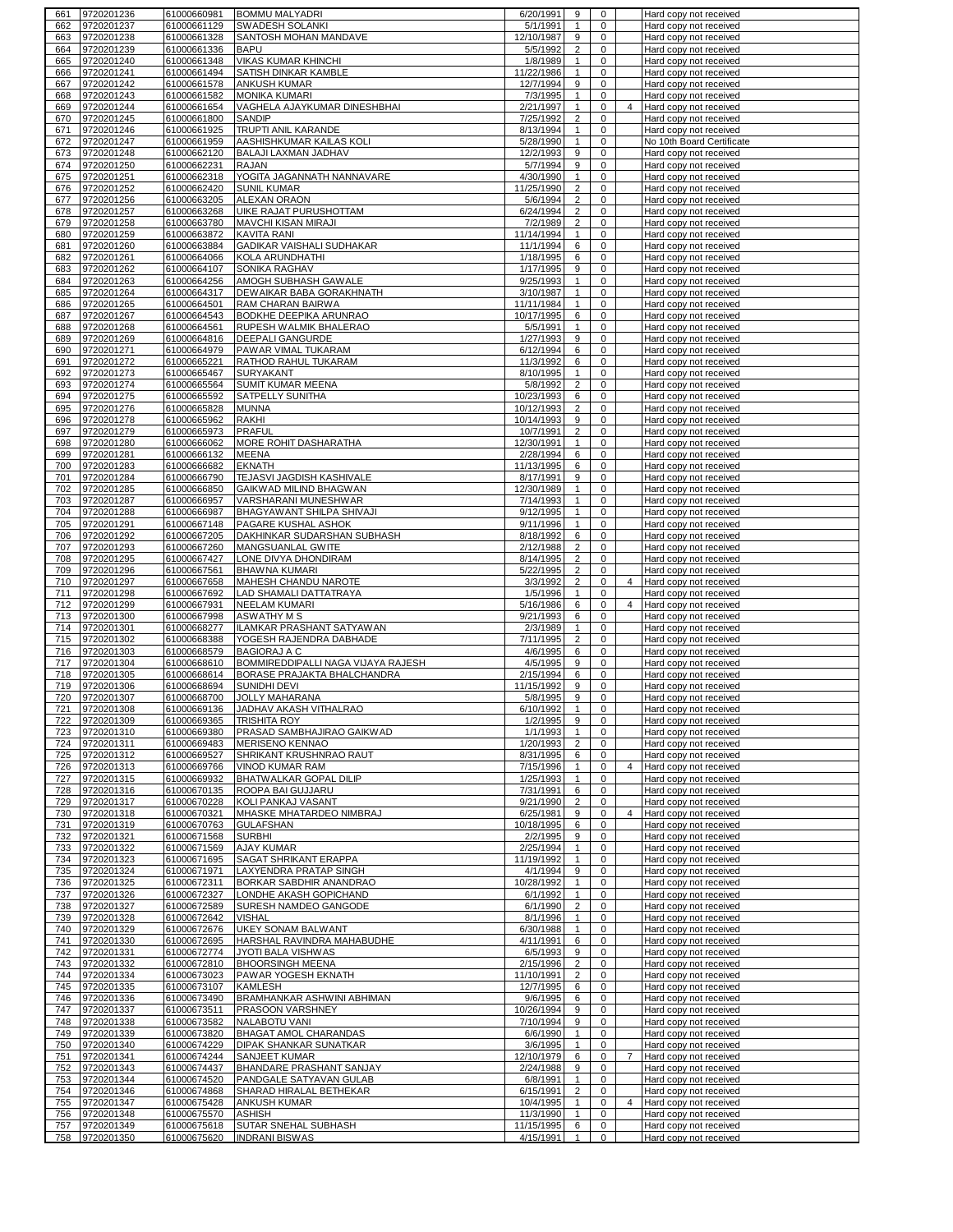| 661 | 9720201236 | 61000660981 | BOMMU MALYADRI | 6/20/1991 | 9 | 0 | | Hard copy not received |
|---|---|---|---|---|---|---|---|---|
| 662 | 9720201237 | 61000661129 | SWADESH SOLANKI | 5/1/1991 | 1 | 0 | | Hard copy not received |
| 663 | 9720201238 | 61000661328 | SANTOSH MOHAN MANDAVE | 12/10/1987 | 9 | 0 | | Hard copy not received |
| 664 | 9720201239 | 61000661336 | BAPU | 5/5/1992 | 2 | 0 | | Hard copy not received |
| 665 | 9720201240 | 61000661348 | VIKAS KUMAR KHINCHI | 1/8/1989 | 1 | 0 | | Hard copy not received |
| 666 | 9720201241 | 61000661494 | SATISH DINKAR KAMBLE | 11/22/1986 | 1 | 0 | | Hard copy not received |
| 667 | 9720201242 | 61000661578 | ANKUSH KUMAR | 12/7/1994 | 9 | 0 | | Hard copy not received |
| 668 | 9720201243 | 61000661582 | MONIKA KUMARI | 7/3/1995 | 1 | 0 | | Hard copy not received |
| 669 | 9720201244 | 61000661654 | VAGHELA AJAYKUMAR DINESHBHAI | 2/21/1997 | 1 | 0 | 4 | Hard copy not received |
| 670 | 9720201245 | 61000661800 | SANDIP | 7/25/1992 | 2 | 0 | | Hard copy not received |
| 671 | 9720201246 | 61000661925 | TRUPTI ANIL KARANDE | 8/13/1994 | 1 | 0 | | Hard copy not received |
| 672 | 9720201247 | 61000661959 | AASHISHKUMAR KAILAS KOLI | 5/28/1990 | 1 | 0 | | No 10th Board Certificate |
| 673 | 9720201248 | 61000662120 | BALAJI LAXMAN JADHAV | 12/2/1993 | 9 | 0 | | Hard copy not received |
| 674 | 9720201250 | 61000662231 | RAJAN | 5/7/1994 | 9 | 0 | | Hard copy not received |
| 675 | 9720201251 | 61000662318 | YOGITA JAGANNATH NANNAVARE | 4/30/1990 | 1 | 0 | | Hard copy not received |
| 676 | 9720201252 | 61000662420 | SUNIL KUMAR | 11/25/1990 | 2 | 0 | | Hard copy not received |
| 677 | 9720201256 | 61000663205 | ALEXAN ORAON | 5/6/1994 | 2 | 0 | | Hard copy not received |
| 678 | 9720201257 | 61000663268 | UIKE RAJAT PURUSHOTTAM | 6/24/1994 | 2 | 0 | | Hard copy not received |
| 679 | 9720201258 | 61000663780 | MAVCHI KISAN MIRAJI | 7/2/1989 | 2 | 0 | | Hard copy not received |
| 680 | 9720201259 | 61000663872 | KAVITA RANI | 11/14/1994 | 1 | 0 | | Hard copy not received |
| 681 | 9720201260 | 61000663884 | GADIKAR VAISHALI SUDHAKAR | 11/1/1994 | 6 | 0 | | Hard copy not received |
| 682 | 9720201261 | 61000664066 | KOLA ARUNDHATHI | 1/18/1995 | 6 | 0 | | Hard copy not received |
| 683 | 9720201262 | 61000664107 | SONIKA RAGHAV | 1/17/1995 | 9 | 0 | | Hard copy not received |
| 684 | 9720201263 | 61000664256 | AMOGH SUBHASH GAWALE | 9/25/1993 | 1 | 0 | | Hard copy not received |
| 685 | 9720201264 | 61000664317 | DEWAIKAR BABA GORAKHNATH | 3/10/1987 | 1 | 0 | | Hard copy not received |
| 686 | 9720201265 | 61000664501 | RAM CHARAN BAIRWA | 11/11/1984 | 1 | 0 | | Hard copy not received |
| 687 | 9720201267 | 61000664543 | BODKHE DEEPIKA ARUNRAO | 10/17/1995 | 6 | 0 | | Hard copy not received |
| 688 | 9720201268 | 61000664561 | RUPESH WALMIK BHALERAO | 5/5/1991 | 1 | 0 | | Hard copy not received |
| 689 | 9720201269 | 61000664816 | DEEPALI GANGURDE | 1/27/1993 | 9 | 0 | | Hard copy not received |
| 690 | 9720201271 | 61000664979 | PAWAR VIMAL TUKARAM | 6/12/1994 | 6 | 0 | | Hard copy not received |
| 691 | 9720201272 | 61000665221 | RATHOD RAHUL TUKARAM | 11/3/1992 | 6 | 0 | | Hard copy not received |
| 692 | 9720201273 | 61000665467 | SURYAKANT | 8/10/1995 | 1 | 0 | | Hard copy not received |
| 693 | 9720201274 | 61000665564 | SUMIT KUMAR MEENA | 5/8/1992 | 2 | 0 | | Hard copy not received |
| 694 | 9720201275 | 61000665592 | SATPELLY SUNITHA | 10/23/1993 | 6 | 0 | | Hard copy not received |
| 695 | 9720201276 | 61000665828 | MUNNA | 10/12/1993 | 2 | 0 | | Hard copy not received |
| 696 | 9720201278 | 61000665962 | RAKHI | 10/14/1993 | 9 | 0 | | Hard copy not received |
| 697 | 9720201279 | 61000665973 | PRAFUL | 10/7/1991 | 2 | 0 | | Hard copy not received |
| 698 | 9720201280 | 61000666062 | MORE ROHIT DASHARATHA | 12/30/1991 | 1 | 0 | | Hard copy not received |
| 699 | 9720201281 | 61000666132 | MEENA | 2/28/1994 | 6 | 0 | | Hard copy not received |
| 700 | 9720201283 | 61000666682 | EKNATH | 11/13/1995 | 6 | 0 | | Hard copy not received |
| 701 | 9720201284 | 61000666790 | TEJASVI JAGDISH KASHIVALE | 8/17/1991 | 9 | 0 | | Hard copy not received |
| 702 | 9720201285 | 61000666850 | GAIKWAD MILIND BHAGWAN | 12/30/1989 | 1 | 0 | | Hard copy not received |
| 703 | 9720201287 | 61000666957 | VARSHARANI MUNESHWAR | 7/14/1993 | 1 | 0 | | Hard copy not received |
| 704 | 9720201288 | 61000666987 | BHAGYAWANT SHILPA SHIVAJI | 9/12/1995 | 1 | 0 | | Hard copy not received |
| 705 | 9720201291 | 61000667148 | PAGARE KUSHAL ASHOK | 9/11/1996 | 1 | 0 | | Hard copy not received |
| 706 | 9720201292 | 61000667205 | DAKHINKAR SUDARSHAN SUBHASH | 8/18/1992 | 6 | 0 | | Hard copy not received |
| 707 | 9720201293 | 61000667260 | MANGSUANLAL GWITE | 2/12/1988 | 2 | 0 | | Hard copy not received |
| 708 | 9720201295 | 61000667427 | LONE DIVYA DHONDIRAM | 8/14/1995 | 2 | 0 | | Hard copy not received |
| 709 | 9720201296 | 61000667561 | BHAWNA KUMARI | 5/22/1995 | 2 | 0 | | Hard copy not received |
| 710 | 9720201297 | 61000667658 | MAHESH CHANDU NAROTE | 3/3/1992 | 2 | 0 | 4 | Hard copy not received |
| 711 | 9720201298 | 61000667692 | LAD SHAMALI DATTATRAYA | 1/5/1996 | 1 | 0 | | Hard copy not received |
| 712 | 9720201299 | 61000667931 | NEELAM KUMARI | 5/16/1986 | 6 | 0 | 4 | Hard copy not received |
| 713 | 9720201300 | 61000667998 | ASWATHY M S | 9/21/1993 | 6 | 0 | | Hard copy not received |
| 714 | 9720201301 | 61000668277 | ILAMKAR PRASHANT SATYAWAN | 2/3/1989 | 1 | 0 | | Hard copy not received |
| 715 | 9720201302 | 61000668388 | YOGESH RAJENDRA DABHADE | 7/11/1995 | 2 | 0 | | Hard copy not received |
| 716 | 9720201303 | 61000668579 | BAGIORAJ A C | 4/6/1995 | 6 | 0 | | Hard copy not received |
| 717 | 9720201304 | 61000668610 | BOMMIREDDIPALLI NAGA VIJAYA RAJESH | 4/5/1995 | 9 | 0 | | Hard copy not received |
| 718 | 9720201305 | 61000668614 | BORASE PRAJAKTA BHALCHANDRA | 2/15/1994 | 6 | 0 | | Hard copy not received |
| 719 | 9720201306 | 61000668694 | SUNIDHI DEVI | 11/15/1992 | 9 | 0 | | Hard copy not received |
| 720 | 9720201307 | 61000668700 | JOLLY MAHARANA | 5/8/1995 | 9 | 0 | | Hard copy not received |
| 721 | 9720201308 | 61000669136 | JADHAV AKASH VITHALRAO | 6/10/1992 | 1 | 0 | | Hard copy not received |
| 722 | 9720201309 | 61000669365 | TRISHITA ROY | 1/2/1995 | 9 | 0 | | Hard copy not received |
| 723 | 9720201310 | 61000669380 | PRASAD SAMBHAJIRAO GAIKWAD | 1/1/1993 | 1 | 0 | | Hard copy not received |
| 724 | 9720201311 | 61000669483 | MERISENO KENNAO | 1/20/1993 | 2 | 0 | | Hard copy not received |
| 725 | 9720201312 | 61000669527 | SHRIKANT KRUSHNRAO RAUT | 8/31/1995 | 6 | 0 | | Hard copy not received |
| 726 | 9720201313 | 61000669766 | VINOD KUMAR RAM | 7/15/1996 | 1 | 0 | 4 | Hard copy not received |
| 727 | 9720201315 | 61000669932 | BHATWALKAR GOPAL DILIP | 1/25/1993 | 1 | 0 | | Hard copy not received |
| 728 | 9720201316 | 61000670135 | ROOPA BAI GUJJARU | 7/31/1991 | 6 | 0 | | Hard copy not received |
| 729 | 9720201317 | 61000670228 | KOLI PANKAJ VASANT | 9/21/1990 | 2 | 0 | | Hard copy not received |
| 730 | 9720201318 | 61000670321 | MHASKE MHATARDEO NIMBRAJ | 6/25/1981 | 9 | 0 | 4 | Hard copy not received |
| 731 | 9720201319 | 61000670763 | GULAFSHAN | 10/18/1995 | 6 | 0 | | Hard copy not received |
| 732 | 9720201321 | 61000671568 | SURBHI | 2/2/1995 | 9 | 0 | | Hard copy not received |
| 733 | 9720201322 | 61000671569 | AJAY KUMAR | 2/25/1994 | 1 | 0 | | Hard copy not received |
| 734 | 9720201323 | 61000671695 | SAGAT SHRIKANT ERAPPA | 11/19/1992 | 1 | 0 | | Hard copy not received |
| 735 | 9720201324 | 61000671971 | LAXYENDRA PRATAP SINGH | 4/1/1994 | 9 | 0 | | Hard copy not received |
| 736 | 9720201325 | 61000672311 | BORKAR SABDHIR ANANDRAO | 10/28/1992 | 1 | 0 | | Hard copy not received |
| 737 | 9720201326 | 61000672327 | LONDHE AKASH GOPICHAND | 6/1/1992 | 1 | 0 | | Hard copy not received |
| 738 | 9720201327 | 61000672589 | SURESH NAMDEO GANGODE | 6/1/1990 | 2 | 0 | | Hard copy not received |
| 739 | 9720201328 | 61000672642 | VISHAL | 8/1/1996 | 1 | 0 | | Hard copy not received |
| 740 | 9720201329 | 61000672676 | UKEY SONAM BALWANT | 6/30/1988 | 1 | 0 | | Hard copy not received |
| 741 | 9720201330 | 61000672695 | HARSHAL RAVINDRA MAHABUDHE | 4/11/1991 | 6 | 0 | | Hard copy not received |
| 742 | 9720201331 | 61000672774 | JYOTI BALA VISHWAS | 6/5/1993 | 9 | 0 | | Hard copy not received |
| 743 | 9720201332 | 61000672810 | BHOORSINGH MEENA | 2/15/1996 | 2 | 0 | | Hard copy not received |
| 744 | 9720201334 | 61000673023 | PAWAR YOGESH EKNATH | 11/10/1991 | 2 | 0 | | Hard copy not received |
| 745 | 9720201335 | 61000673107 | KAMLESH | 12/7/1995 | 6 | 0 | | Hard copy not received |
| 746 | 9720201336 | 61000673490 | BRAMHANKAR ASHWINI ABHIMAN | 9/6/1995 | 6 | 0 | | Hard copy not received |
| 747 | 9720201337 | 61000673511 | PRASOON VARSHNEY | 10/26/1994 | 9 | 0 | | Hard copy not received |
| 748 | 9720201338 | 61000673582 | NALABOTU VANI | 7/10/1994 | 9 | 0 | | Hard copy not received |
| 749 | 9720201339 | 61000673820 | BHAGAT AMOL CHARANDAS | 6/6/1990 | 1 | 0 | | Hard copy not received |
| 750 | 9720201340 | 61000674229 | DIPAK SHANKAR SUNATKAR | 3/6/1995 | 1 | 0 | | Hard copy not received |
| 751 | 9720201341 | 61000674244 | SANJEET KUMAR | 12/10/1979 | 6 | 0 | 7 | Hard copy not received |
| 752 | 9720201343 | 61000674437 | BHANDARE PRASHANT SANJAY | 2/24/1988 | 9 | 0 | | Hard copy not received |
| 753 | 9720201344 | 61000674520 | PANDGALE SATYAVAN GULAB | 6/8/1991 | 1 | 0 | | Hard copy not received |
| 754 | 9720201346 | 61000674868 | SHARAD HIRALAL BETHEKAR | 6/15/1991 | 2 | 0 | | Hard copy not received |
| 755 | 9720201347 | 61000675428 | ANKUSH KUMAR | 10/4/1995 | 1 | 0 | 4 | Hard copy not received |
| 756 | 9720201348 | 61000675570 | ASHISH | 11/3/1990 | 1 | 0 | | Hard copy not received |
| 757 | 9720201349 | 61000675618 | SUTAR SNEHAL SUBHASH | 11/15/1995 | 6 | 0 | | Hard copy not received |
| 758 | 9720201350 | 61000675620 | INDRANI BISWAS | 4/15/1991 | 1 | 0 | | Hard copy not received |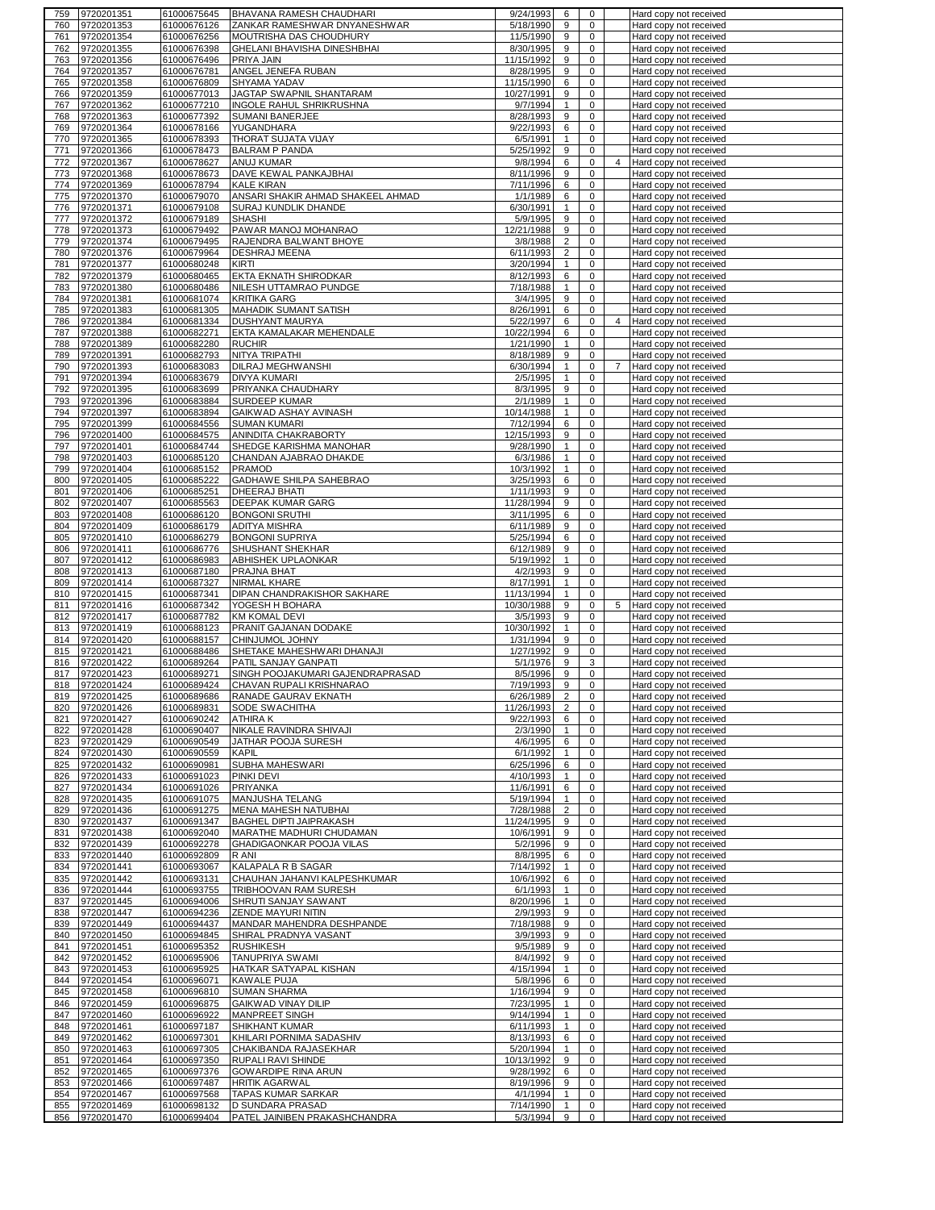| | | | | | | | | |
|---|---|---|---|---|---|---|---|---|
| 759 | 9720201351 | 61000675645 | BHAVANA RAMESH CHAUDHARI | 9/24/1993 | 6 | 0 | | Hard copy not received |
| 760 | 9720201353 | 61000676126 | ZANKAR RAMESHWAR DNYANESHWAR | 5/18/1990 | 9 | 0 | | Hard copy not received |
| 761 | 9720201354 | 61000676256 | MOUTRISHA DAS CHOUDHURY | 11/5/1990 | 9 | 0 | | Hard copy not received |
| 762 | 9720201355 | 61000676398 | GHELANI BHAVISHA DINESHBHAI | 8/30/1995 | 9 | 0 | | Hard copy not received |
| 763 | 9720201356 | 61000676496 | PRIYA JAIN | 11/15/1992 | 9 | 0 | | Hard copy not received |
| 764 | 9720201357 | 61000676781 | ANGEL JENEFA RUBAN | 8/28/1995 | 9 | 0 | | Hard copy not received |
| 765 | 9720201358 | 61000676809 | SHYAMA YADAV | 11/15/1990 | 6 | 0 | | Hard copy not received |
| 766 | 9720201359 | 61000677013 | JAGTAP SWAPNIL SHANTARAM | 10/27/1991 | 9 | 0 | | Hard copy not received |
| 767 | 9720201362 | 61000677210 | INGOLE RAHUL SHRIKRUSHNA | 9/7/1994 | 1 | 0 | | Hard copy not received |
| 768 | 9720201363 | 61000677392 | SUMANI BANERJEE | 8/28/1993 | 9 | 0 | | Hard copy not received |
| 769 | 9720201364 | 61000678166 | YUGANDHARA | 9/22/1993 | 6 | 0 | | Hard copy not received |
| 770 | 9720201365 | 61000678393 | THORAT SUJATA VIJAY | 6/5/1991 | 1 | 0 | | Hard copy not received |
| 771 | 9720201366 | 61000678473 | BALRAM P PANDA | 5/25/1992 | 9 | 0 | | Hard copy not received |
| 772 | 9720201367 | 61000678627 | ANUJ KUMAR | 9/8/1994 | 6 | 0 | 4 | Hard copy not received |
| 773 | 9720201368 | 61000678673 | DAVE KEWAL PANKAJBHAI | 8/11/1996 | 9 | 0 | | Hard copy not received |
| 774 | 9720201369 | 61000678794 | KALE KIRAN | 7/11/1996 | 6 | 0 | | Hard copy not received |
| 775 | 9720201370 | 61000679070 | ANSARI SHAKIR AHMAD SHAKEEL AHMAD | 1/1/1989 | 6 | 0 | | Hard copy not received |
| 776 | 9720201371 | 61000679108 | SURAJ KUNDLIK DHANDE | 6/30/1991 | 1 | 0 | | Hard copy not received |
| 777 | 9720201372 | 61000679189 | SHASHI | 5/9/1995 | 9 | 0 | | Hard copy not received |
| 778 | 9720201373 | 61000679492 | PAWAR MANOJ MOHANRAO | 12/21/1988 | 9 | 0 | | Hard copy not received |
| 779 | 9720201374 | 61000679495 | RAJENDRA BALWANT BHOYE | 3/8/1988 | 2 | 0 | | Hard copy not received |
| 780 | 9720201376 | 61000679964 | DESHRAJ MEENA | 6/11/1993 | 2 | 0 | | Hard copy not received |
| 781 | 9720201377 | 61000680248 | KIRTI | 3/20/1994 | 1 | 0 | | Hard copy not received |
| 782 | 9720201379 | 61000680465 | EKTA EKNATH SHIRODKAR | 8/12/1993 | 6 | 0 | | Hard copy not received |
| 783 | 9720201380 | 61000680486 | NILESH UTTAMRAO PUNDGE | 7/18/1988 | 1 | 0 | | Hard copy not received |
| 784 | 9720201381 | 61000681074 | KRITIKA GARG | 3/4/1995 | 9 | 0 | | Hard copy not received |
| 785 | 9720201383 | 61000681305 | MAHADIK SUMANT SATISH | 8/26/1991 | 6 | 0 | | Hard copy not received |
| 786 | 9720201384 | 61000681334 | DUSHYANT MAURYA | 5/22/1997 | 6 | 0 | 4 | Hard copy not received |
| 787 | 9720201388 | 61000682271 | EKTA KAMALAKAR MEHENDALE | 10/22/1994 | 6 | 0 | | Hard copy not received |
| 788 | 9720201389 | 61000682280 | RUCHIR | 1/21/1990 | 1 | 0 | | Hard copy not received |
| 789 | 9720201391 | 61000682793 | NITYA TRIPATHI | 8/18/1989 | 9 | 0 | | Hard copy not received |
| 790 | 9720201393 | 61000683083 | DILRAJ MEGHWANSHI | 6/30/1994 | 1 | 0 | 7 | Hard copy not received |
| 791 | 9720201394 | 61000683679 | DIVYA KUMARI | 2/5/1995 | 1 | 0 | | Hard copy not received |
| 792 | 9720201395 | 61000683699 | PRIYANKA CHAUDHARY | 8/3/1995 | 9 | 0 | | Hard copy not received |
| 793 | 9720201396 | 61000683884 | SURDEEP KUMAR | 2/1/1989 | 1 | 0 | | Hard copy not received |
| 794 | 9720201397 | 61000683894 | GAIKWAD ASHAY AVINASH | 10/14/1988 | 1 | 0 | | Hard copy not received |
| 795 | 9720201399 | 61000684556 | SUMAN KUMARI | 7/12/1994 | 6 | 0 | | Hard copy not received |
| 796 | 9720201400 | 61000684575 | ANINDITA CHAKRABORTY | 12/15/1993 | 9 | 0 | | Hard copy not received |
| 797 | 9720201401 | 61000684744 | SHEDGE KARISHMA MANOHAR | 9/28/1990 | 1 | 0 | | Hard copy not received |
| 798 | 9720201403 | 61000685120 | CHANDAN AJABRAO DHAKDE | 6/3/1986 | 1 | 0 | | Hard copy not received |
| 799 | 9720201404 | 61000685152 | PRAMOD | 10/3/1992 | 1 | 0 | | Hard copy not received |
| 800 | 9720201405 | 61000685222 | GADHAWE SHILPA SAHEBRAO | 3/25/1993 | 6 | 0 | | Hard copy not received |
| 801 | 9720201406 | 61000685251 | DHEERAJ BHATI | 1/11/1993 | 9 | 0 | | Hard copy not received |
| 802 | 9720201407 | 61000685563 | DEEPAK KUMAR GARG | 11/28/1994 | 9 | 0 | | Hard copy not received |
| 803 | 9720201408 | 61000686120 | BONGONI SRUTHI | 3/11/1995 | 6 | 0 | | Hard copy not received |
| 804 | 9720201409 | 61000686179 | ADITYA MISHRA | 6/11/1989 | 9 | 0 | | Hard copy not received |
| 805 | 9720201410 | 61000686279 | BONGONI SUPRIYA | 5/25/1994 | 6 | 0 | | Hard copy not received |
| 806 | 9720201411 | 61000686776 | SHUSHANT SHEKHAR | 6/12/1989 | 9 | 0 | | Hard copy not received |
| 807 | 9720201412 | 61000686983 | ABHISHEK UPLAONKAR | 5/19/1992 | 1 | 0 | | Hard copy not received |
| 808 | 9720201413 | 61000687180 | PRAJNA BHAT | 4/2/1993 | 9 | 0 | | Hard copy not received |
| 809 | 9720201414 | 61000687327 | NIRMAL KHARE | 8/17/1991 | 1 | 0 | | Hard copy not received |
| 810 | 9720201415 | 61000687341 | DIPAN CHANDRAKISHOR SAKHARE | 11/13/1994 | 1 | 0 | | Hard copy not received |
| 811 | 9720201416 | 61000687342 | YOGESH H BOHARA | 10/30/1988 | 9 | 0 | 5 | Hard copy not received |
| 812 | 9720201417 | 61000687782 | KM KOMAL DEVI | 3/5/1993 | 9 | 0 | | Hard copy not received |
| 813 | 9720201419 | 61000688123 | PRANIT GAJANAN DODAKE | 10/30/1992 | 1 | 0 | | Hard copy not received |
| 814 | 9720201420 | 61000688157 | CHINJUMOL JOHNY | 1/31/1994 | 9 | 0 | | Hard copy not received |
| 815 | 9720201421 | 61000688486 | SHETAKE MAHESHWARI DHANAJI | 1/27/1992 | 9 | 0 | | Hard copy not received |
| 816 | 9720201422 | 61000689264 | PATIL SANJAY GANPATI | 5/1/1976 | 9 | 3 | | Hard copy not received |
| 817 | 9720201423 | 61000689271 | SINGH POOJAKUMARI GAJENDRAPRASAD | 8/5/1996 | 9 | 0 | | Hard copy not received |
| 818 | 9720201424 | 61000689424 | CHAVAN RUPALI KRISHNARAO | 7/19/1993 | 9 | 0 | | Hard copy not received |
| 819 | 9720201425 | 61000689686 | RANADE GAURAV EKNATH | 6/26/1989 | 2 | 0 | | Hard copy not received |
| 820 | 9720201426 | 61000689831 | SODE SWACHITHA | 11/26/1993 | 2 | 0 | | Hard copy not received |
| 821 | 9720201427 | 61000690242 | ATHIRA K | 9/22/1993 | 6 | 0 | | Hard copy not received |
| 822 | 9720201428 | 61000690407 | NIKALE RAVINDRA SHIVAJI | 2/3/1990 | 1 | 0 | | Hard copy not received |
| 823 | 9720201429 | 61000690549 | JATHAR POOJA SURESH | 4/6/1995 | 6 | 0 | | Hard copy not received |
| 824 | 9720201430 | 61000690559 | KAPIL | 6/1/1992 | 1 | 0 | | Hard copy not received |
| 825 | 9720201432 | 61000690981 | SUBHA MAHESWARI | 6/25/1996 | 6 | 0 | | Hard copy not received |
| 826 | 9720201433 | 61000691023 | PINKI DEVI | 4/10/1993 | 1 | 0 | | Hard copy not received |
| 827 | 9720201434 | 61000691026 | PRIYANKA | 11/6/1991 | 6 | 0 | | Hard copy not received |
| 828 | 9720201435 | 61000691075 | MANJUSHA TELANG | 5/19/1994 | 1 | 0 | | Hard copy not received |
| 829 | 9720201436 | 61000691275 | MENA MAHESH NATUBHAI | 7/28/1988 | 2 | 0 | | Hard copy not received |
| 830 | 9720201437 | 61000691347 | BAGHEL DIPTI JAIPRAKASH | 11/24/1995 | 9 | 0 | | Hard copy not received |
| 831 | 9720201438 | 61000692040 | MARATHE MADHURI CHUDAMAN | 10/6/1991 | 9 | 0 | | Hard copy not received |
| 832 | 9720201439 | 61000692278 | GHADIGAONKAR POOJA VILAS | 5/2/1996 | 9 | 0 | | Hard copy not received |
| 833 | 9720201440 | 61000692809 | R ANI | 8/8/1995 | 6 | 0 | | Hard copy not received |
| 834 | 9720201441 | 61000693067 | KALAPALA R B SAGAR | 7/14/1992 | 1 | 0 | | Hard copy not received |
| 835 | 9720201442 | 61000693131 | CHAUHAN JAHANVI KALPESHKUMAR | 10/6/1992 | 6 | 0 | | Hard copy not received |
| 836 | 9720201444 | 61000693755 | TRIBHOOVAN RAM SURESH | 6/1/1993 | 1 | 0 | | Hard copy not received |
| 837 | 9720201445 | 61000694006 | SHRUTI SANJAY SAWANT | 8/20/1996 | 1 | 0 | | Hard copy not received |
| 838 | 9720201447 | 61000694236 | ZENDE MAYURI NITIN | 2/9/1993 | 9 | 0 | | Hard copy not received |
| 839 | 9720201449 | 61000694437 | MANDAR MAHENDRA DESHPANDE | 7/18/1988 | 9 | 0 | | Hard copy not received |
| 840 | 9720201450 | 61000694845 | SHIRAL PRADNYA VASANT | 3/9/1993 | 9 | 0 | | Hard copy not received |
| 841 | 9720201451 | 61000695352 | RUSHIKESH | 9/5/1989 | 9 | 0 | | Hard copy not received |
| 842 | 9720201452 | 61000695906 | TANUPRIYA SWAMI | 8/4/1992 | 9 | 0 | | Hard copy not received |
| 843 | 9720201453 | 61000695925 | HATKAR SATYAPAL KISHAN | 4/15/1994 | 1 | 0 | | Hard copy not received |
| 844 | 9720201454 | 61000696071 | KAWALE PUJA | 5/8/1996 | 6 | 0 | | Hard copy not received |
| 845 | 9720201458 | 61000696810 | SUMAN SHARMA | 1/16/1994 | 9 | 0 | | Hard copy not received |
| 846 | 9720201459 | 61000696875 | GAIKWAD VINAY DILIP | 7/23/1995 | 1 | 0 | | Hard copy not received |
| 847 | 9720201460 | 61000696922 | MANPREET SINGH | 9/14/1994 | 1 | 0 | | Hard copy not received |
| 848 | 9720201461 | 61000697187 | SHIKHANT KUMAR | 6/11/1993 | 1 | 0 | | Hard copy not received |
| 849 | 9720201462 | 61000697301 | KHILARI PORNIMA SADASHIV | 8/13/1993 | 6 | 0 | | Hard copy not received |
| 850 | 9720201463 | 61000697305 | CHAKIBANDA RAJASEKHAR | 5/20/1994 | 1 | 0 | | Hard copy not received |
| 851 | 9720201464 | 61000697350 | RUPALI RAVI SHINDE | 10/13/1992 | 9 | 0 | | Hard copy not received |
| 852 | 9720201465 | 61000697376 | GOWARDIPE RINA ARUN | 9/28/1992 | 6 | 0 | | Hard copy not received |
| 853 | 9720201466 | 61000697487 | HRITIK AGARWAL | 8/19/1996 | 9 | 0 | | Hard copy not received |
| 854 | 9720201467 | 61000697568 | TAPAS KUMAR SARKAR | 4/1/1994 | 1 | 0 | | Hard copy not received |
| 855 | 9720201469 | 61000698132 | D SUNDARA PRASAD | 7/14/1990 | 1 | 0 | | Hard copy not received |
| 856 | 9720201470 | 61000699404 | PATEL JAINIBEN PRAKASHCHANDRA | 5/3/1994 | 9 | 0 | | Hard copy not received |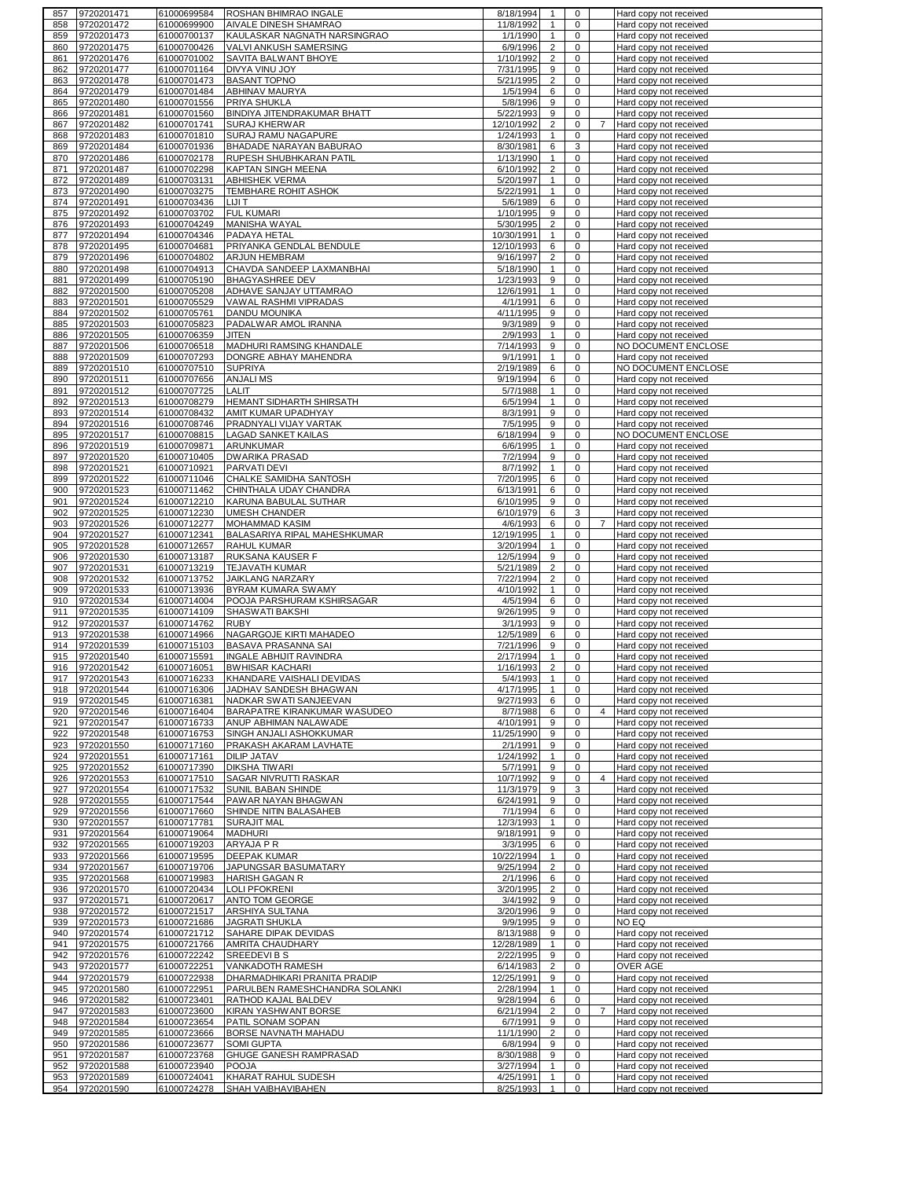| | | | | | | | | |
|---|---|---|---|---|---|---|---|---|
| 857 | 9720201471 | 61000699584 | ROSHAN BHIMRAO INGALE | 8/18/1994 | 1 | 0 | | Hard copy not received |
| 858 | 9720201472 | 61000699900 | AIVALE DINESH SHAMRAO | 11/8/1992 | 1 | 0 | | Hard copy not received |
| 859 | 9720201473 | 61000700137 | KAULASKAR NAGNATH NARSINGRAO | 1/1/1990 | 1 | 0 | | Hard copy not received |
| 860 | 9720201475 | 61000700426 | VALVI ANKUSH SAMERSING | 6/9/1996 | 2 | 0 | | Hard copy not received |
| 861 | 9720201476 | 61000701002 | SAVITA BALWANT BHOYE | 1/10/1992 | 2 | 0 | | Hard copy not received |
| 862 | 9720201477 | 61000701164 | DIVYA VINU JOY | 7/31/1995 | 9 | 0 | | Hard copy not received |
| 863 | 9720201478 | 61000701473 | BASANT TOPNO | 5/21/1995 | 2 | 0 | | Hard copy not received |
| 864 | 9720201479 | 61000701484 | ABHINAV MAURYA | 1/5/1994 | 6 | 0 | | Hard copy not received |
| 865 | 9720201480 | 61000701556 | PRIYA SHUKLA | 5/8/1996 | 9 | 0 | | Hard copy not received |
| 866 | 9720201481 | 61000701560 | BINDIYA JITENDRAKUMAR BHATT | 5/22/1993 | 9 | 0 | | Hard copy not received |
| 867 | 9720201482 | 61000701741 | SURAJ KHERWAR | 12/10/1992 | 2 | 0 | 7 | Hard copy not received |
| 868 | 9720201483 | 61000701810 | SURAJ RAMU NAGAPURE | 1/24/1993 | 1 | 0 | | Hard copy not received |
| 869 | 9720201484 | 61000701936 | BHADADE NARAYAN BABURAO | 8/30/1981 | 6 | 3 | | Hard copy not received |
| 870 | 9720201486 | 61000702178 | RUPESH SHUBHKARAN PATIL | 1/13/1990 | 1 | 0 | | Hard copy not received |
| 871 | 9720201487 | 61000702298 | KAPTAN SINGH MEENA | 6/10/1992 | 2 | 0 | | Hard copy not received |
| 872 | 9720201489 | 61000703131 | ABHISHEK VERMA | 5/20/1997 | 1 | 0 | | Hard copy not received |
| 873 | 9720201490 | 61000703275 | TEMBHARE ROHIT ASHOK | 5/22/1991 | 1 | 0 | | Hard copy not received |
| 874 | 9720201491 | 61000703436 | LIJI T | 5/6/1989 | 6 | 0 | | Hard copy not received |
| 875 | 9720201492 | 61000703702 | FUL KUMARI | 1/10/1995 | 9 | 0 | | Hard copy not received |
| 876 | 9720201493 | 61000704249 | MANISHA WAYAL | 5/30/1995 | 2 | 0 | | Hard copy not received |
| 877 | 9720201494 | 61000704346 | PADAYA HETAL | 10/30/1991 | 1 | 0 | | Hard copy not received |
| 878 | 9720201495 | 61000704681 | PRIYANKA GENDLAL BENDULE | 12/10/1993 | 6 | 0 | | Hard copy not received |
| 879 | 9720201496 | 61000704802 | ARJUN HEMBRAM | 9/16/1997 | 2 | 0 | | Hard copy not received |
| 880 | 9720201498 | 61000704913 | CHAVDA SANDEEP LAXMANBHAI | 5/18/1990 | 1 | 0 | | Hard copy not received |
| 881 | 9720201499 | 61000705190 | BHAGYASHREE DEV | 1/23/1993 | 9 | 0 | | Hard copy not received |
| 882 | 9720201500 | 61000705208 | ADHAVE SANJAY UTTAMRAO | 12/6/1991 | 1 | 0 | | Hard copy not received |
| 883 | 9720201501 | 61000705529 | VAWAL RASHMI VIPRADAS | 4/1/1991 | 6 | 0 | | Hard copy not received |
| 884 | 9720201502 | 61000705761 | DANDU MOUNIKA | 4/11/1995 | 9 | 0 | | Hard copy not received |
| 885 | 9720201503 | 61000705823 | PADALWAR AMOL IRANNA | 9/3/1989 | 9 | 0 | | Hard copy not received |
| 886 | 9720201505 | 61000706359 | JITEN | 2/9/1993 | 1 | 0 | | Hard copy not received |
| 887 | 9720201506 | 61000706518 | MADHURI RAMSING KHANDALE | 7/14/1993 | 9 | 0 | | NO DOCUMENT ENCLOSE |
| 888 | 9720201509 | 61000707293 | DONGRE ABHAY MAHENDRA | 9/1/1991 | 1 | 0 | | Hard copy not received |
| 889 | 9720201510 | 61000707510 | SUPRIYA | 2/19/1989 | 6 | 0 | | NO DOCUMENT ENCLOSE |
| 890 | 9720201511 | 61000707656 | ANJALI MS | 9/19/1994 | 6 | 0 | | Hard copy not received |
| 891 | 9720201512 | 61000707725 | LALIT | 5/7/1988 | 1 | 0 | | Hard copy not received |
| 892 | 9720201513 | 61000708279 | HEMANT SIDHARTH SHIRSATH | 6/5/1994 | 1 | 0 | | Hard copy not received |
| 893 | 9720201514 | 61000708432 | AMIT KUMAR UPADHYAY | 8/3/1991 | 9 | 0 | | Hard copy not received |
| 894 | 9720201516 | 61000708746 | PRADNYALI VIJAY VARTAK | 7/5/1995 | 9 | 0 | | Hard copy not received |
| 895 | 9720201517 | 61000708815 | LAGAD SANKET KAILAS | 6/18/1994 | 9 | 0 | | NO DOCUMENT ENCLOSE |
| 896 | 9720201519 | 61000709871 | ARUNKUMAR | 6/6/1995 | 1 | 0 | | Hard copy not received |
| 897 | 9720201520 | 61000710405 | DWARIKA PRASAD | 7/2/1994 | 9 | 0 | | Hard copy not received |
| 898 | 9720201521 | 61000710921 | PARVATI DEVI | 8/7/1992 | 1 | 0 | | Hard copy not received |
| 899 | 9720201522 | 61000711046 | CHALKE SAMIDHA SANTOSH | 7/20/1995 | 6 | 0 | | Hard copy not received |
| 900 | 9720201523 | 61000711462 | CHINTHALA UDAY CHANDRA | 6/13/1991 | 6 | 0 | | Hard copy not received |
| 901 | 9720201524 | 61000712210 | KARUNA BABULAL SUTHAR | 6/10/1995 | 9 | 0 | | Hard copy not received |
| 902 | 9720201525 | 61000712230 | UMESH CHANDER | 6/10/1979 | 6 | 3 | | Hard copy not received |
| 903 | 9720201526 | 61000712277 | MOHAMMAD KASIM | 4/6/1993 | 6 | 0 | 7 | Hard copy not received |
| 904 | 9720201527 | 61000712341 | BALASARIYA RIPAL MAHESHKUMAR | 12/19/1995 | 1 | 0 | | Hard copy not received |
| 905 | 9720201528 | 61000712657 | RAHUL KUMAR | 3/20/1994 | 1 | 0 | | Hard copy not received |
| 906 | 9720201530 | 61000713187 | RUKSANA KAUSER F | 12/5/1994 | 9 | 0 | | Hard copy not received |
| 907 | 9720201531 | 61000713219 | TEJAVATH KUMAR | 5/21/1989 | 2 | 0 | | Hard copy not received |
| 908 | 9720201532 | 61000713752 | JAIKLANG NARZARY | 7/22/1994 | 2 | 0 | | Hard copy not received |
| 909 | 9720201533 | 61000713936 | BYRAM KUMARA SWAMY | 4/10/1992 | 1 | 0 | | Hard copy not received |
| 910 | 9720201534 | 61000714004 | POOJA PARSHURAM KSHIRSAGAR | 4/5/1994 | 6 | 0 | | Hard copy not received |
| 911 | 9720201535 | 61000714109 | SHASWATI BAKSHI | 9/26/1995 | 9 | 0 | | Hard copy not received |
| 912 | 9720201537 | 61000714762 | RUBY | 3/1/1993 | 9 | 0 | | Hard copy not received |
| 913 | 9720201538 | 61000714966 | NAGARGOJE KIRTI MAHADEO | 12/5/1989 | 6 | 0 | | Hard copy not received |
| 914 | 9720201539 | 61000715103 | BASAVA PRASANNA SAI | 7/21/1996 | 9 | 0 | | Hard copy not received |
| 915 | 9720201540 | 61000715591 | INGALE ABHIJIT RAVINDRA | 2/17/1994 | 1 | 0 | | Hard copy not received |
| 916 | 9720201542 | 61000716051 | BWHISAR KACHARI | 1/16/1993 | 2 | 0 | | Hard copy not received |
| 917 | 9720201543 | 61000716233 | KHANDARE VAISHALI DEVIDAS | 5/4/1993 | 1 | 0 | | Hard copy not received |
| 918 | 9720201544 | 61000716306 | JADHAV SANDESH BHAGWAN | 4/17/1995 | 1 | 0 | | Hard copy not received |
| 919 | 9720201545 | 61000716381 | NADKAR SWATI SANJEEVAN | 9/27/1993 | 6 | 0 | | Hard copy not received |
| 920 | 9720201546 | 61000716404 | BARAPATRE KIRANKUMAR WASUDEO | 8/7/1988 | 6 | 0 | 4 | Hard copy not received |
| 921 | 9720201547 | 61000716733 | ANUP ABHIMAN NALAWADE | 4/10/1991 | 9 | 0 | | Hard copy not received |
| 922 | 9720201548 | 61000716753 | SINGH ANJALI ASHOKKUMAR | 11/25/1990 | 9 | 0 | | Hard copy not received |
| 923 | 9720201550 | 61000717160 | PRAKASH AKARAM LAVHATE | 2/1/1991 | 9 | 0 | | Hard copy not received |
| 924 | 9720201551 | 61000717161 | DILIP JATAV | 1/24/1992 | 1 | 0 | | Hard copy not received |
| 925 | 9720201552 | 61000717390 | DIKSHA TIWARI | 5/7/1991 | 9 | 0 | | Hard copy not received |
| 926 | 9720201553 | 61000717510 | SAGAR NIVRUTTI RASKAR | 10/7/1992 | 9 | 0 | 4 | Hard copy not received |
| 927 | 9720201554 | 61000717532 | SUNIL BABAN SHINDE | 11/3/1979 | 9 | 3 | | Hard copy not received |
| 928 | 9720201555 | 61000717544 | PAWAR NAYAN BHAGWAN | 6/24/1991 | 9 | 0 | | Hard copy not received |
| 929 | 9720201556 | 61000717660 | SHINDE NITIN BALASAHEB | 7/1/1994 | 6 | 0 | | Hard copy not received |
| 930 | 9720201557 | 61000717781 | SURAJIT MAL | 12/3/1993 | 1 | 0 | | Hard copy not received |
| 931 | 9720201564 | 61000719064 | MADHURI | 9/18/1991 | 9 | 0 | | Hard copy not received |
| 932 | 9720201565 | 61000719203 | ARYAJA P R | 3/3/1995 | 6 | 0 | | Hard copy not received |
| 933 | 9720201566 | 61000719595 | DEEPAK KUMAR | 10/22/1994 | 1 | 0 | | Hard copy not received |
| 934 | 9720201567 | 61000719706 | JAPUNGSAR BASUMATARY | 9/25/1994 | 2 | 0 | | Hard copy not received |
| 935 | 9720201568 | 61000719983 | HARISH GAGAN R | 2/1/1996 | 6 | 0 | | Hard copy not received |
| 936 | 9720201570 | 61000720434 | LOLI PFOKRENI | 3/20/1995 | 2 | 0 | | Hard copy not received |
| 937 | 9720201571 | 61000720617 | ANTO TOM GEORGE | 3/4/1992 | 9 | 0 | | Hard copy not received |
| 938 | 9720201572 | 61000721517 | ARSHIYA SULTANA | 3/20/1996 | 9 | 0 | | Hard copy not received |
| 939 | 9720201573 | 61000721686 | JAGRATI SHUKLA | 9/9/1995 | 9 | 0 | | NO EQ |
| 940 | 9720201574 | 61000721712 | SAHARE DIPAK DEVIDAS | 8/13/1988 | 9 | 0 | | Hard copy not received |
| 941 | 9720201575 | 61000721766 | AMRITA CHAUDHARY | 12/28/1989 | 1 | 0 | | Hard copy not received |
| 942 | 9720201576 | 61000722242 | SREEDEVI B S | 2/22/1995 | 9 | 0 | | Hard copy not received |
| 943 | 9720201577 | 61000722251 | VANKADOTH RAMESH | 6/14/1983 | 2 | 0 | | OVER AGE |
| 944 | 9720201579 | 61000722938 | DHARMADHIKARI PRANITA PRADIP | 12/25/1991 | 9 | 0 | | Hard copy not received |
| 945 | 9720201580 | 61000722951 | PARULBEN RAMESHCHANDRA SOLANKI | 2/28/1994 | 1 | 0 | | Hard copy not received |
| 946 | 9720201582 | 61000723401 | RATHOD KAJAL BALDEV | 9/28/1994 | 6 | 0 | | Hard copy not received |
| 947 | 9720201583 | 61000723600 | KIRAN YASHWANT BORSE | 6/21/1994 | 2 | 0 | 7 | Hard copy not received |
| 948 | 9720201584 | 61000723654 | PATIL SONAM SOPAN | 6/7/1991 | 9 | 0 | | Hard copy not received |
| 949 | 9720201585 | 61000723666 | BORSE NAVNATH MAHADU | 11/1/1990 | 2 | 0 | | Hard copy not received |
| 950 | 9720201586 | 61000723677 | SOMI GUPTA | 6/8/1994 | 9 | 0 | | Hard copy not received |
| 951 | 9720201587 | 61000723768 | GHUGE GANESH RAMPRASAD | 8/30/1988 | 9 | 0 | | Hard copy not received |
| 952 | 9720201588 | 61000723940 | POOJA | 3/27/1994 | 1 | 0 | | Hard copy not received |
| 953 | 9720201589 | 61000724041 | KHARAT RAHUL SUDESH | 4/25/1991 | 1 | 0 | | Hard copy not received |
| 954 | 9720201590 | 61000724278 | SHAH VAIBHAVIBAHEN | 8/25/1993 | 1 | 0 | | Hard copy not received |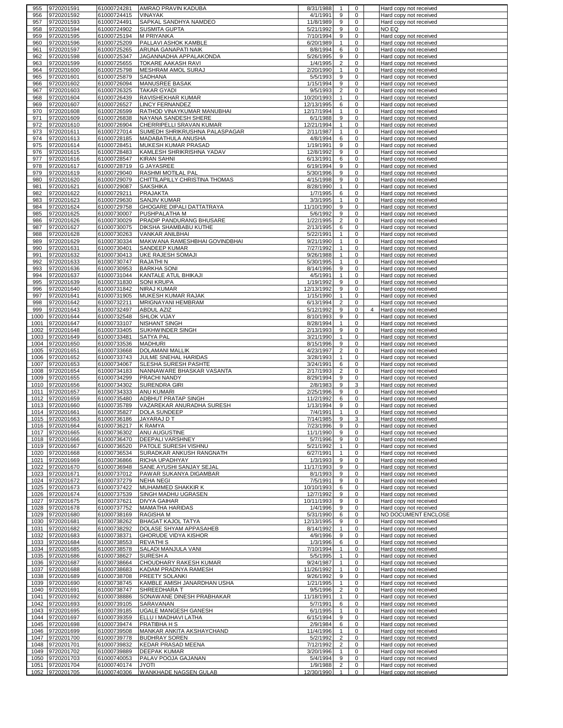| | | | | | | | | |
|---|---|---|---|---|---|---|---|---|
| 955 | 9720201591 | 61000724281 | AMRAO PRAVIN KADUBA | 8/31/1988 | 1 | 0 | | Hard copy not received |
| 956 | 9720201592 | 61000724415 | VINAYAK | 4/1/1991 | 9 | 0 | | Hard copy not received |
| 957 | 9720201593 | 61000724491 | SAPKAL SANDHYA NAMDEO | 11/8/1989 | 9 | 0 | | Hard copy not received |
| 958 | 9720201594 | 61000724902 | SUSMITA GUPTA | 5/21/1992 | 9 | 0 | | NO EQ |
| 959 | 9720201595 | 61000725194 | M PRIYANKA | 7/10/1994 | 9 | 0 | | Hard copy not received |
| 960 | 9720201596 | 61000725209 | PALLAVI ASHOK KAMBLE | 6/20/1989 | 1 | 0 | | Hard copy not received |
| 961 | 9720201597 | 61000725265 | ARUNA GANAPATI NAIK | 8/8/1994 | 6 | 0 | | Hard copy not received |
| 962 | 9720201598 | 61000725347 | JAGANNADHA APPALAKONDA | 5/26/1995 | 9 | 0 | | Hard copy not received |
| 963 | 9720201599 | 61000725655 | TOKARE AAKASH RAVI | 1/4/1995 | 2 | 0 | | Hard copy not received |
| 964 | 9720201600 | 61000725798 | MESHRAM AMOL SURAJ | 2/20/1990 | 1 | 0 | | Hard copy not received |
| 965 | 9720201601 | 61000725879 | SADHANA | 5/5/1993 | 9 | 0 | | Hard copy not received |
| 966 | 9720201602 | 61000726094 | MANUSREE BASAK | 1/15/1994 | 9 | 0 | | Hard copy not received |
| 967 | 9720201603 | 61000726325 | TAKAR GYADI | 9/5/1993 | 2 | 0 | | Hard copy not received |
| 968 | 9720201604 | 61000726439 | RAVISHEKHAR KUMAR | 10/20/1993 | 1 | 0 | | Hard copy not received |
| 969 | 9720201607 | 61000726527 | LINCY FERNANDEZ | 12/13/1995 | 6 | 0 | | Hard copy not received |
| 970 | 9720201608 | 61000726599 | RATHOD VINAYKUMAR MANUBHAI | 12/17/1994 | 1 | 0 | | Hard copy not received |
| 971 | 9720201609 | 61000726838 | NAYANA SANDESH SHERE | 6/1/1988 | 9 | 0 | | Hard copy not received |
| 972 | 9720201610 | 61000726904 | CHERRIPELLI SRAVAN KUMAR | 12/21/1994 | 1 | 0 | | Hard copy not received |
| 973 | 9720201611 | 61000727014 | SUMEDH SHRIKRUSHNA PALASPAGAR | 2/11/1987 | 1 | 0 | | Hard copy not received |
| 974 | 9720201613 | 61000728185 | MADABATHULA ANUSHA | 4/8/1994 | 6 | 0 | | Hard copy not received |
| 975 | 9720201614 | 61000728451 | MUKESH KUMAR PRASAD | 1/19/1991 | 9 | 0 | | Hard copy not received |
| 976 | 9720201615 | 61000728483 | KAMLESH SHRIKRISHNA YADAV | 12/8/1992 | 9 | 0 | | Hard copy not received |
| 977 | 9720201616 | 61000728547 | KIRAN SAHNI | 6/13/1991 | 6 | 0 | | Hard copy not received |
| 978 | 9720201617 | 61000728719 | G JAYASREE | 6/19/1994 | 9 | 0 | | Hard copy not received |
| 979 | 9720201619 | 61000729040 | RASHMI MOTILAL PAL | 5/30/1996 | 9 | 0 | | Hard copy not received |
| 980 | 9720201620 | 61000729079 | CHITTILAPILLY CHRISTINA THOMAS | 4/15/1998 | 9 | 0 | | Hard copy not received |
| 981 | 9720201621 | 61000729087 | SAKSHIKA | 8/28/1990 | 1 | 0 | | Hard copy not received |
| 982 | 9720201622 | 61000729211 | PRAJAKTA | 1/7/1995 | 6 | 0 | | Hard copy not received |
| 983 | 9720201623 | 61000729630 | SANJIV KUMAR | 3/3/1995 | 1 | 0 | | Hard copy not received |
| 984 | 9720201624 | 61000729758 | GHOGARE DIPALI DATTATRAYA | 11/10/1990 | 9 | 0 | | Hard copy not received |
| 985 | 9720201625 | 61000730007 | PUSHPALATHA M | 5/6/1992 | 9 | 0 | | Hard copy not received |
| 986 | 9720201626 | 61000730029 | PRADIP PANDURANG BHUSARE | 1/22/1995 | 2 | 0 | | Hard copy not received |
| 987 | 9720201627 | 61000730075 | DIKSHA SHAMBABU KUTHE | 2/13/1995 | 6 | 0 | | Hard copy not received |
| 988 | 9720201628 | 61000730263 | VANKAR ANILBHAI | 5/22/1991 | 1 | 0 | | Hard copy not received |
| 989 | 9720201629 | 61000730334 | MAKWANA RAMESHBHAI GOVINDBHAI | 9/21/1990 | 1 | 0 | | Hard copy not received |
| 990 | 9720201631 | 61000730401 | SANDEEP KUMAR | 7/27/1992 | 1 | 0 | | Hard copy not received |
| 991 | 9720201632 | 61000730413 | UKE RAJESH SOMAJI | 9/26/1988 | 1 | 0 | | Hard copy not received |
| 992 | 9720201633 | 61000730747 | RAJATHI N | 5/30/1995 | 1 | 0 | | Hard copy not received |
| 993 | 9720201636 | 61000730953 | BARKHA SONI | 8/14/1996 | 9 | 0 | | Hard copy not received |
| 994 | 9720201637 | 61000731044 | KANTALE ATUL BHIKAJI | 4/5/1991 | 1 | 0 | | Hard copy not received |
| 995 | 9720201639 | 61000731830 | SONI KRUPA | 1/19/1992 | 9 | 0 | | Hard copy not received |
| 996 | 9720201640 | 61000731842 | NIRAJ KUMAR | 12/13/1992 | 9 | 0 | | Hard copy not received |
| 997 | 9720201641 | 61000731905 | MUKESH KUMAR RAJAK | 1/15/1990 | 1 | 0 | | Hard copy not received |
| 998 | 9720201642 | 61000732211 | MRIGNAYANI HEMBRAM | 6/13/1994 | 2 | 0 | | Hard copy not received |
| 999 | 9720201643 | 61000732497 | ABDUL AZIZ | 5/12/1992 | 9 | 0 | 4 | Hard copy not received |
| 1000 | 9720201644 | 61000732548 | SHLOK VIJAY | 8/10/1993 | 9 | 0 | | Hard copy not received |
| 1001 | 9720201647 | 61000733107 | NISHANT SINGH | 8/28/1994 | 1 | 0 | | Hard copy not received |
| 1002 | 9720201648 | 61000733405 | SUKHWINDER SINGH | 2/13/1993 | 9 | 0 | | Hard copy not received |
| 1003 | 9720201649 | 61000733481 | SATYA PAL | 3/21/1990 | 1 | 0 | | Hard copy not received |
| 1004 | 9720201650 | 61000733536 | MADHURI | 8/15/1996 | 9 | 0 | | Hard copy not received |
| 1005 | 9720201651 | 61000733668 | DOLAMANI MALLIK | 4/23/1997 | 2 | 0 | | Hard copy not received |
| 1006 | 9720201652 | 61000733743 | JULME SNEHAL HARIDAS | 3/28/1993 | 1 | 0 | | Hard copy not received |
| 1007 | 9720201653 | 61000734067 | SLESHA SURESH PASHTE | 3/24/1991 | 6 | 0 | | Hard copy not received |
| 1008 | 9720201654 | 61000734183 | NANNAWARE BHASKAR VASANTA | 2/17/1993 | 2 | 0 | | Hard copy not received |
| 1009 | 9720201655 | 61000734299 | PRACHI NANDY | 8/29/1994 | 9 | 0 | | Hard copy not received |
| 1010 | 9720201656 | 61000734302 | SURENDRA GIRI | 2/8/1983 | 9 | 3 | | Hard copy not received |
| 1011 | 9720201657 | 61000734333 | ANU KUMARI | 2/25/1996 | 9 | 0 | | Hard copy not received |
| 1012 | 9720201659 | 61000735480 | ADBHUT PRATAP SINGH | 11/2/1992 | 6 | 0 | | Hard copy not received |
| 1013 | 9720201660 | 61000735789 | VAZAREKAR ANURADHA SURESH | 1/13/1994 | 9 | 0 | | Hard copy not received |
| 1014 | 9720201661 | 61000735827 | DOLA SUNDEEP | 7/4/1991 | 1 | 0 | | Hard copy not received |
| 1015 | 9720201663 | 61000736186 | JAYARAJ D T | 7/14/1985 | 9 | 3 | | Hard copy not received |
| 1016 | 9720201664 | 61000736217 | K RAMYA | 7/23/1996 | 9 | 0 | | Hard copy not received |
| 1017 | 9720201665 | 61000736302 | ANU AUGUSTINE | 11/1/1990 | 9 | 0 | | Hard copy not received |
| 1018 | 9720201666 | 61000736470 | DEEPALI VARSHNEY | 5/7/1996 | 9 | 0 | | Hard copy not received |
| 1019 | 9720201667 | 61000736520 | PATOLE SURESH VISHNU | 5/21/1992 | 1 | 0 | | Hard copy not received |
| 1020 | 9720201668 | 61000736534 | SURADKAR ANKUSH RANGNATH | 6/27/1991 | 1 | 0 | | Hard copy not received |
| 1021 | 9720201669 | 61000736866 | RICHA UPADHYAY | 1/3/1993 | 9 | 0 | | Hard copy not received |
| 1022 | 9720201670 | 61000736948 | SANE AYUSHI SANJAY SEJAL | 11/17/1993 | 9 | 0 | | Hard copy not received |
| 1023 | 9720201671 | 61000737012 | PAWAR SUKANYA DIGAMBAR | 8/1/1993 | 9 | 0 | | Hard copy not received |
| 1024 | 9720201672 | 61000737279 | NEHA NEGI | 7/5/1991 | 9 | 0 | | Hard copy not received |
| 1025 | 9720201673 | 61000737422 | MUHAMMED SHAKKIR K | 10/10/1993 | 6 | 0 | | Hard copy not received |
| 1026 | 9720201674 | 61000737539 | SINGH MADHU UGRASEN | 12/7/1992 | 9 | 0 | | Hard copy not received |
| 1027 | 9720201675 | 61000737621 | DIVYA GAIHAR | 10/11/1993 | 9 | 0 | | Hard copy not received |
| 1028 | 9720201678 | 61000737752 | MAMATHA HARIDAS | 1/4/1996 | 9 | 0 | | Hard copy not received |
| 1029 | 9720201680 | 61000738169 | RAGISHA M | 5/31/1990 | 6 | 0 | | NO DOCUMENT ENCLOSE |
| 1030 | 9720201681 | 61000738262 | BHAGAT KAJOL TATYA | 12/13/1995 | 9 | 0 | | Hard copy not received |
| 1031 | 9720201682 | 61000738292 | DOLASE SHYAM APPASAHEB | 8/14/1992 | 1 | 0 | | Hard copy not received |
| 1032 | 9720201683 | 61000738371 | GHORUDE VIDYA KISHOR | 4/9/1996 | 9 | 0 | | Hard copy not received |
| 1033 | 9720201684 | 61000738553 | REVATHI S | 1/3/1996 | 6 | 0 | | Hard copy not received |
| 1034 | 9720201685 | 61000738578 | SALADI MANJULA VANI | 7/10/1994 | 1 | 0 | | Hard copy not received |
| 1035 | 9720201686 | 61000738627 | SURESH A | 5/5/1995 | 1 | 0 | | Hard copy not received |
| 1036 | 9720201687 | 61000738664 | CHOUDHARY RAKESH KUMAR | 9/24/1987 | 1 | 0 | | Hard copy not received |
| 1037 | 9720201688 | 61000738683 | KADAM PRADNYA RAMESH | 11/26/1992 | 1 | 0 | | Hard copy not received |
| 1038 | 9720201689 | 61000738708 | PREETY SOLANKI | 9/26/1992 | 9 | 0 | | Hard copy not received |
| 1039 | 9720201690 | 61000738745 | KAMBLE AMISH JANARDHAN USHA | 1/21/1995 | 1 | 0 | | Hard copy not received |
| 1040 | 9720201691 | 61000738747 | SHREEDHARA T | 9/5/1996 | 2 | 0 | | Hard copy not received |
| 1041 | 9720201692 | 61000738886 | SONAWANE DINESH PRABHAKAR | 11/18/1991 | 1 | 0 | | Hard copy not received |
| 1042 | 9720201693 | 61000739105 | SARAVANAN | 5/7/1991 | 6 | 0 | | Hard copy not received |
| 1043 | 9720201695 | 61000739185 | UGALE MANGESH GANESH | 6/1/1995 | 1 | 0 | | Hard copy not received |
| 1044 | 9720201697 | 61000739359 | ELLU I MADHAVI LATHA | 6/15/1994 | 9 | 0 | | Hard copy not received |
| 1045 | 9720201698 | 61000739474 | PRATIBHA H S | 2/9/1984 | 6 | 0 | | Hard copy not received |
| 1046 | 9720201699 | 61000739508 | MANKAR ANKITA AKSHAYCHAND | 11/4/1996 | 1 | 0 | | Hard copy not received |
| 1047 | 9720201700 | 61000739778 | BUDHRAY SOREN | 5/2/1992 | 2 | 0 | | Hard copy not received |
| 1048 | 9720201701 | 61000739832 | KEDAR PRASAD MEENA | 7/12/1992 | 2 | 0 | | Hard copy not received |
| 1049 | 9720201702 | 61000739889 | DEEPAK KUMAR | 3/20/1996 | 1 | 0 | | Hard copy not received |
| 1050 | 9720201703 | 61000740053 | PALAV POOJA GAJANAN | 5/4/1994 | 9 | 0 | | Hard copy not received |
| 1051 | 9720201704 | 61000740174 | JYOTI | 1/9/1988 | 2 | 0 | | Hard copy not received |
| 1052 | 9720201705 | 61000740306 | WANKHADE NAGSEN GULAB | 12/30/1990 | 1 | 0 | | Hard copy not received |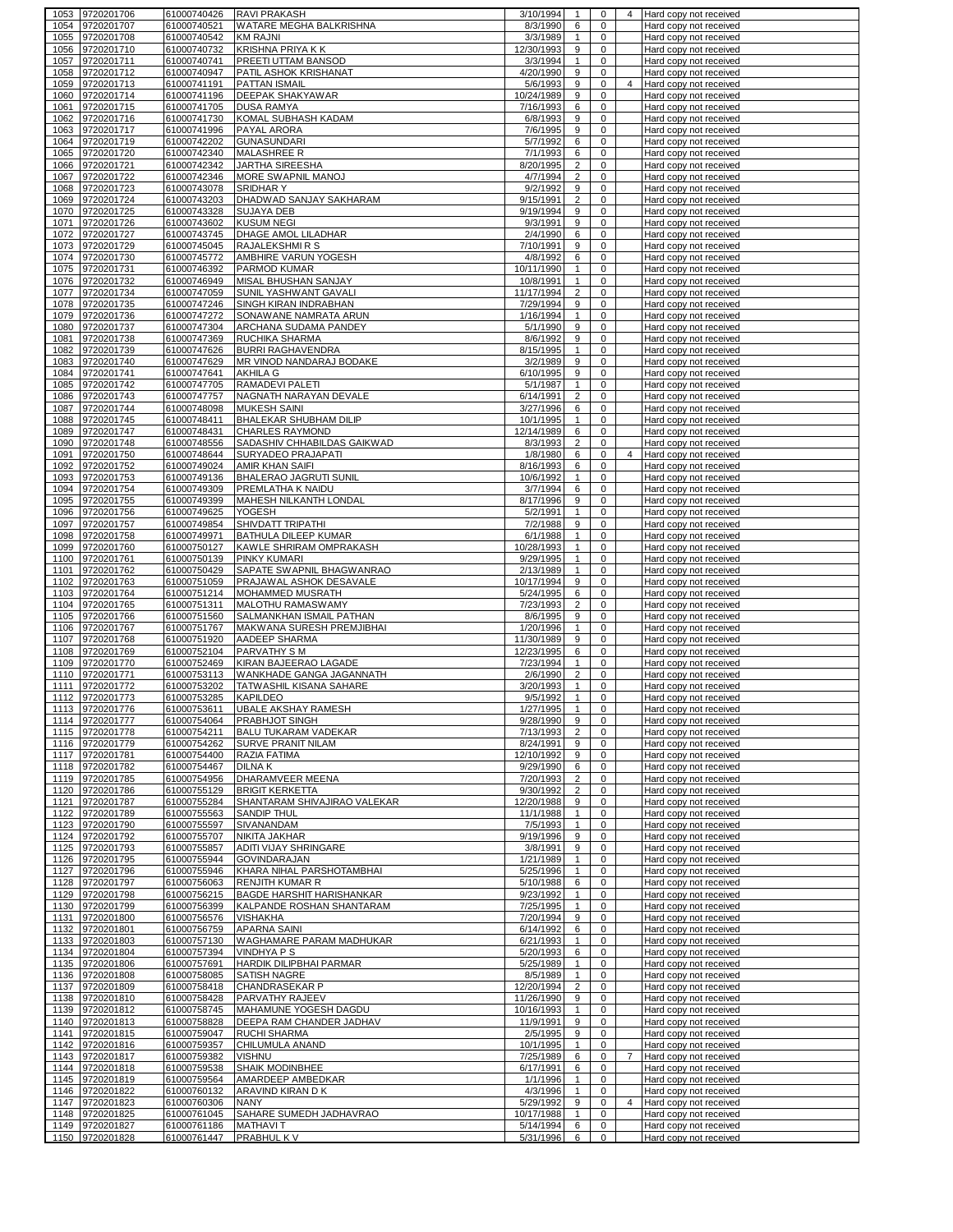| | | | | | | | | |
|---|---|---|---|---|---|---|---|---|
| 1053 | 9720201706 | 61000740426 | RAVI PRAKASH | 3/10/1994 | 1 | 0 | 4 | Hard copy not received |
| 1054 | 9720201707 | 61000740521 | WATARE MEGHA BALKRISHNA | 8/3/1990 | 6 | 0 | | Hard copy not received |
| 1055 | 9720201708 | 61000740542 | KM RAJNI | 3/3/1989 | 1 | 0 | | Hard copy not received |
| 1056 | 9720201710 | 61000740732 | KRISHNA PRIYA K K | 12/30/1993 | 9 | 0 | | Hard copy not received |
| 1057 | 9720201711 | 61000740741 | PREETI UTTAM BANSOD | 3/3/1994 | 1 | 0 | | Hard copy not received |
| 1058 | 9720201712 | 61000740947 | PATIL ASHOK KRISHANAT | 4/20/1990 | 9 | 0 | | Hard copy not received |
| 1059 | 9720201713 | 61000741191 | PATTAN ISMAIL | 5/6/1993 | 9 | 0 | 4 | Hard copy not received |
| 1060 | 9720201714 | 61000741196 | DEEPAK SHAKYAWAR | 10/24/1989 | 9 | 0 | | Hard copy not received |
| 1061 | 9720201715 | 61000741705 | DUSA RAMYA | 7/16/1993 | 6 | 0 | | Hard copy not received |
| 1062 | 9720201716 | 61000741730 | KOMAL SUBHASH KADAM | 6/8/1993 | 9 | 0 | | Hard copy not received |
| 1063 | 9720201717 | 61000741996 | PAYAL ARORA | 7/6/1995 | 9 | 0 | | Hard copy not received |
| 1064 | 9720201719 | 61000742202 | GUNASUNDARI | 5/7/1992 | 6 | 0 | | Hard copy not received |
| 1065 | 9720201720 | 61000742340 | MALASHREE R | 7/1/1993 | 6 | 0 | | Hard copy not received |
| 1066 | 9720201721 | 61000742342 | JARTHA SIREESHA | 8/20/1995 | 2 | 0 | | Hard copy not received |
| 1067 | 9720201722 | 61000742346 | MORE SWAPNIL MANOJ | 4/7/1994 | 2 | 0 | | Hard copy not received |
| 1068 | 9720201723 | 61000743078 | SRIDHAR Y | 9/2/1992 | 9 | 0 | | Hard copy not received |
| 1069 | 9720201724 | 61000743203 | DHADWAD SANJAY SAKHARAM | 9/15/1991 | 2 | 0 | | Hard copy not received |
| 1070 | 9720201725 | 61000743328 | SUJAYA DEB | 9/19/1994 | 9 | 0 | | Hard copy not received |
| 1071 | 9720201726 | 61000743602 | KUSUM NEGI | 9/3/1991 | 9 | 0 | | Hard copy not received |
| 1072 | 9720201727 | 61000743745 | DHAGE AMOL LILADHAR | 2/4/1990 | 6 | 0 | | Hard copy not received |
| 1073 | 9720201729 | 61000745045 | RAJALEKSHMI R S | 7/10/1991 | 9 | 0 | | Hard copy not received |
| 1074 | 9720201730 | 61000745772 | AMBHIRE VARUN YOGESH | 4/8/1992 | 6 | 0 | | Hard copy not received |
| 1075 | 9720201731 | 61000746392 | PARMOD KUMAR | 10/11/1990 | 1 | 0 | | Hard copy not received |
| 1076 | 9720201732 | 61000746949 | MISAL BHUSHAN SANJAY | 10/8/1991 | 1 | 0 | | Hard copy not received |
| 1077 | 9720201734 | 61000747059 | SUNIL YASHWANT GAVALI | 11/17/1994 | 2 | 0 | | Hard copy not received |
| 1078 | 9720201735 | 61000747246 | SINGH KIRAN INDRABHAN | 7/29/1994 | 9 | 0 | | Hard copy not received |
| 1079 | 9720201736 | 61000747272 | SONAWANE NAMRATA ARUN | 1/16/1994 | 1 | 0 | | Hard copy not received |
| 1080 | 9720201737 | 61000747304 | ARCHANA SUDAMA PANDEY | 5/1/1990 | 9 | 0 | | Hard copy not received |
| 1081 | 9720201738 | 61000747369 | RUCHIKA SHARMA | 8/6/1992 | 9 | 0 | | Hard copy not received |
| 1082 | 9720201739 | 61000747626 | BURRI RAGHAVENDRA | 8/15/1995 | 1 | 0 | | Hard copy not received |
| 1083 | 9720201740 | 61000747629 | MR VINOD NANDARAJ BODAKE | 3/2/1989 | 9 | 0 | | Hard copy not received |
| 1084 | 9720201741 | 61000747641 | AKHILA G | 6/10/1995 | 9 | 0 | | Hard copy not received |
| 1085 | 9720201742 | 61000747705 | RAMADEVI PALETI | 5/1/1987 | 1 | 0 | | Hard copy not received |
| 1086 | 9720201743 | 61000747757 | NAGNATH NARAYAN DEVALE | 6/14/1991 | 2 | 0 | | Hard copy not received |
| 1087 | 9720201744 | 61000748098 | MUKESH SAINI | 3/27/1996 | 6 | 0 | | Hard copy not received |
| 1088 | 9720201745 | 61000748411 | BHALEKAR SHUBHAM DILIP | 10/1/1995 | 1 | 0 | | Hard copy not received |
| 1089 | 9720201747 | 61000748431 | CHARLES RAYMOND | 12/14/1989 | 6 | 0 | | Hard copy not received |
| 1090 | 9720201748 | 61000748556 | SADASHIV CHHABILDAS GAIKWAD | 8/3/1993 | 2 | 0 | | Hard copy not received |
| 1091 | 9720201750 | 61000748644 | SURYADEO PRAJAPATI | 1/8/1980 | 6 | 0 | 4 | Hard copy not received |
| 1092 | 9720201752 | 61000749024 | AMIR KHAN SAIFI | 8/16/1993 | 6 | 0 | | Hard copy not received |
| 1093 | 9720201753 | 61000749136 | BHALERAO JAGRUTI SUNIL | 10/6/1992 | 1 | 0 | | Hard copy not received |
| 1094 | 9720201754 | 61000749309 | PREMLATHA K NAIDU | 3/7/1994 | 6 | 0 | | Hard copy not received |
| 1095 | 9720201755 | 61000749399 | MAHESH NILKANTH LONDAL | 8/17/1996 | 9 | 0 | | Hard copy not received |
| 1096 | 9720201756 | 61000749625 | YOGESH | 5/2/1991 | 1 | 0 | | Hard copy not received |
| 1097 | 9720201757 | 61000749854 | SHIVDATT TRIPATHI | 7/2/1988 | 9 | 0 | | Hard copy not received |
| 1098 | 9720201758 | 61000749971 | BATHULA DILEEP KUMAR | 6/1/1988 | 1 | 0 | | Hard copy not received |
| 1099 | 9720201760 | 61000750127 | KAWLE SHRIRAM OMPRAKASH | 10/28/1993 | 1 | 0 | | Hard copy not received |
| 1100 | 9720201761 | 61000750139 | PINKY KUMARI | 9/29/1995 | 1 | 0 | | Hard copy not received |
| 1101 | 9720201762 | 61000750429 | SAPATE SWAPNIL BHAGWANRAO | 2/13/1989 | 1 | 0 | | Hard copy not received |
| 1102 | 9720201763 | 61000751059 | PRAJAWAL ASHOK DESAVALE | 10/17/1994 | 9 | 0 | | Hard copy not received |
| 1103 | 9720201764 | 61000751214 | MOHAMMED MUSRATH | 5/24/1995 | 6 | 0 | | Hard copy not received |
| 1104 | 9720201765 | 61000751311 | MALOTHU RAMASWAMY | 7/23/1993 | 2 | 0 | | Hard copy not received |
| 1105 | 9720201766 | 61000751560 | SALMANKHAN ISMAIL PATHAN | 8/6/1995 | 9 | 0 | | Hard copy not received |
| 1106 | 9720201767 | 61000751767 | MAKWANA SURESH PREMJIBHAI | 1/20/1996 | 1 | 0 | | Hard copy not received |
| 1107 | 9720201768 | 61000751920 | AADEEP SHARMA | 11/30/1989 | 9 | 0 | | Hard copy not received |
| 1108 | 9720201769 | 61000752104 | PARVATHY S M | 12/23/1995 | 6 | 0 | | Hard copy not received |
| 1109 | 9720201770 | 61000752469 | KIRAN BAJEERAO LAGADE | 7/23/1994 | 1 | 0 | | Hard copy not received |
| 1110 | 9720201771 | 61000753113 | WANKHADE GANGA JAGANNATH | 2/6/1990 | 2 | 0 | | Hard copy not received |
| 1111 | 9720201772 | 61000753202 | TATWASHIL KISANA SAHARE | 3/20/1993 | 1 | 0 | | Hard copy not received |
| 1112 | 9720201773 | 61000753285 | KAPILDEO | 9/5/1992 | 1 | 0 | | Hard copy not received |
| 1113 | 9720201776 | 61000753611 | UBALE AKSHAY RAMESH | 1/27/1995 | 1 | 0 | | Hard copy not received |
| 1114 | 9720201777 | 61000754064 | PRABHJOT SINGH | 9/28/1990 | 9 | 0 | | Hard copy not received |
| 1115 | 9720201778 | 61000754211 | BALU TUKARAM VADEKAR | 7/13/1993 | 2 | 0 | | Hard copy not received |
| 1116 | 9720201779 | 61000754262 | SURVE PRANIT NILAM | 8/24/1991 | 9 | 0 | | Hard copy not received |
| 1117 | 9720201781 | 61000754400 | RAZIA FATIMA | 12/10/1992 | 9 | 0 | | Hard copy not received |
| 1118 | 9720201782 | 61000754467 | DILNA K | 9/29/1990 | 6 | 0 | | Hard copy not received |
| 1119 | 9720201785 | 61000754956 | DHARAMVEER MEENA | 7/20/1993 | 2 | 0 | | Hard copy not received |
| 1120 | 9720201786 | 61000755129 | BRIGIT KERKETTA | 9/30/1992 | 2 | 0 | | Hard copy not received |
| 1121 | 9720201787 | 61000755284 | SHANTARAM SHIVAJIRAO VALEKAR | 12/20/1988 | 9 | 0 | | Hard copy not received |
| 1122 | 9720201789 | 61000755563 | SANDIP THUL | 11/1/1988 | 1 | 0 | | Hard copy not received |
| 1123 | 9720201790 | 61000755597 | SIVANANDAM | 7/5/1993 | 1 | 0 | | Hard copy not received |
| 1124 | 9720201792 | 61000755707 | NIKITA JAKHAR | 9/19/1996 | 9 | 0 | | Hard copy not received |
| 1125 | 9720201793 | 61000755857 | ADITI VIJAY SHRINGARE | 3/8/1991 | 9 | 0 | | Hard copy not received |
| 1126 | 9720201795 | 61000755944 | GOVINDARAJAN | 1/21/1989 | 1 | 0 | | Hard copy not received |
| 1127 | 9720201796 | 61000755946 | KHARA NIHAL PARSHOTAMBHAI | 5/25/1996 | 1 | 0 | | Hard copy not received |
| 1128 | 9720201797 | 61000756063 | RENJITH KUMAR R | 5/10/1988 | 6 | 0 | | Hard copy not received |
| 1129 | 9720201798 | 61000756215 | BAGDE HARSHIT HARISHANKAR | 9/23/1992 | 1 | 0 | | Hard copy not received |
| 1130 | 9720201799 | 61000756399 | KALPANDE ROSHAN SHANTARAM | 7/25/1995 | 1 | 0 | | Hard copy not received |
| 1131 | 9720201800 | 61000756576 | VISHAKHA | 7/20/1994 | 9 | 0 | | Hard copy not received |
| 1132 | 9720201801 | 61000756759 | APARNA SAINI | 6/14/1992 | 6 | 0 | | Hard copy not received |
| 1133 | 9720201803 | 61000757130 | WAGHAMARE PARAM MADHUKAR | 6/21/1993 | 1 | 0 | | Hard copy not received |
| 1134 | 9720201804 | 61000757394 | VINDHYA P S | 5/20/1993 | 6 | 0 | | Hard copy not received |
| 1135 | 9720201806 | 61000757691 | HARDIK DILIPBHAI PARMAR | 5/25/1989 | 1 | 0 | | Hard copy not received |
| 1136 | 9720201808 | 61000758085 | SATISH NAGRE | 8/5/1989 | 1 | 0 | | Hard copy not received |
| 1137 | 9720201809 | 61000758418 | CHANDRASEKAR P | 12/20/1994 | 2 | 0 | | Hard copy not received |
| 1138 | 9720201810 | 61000758428 | PARVATHY RAJEEV | 11/26/1990 | 9 | 0 | | Hard copy not received |
| 1139 | 9720201812 | 61000758745 | MAHAMUNE YOGESH DAGDU | 10/16/1993 | 1 | 0 | | Hard copy not received |
| 1140 | 9720201813 | 61000758828 | DEEPA RAM CHANDER JADHAV | 11/9/1991 | 9 | 0 | | Hard copy not received |
| 1141 | 9720201815 | 61000759047 | RUCHI SHARMA | 2/5/1995 | 9 | 0 | | Hard copy not received |
| 1142 | 9720201816 | 61000759357 | CHILUMULA ANAND | 10/1/1995 | 1 | 0 | | Hard copy not received |
| 1143 | 9720201817 | 61000759382 | VISHNU | 7/25/1989 | 6 | 0 | 7 | Hard copy not received |
| 1144 | 9720201818 | 61000759538 | SHAIK MODINBHEE | 6/17/1991 | 6 | 0 | | Hard copy not received |
| 1145 | 9720201819 | 61000759564 | AMARDEEP AMBEDKAR | 1/1/1996 | 1 | 0 | | Hard copy not received |
| 1146 | 9720201822 | 61000760132 | ARAVIND KIRAN D K | 4/3/1996 | 1 | 0 | | Hard copy not received |
| 1147 | 9720201823 | 61000760306 | NANY | 5/29/1992 | 9 | 0 | 4 | Hard copy not received |
| 1148 | 9720201825 | 61000761045 | SAHARE SUMEDH JADHAVRAO | 10/17/1988 | 1 | 0 | | Hard copy not received |
| 1149 | 9720201827 | 61000761186 | MATHAVI T | 5/14/1994 | 6 | 0 | | Hard copy not received |
| 1150 | 9720201828 | 61000761447 | PRABHUL K V | 5/31/1996 | 6 | 0 | | Hard copy not received |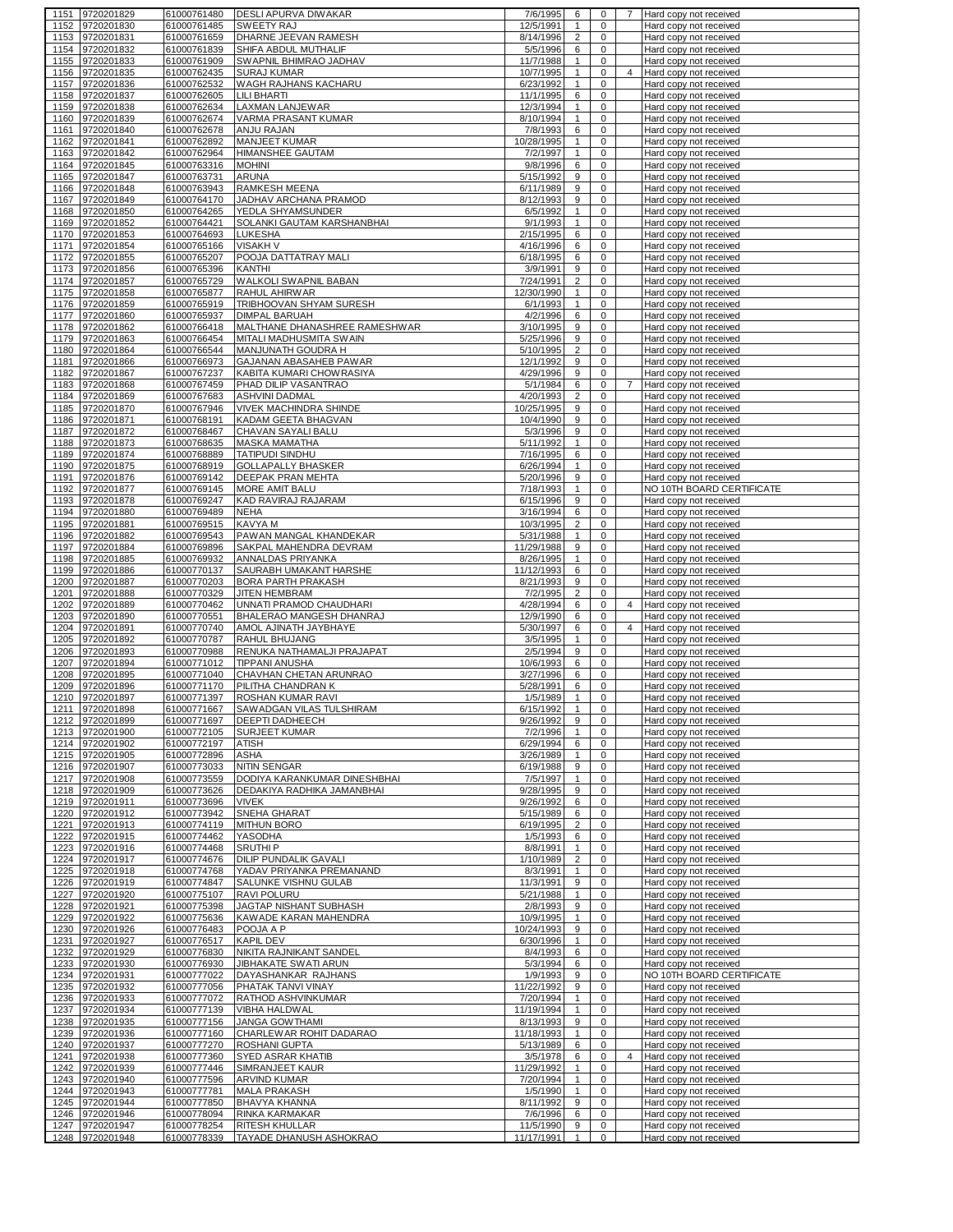| | | | | | | | | |
|---|---|---|---|---|---|---|---|---|
| 1151 | 9720201829 | 61000761480 | DESLI APURVA DIWAKAR | 7/6/1995 | 6 | 0 | 7 | Hard copy not received |
| 1152 | 9720201830 | 61000761485 | SWEETY RAJ | 12/5/1991 | 1 | 0 | | Hard copy not received |
| 1153 | 9720201831 | 61000761659 | DHARNE JEEVAN RAMESH | 8/14/1996 | 2 | 0 | | Hard copy not received |
| 1154 | 9720201832 | 61000761839 | SHIFA ABDUL MUTHALIF | 5/5/1996 | 6 | 0 | | Hard copy not received |
| 1155 | 9720201833 | 61000761909 | SWAPNIL BHIMRAO JADHAV | 11/7/1988 | 1 | 0 | | Hard copy not received |
| 1156 | 9720201835 | 61000762435 | SURAJ KUMAR | 10/7/1995 | 1 | 0 | 4 | Hard copy not received |
| 1157 | 9720201836 | 61000762532 | WAGH RAJHANS KACHARU | 6/23/1992 | 1 | 0 | | Hard copy not received |
| 1158 | 9720201837 | 61000762605 | LILI BHARTI | 11/1/1995 | 6 | 0 | | Hard copy not received |
| 1159 | 9720201838 | 61000762634 | LAXMAN LANJEWAR | 12/3/1994 | 1 | 0 | | Hard copy not received |
| 1160 | 9720201839 | 61000762674 | VARMA PRASANT KUMAR | 8/10/1994 | 1 | 0 | | Hard copy not received |
| 1161 | 9720201840 | 61000762678 | ANJU RAJAN | 7/8/1993 | 6 | 0 | | Hard copy not received |
| 1162 | 9720201841 | 61000762892 | MANJEET KUMAR | 10/28/1995 | 1 | 0 | | Hard copy not received |
| 1163 | 9720201842 | 61000762964 | HIMANSHEE GAUTAM | 7/2/1997 | 1 | 0 | | Hard copy not received |
| 1164 | 9720201845 | 61000763316 | MOHINI | 9/8/1996 | 6 | 0 | | Hard copy not received |
| 1165 | 9720201847 | 61000763731 | ARUNA | 5/15/1992 | 9 | 0 | | Hard copy not received |
| 1166 | 9720201848 | 61000763943 | RAMKESH MEENA | 6/11/1989 | 9 | 0 | | Hard copy not received |
| 1167 | 9720201849 | 61000764170 | JADHAV ARCHANA PRAMOD | 8/12/1993 | 9 | 0 | | Hard copy not received |
| 1168 | 9720201850 | 61000764265 | YEDLA SHYAMSUNDER | 6/5/1992 | 1 | 0 | | Hard copy not received |
| 1169 | 9720201852 | 61000764421 | SOLANKI GAUTAM KARSHANBHAI | 9/1/1993 | 1 | 0 | | Hard copy not received |
| 1170 | 9720201853 | 61000764693 | LUKESHA | 2/15/1995 | 6 | 0 | | Hard copy not received |
| 1171 | 9720201854 | 61000765166 | VISAKH V | 4/16/1996 | 6 | 0 | | Hard copy not received |
| 1172 | 9720201855 | 61000765207 | POOJA DATTATRAY MALI | 6/18/1995 | 6 | 0 | | Hard copy not received |
| 1173 | 9720201856 | 61000765396 | KANTHI | 3/9/1991 | 9 | 0 | | Hard copy not received |
| 1174 | 9720201857 | 61000765729 | WALKOLI SWAPNIL BABAN | 7/24/1991 | 2 | 0 | | Hard copy not received |
| 1175 | 9720201858 | 61000765877 | RAHUL AHIRWAR | 12/30/1990 | 1 | 0 | | Hard copy not received |
| 1176 | 9720201859 | 61000765919 | TRIBHOOVAN SHYAM SURESH | 6/1/1993 | 1 | 0 | | Hard copy not received |
| 1177 | 9720201860 | 61000765937 | DIMPAL BARUAH | 4/2/1996 | 6 | 0 | | Hard copy not received |
| 1178 | 9720201862 | 61000766418 | MALTHANE DHANASHREE RAMESHWAR | 3/10/1995 | 9 | 0 | | Hard copy not received |
| 1179 | 9720201863 | 61000766454 | MITALI MADHUSMITA SWAIN | 5/25/1996 | 9 | 0 | | Hard copy not received |
| 1180 | 9720201864 | 61000766544 | MANJUNATH GOUDRA H | 5/10/1995 | 2 | 0 | | Hard copy not received |
| 1181 | 9720201866 | 61000766973 | GAJANAN ABASAHEB PAWAR | 12/1/1992 | 9 | 0 | | Hard copy not received |
| 1182 | 9720201867 | 61000767237 | KABITA KUMARI CHOWRASIYA | 4/29/1996 | 9 | 0 | | Hard copy not received |
| 1183 | 9720201868 | 61000767459 | PHAD DILIP VASANTRAO | 5/1/1984 | 6 | 0 | 7 | Hard copy not received |
| 1184 | 9720201869 | 61000767683 | ASHVINI DADMAL | 4/20/1993 | 2 | 0 | | Hard copy not received |
| 1185 | 9720201870 | 61000767946 | VIVEK MACHINDRA SHINDE | 10/25/1995 | 9 | 0 | | Hard copy not received |
| 1186 | 9720201871 | 61000768191 | KADAM GEETA BHAGVAN | 10/4/1990 | 9 | 0 | | Hard copy not received |
| 1187 | 9720201872 | 61000768467 | CHAVAN SAYALI BALU | 5/3/1996 | 9 | 0 | | Hard copy not received |
| 1188 | 9720201873 | 61000768635 | MASKA MAMATHA | 5/11/1992 | 1 | 0 | | Hard copy not received |
| 1189 | 9720201874 | 61000768889 | TATIPUDI SINDHU | 7/16/1995 | 6 | 0 | | Hard copy not received |
| 1190 | 9720201875 | 61000768919 | GOLLAPALLY BHASKER | 6/26/1994 | 1 | 0 | | Hard copy not received |
| 1191 | 9720201876 | 61000769142 | DEEPAK PRAN MEHTA | 5/20/1996 | 9 | 0 | | Hard copy not received |
| 1192 | 9720201877 | 61000769145 | MORE AMIT BALU | 7/18/1993 | 1 | 0 | | NO 10TH BOARD CERTIFICATE |
| 1193 | 9720201878 | 61000769247 | KAD RAVIRAJ RAJARAM | 6/15/1996 | 9 | 0 | | Hard copy not received |
| 1194 | 9720201880 | 61000769489 | NEHA | 3/16/1994 | 6 | 0 | | Hard copy not received |
| 1195 | 9720201881 | 61000769515 | KAVYA M | 10/3/1995 | 2 | 0 | | Hard copy not received |
| 1196 | 9720201882 | 61000769543 | PAWAN MANGAL KHANDEKAR | 5/31/1988 | 1 | 0 | | Hard copy not received |
| 1197 | 9720201884 | 61000769896 | SAKPAL MAHENDRA DEVRAM | 11/29/1988 | 9 | 0 | | Hard copy not received |
| 1198 | 9720201885 | 61000769932 | ANNALDAS PRIYANKA | 8/26/1995 | 1 | 0 | | Hard copy not received |
| 1199 | 9720201886 | 61000770137 | SAURABH UMAKANT HARSHE | 11/12/1993 | 6 | 0 | | Hard copy not received |
| 1200 | 9720201887 | 61000770203 | BORA PARTH PRAKASH | 8/21/1993 | 9 | 0 | | Hard copy not received |
| 1201 | 9720201888 | 61000770329 | JITEN HEMBRAM | 7/2/1995 | 2 | 0 | | Hard copy not received |
| 1202 | 9720201889 | 61000770462 | UNNATI PRAMOD CHAUDHARI | 4/28/1994 | 6 | 0 | 4 | Hard copy not received |
| 1203 | 9720201890 | 61000770551 | BHALERAO MANGESH DHANRAJ | 12/9/1990 | 6 | 0 | | Hard copy not received |
| 1204 | 9720201891 | 61000770740 | AMOL AJINATH JAYBHAYE | 5/30/1997 | 6 | 0 | 4 | Hard copy not received |
| 1205 | 9720201892 | 61000770787 | RAHUL BHUJANG | 3/5/1995 | 1 | 0 | | Hard copy not received |
| 1206 | 9720201893 | 61000770988 | RENUKA NATHAMALJI PRAJAPAT | 2/5/1994 | 9 | 0 | | Hard copy not received |
| 1207 | 9720201894 | 61000771012 | TIPPANI ANUSHA | 10/6/1993 | 6 | 0 | | Hard copy not received |
| 1208 | 9720201895 | 61000771040 | CHAVHAN CHETAN ARUNRAO | 3/27/1996 | 6 | 0 | | Hard copy not received |
| 1209 | 9720201896 | 61000771170 | PILITHA CHANDRAN K | 5/28/1991 | 6 | 0 | | Hard copy not received |
| 1210 | 9720201897 | 61000771397 | ROSHAN KUMAR RAVI | 1/5/1989 | 1 | 0 | | Hard copy not received |
| 1211 | 9720201898 | 61000771667 | SAWADGAN VILAS TULSHIRAM | 6/15/1992 | 1 | 0 | | Hard copy not received |
| 1212 | 9720201899 | 61000771697 | DEEPTI DADHEECH | 9/26/1992 | 9 | 0 | | Hard copy not received |
| 1213 | 9720201900 | 61000772105 | SURJEET KUMAR | 7/2/1996 | 1 | 0 | | Hard copy not received |
| 1214 | 9720201902 | 61000772197 | ATISH | 6/29/1994 | 6 | 0 | | Hard copy not received |
| 1215 | 9720201905 | 61000772896 | ASHA | 3/26/1989 | 1 | 0 | | Hard copy not received |
| 1216 | 9720201907 | 61000773033 | NITIN SENGAR | 6/19/1988 | 9 | 0 | | Hard copy not received |
| 1217 | 9720201908 | 61000773559 | DODIYA KARANKUMAR DINESHBHAI | 7/5/1997 | 1 | 0 | | Hard copy not received |
| 1218 | 9720201909 | 61000773626 | DEDAKIYA RADHIKA JAMANBHAI | 9/28/1995 | 9 | 0 | | Hard copy not received |
| 1219 | 9720201911 | 61000773696 | VIVEK | 9/26/1992 | 6 | 0 | | Hard copy not received |
| 1220 | 9720201912 | 61000773942 | SNEHA GHARAT | 5/15/1989 | 6 | 0 | | Hard copy not received |
| 1221 | 9720201913 | 61000774119 | MITHUN BORO | 6/19/1995 | 2 | 0 | | Hard copy not received |
| 1222 | 9720201915 | 61000774462 | YASODHA | 1/5/1993 | 6 | 0 | | Hard copy not received |
| 1223 | 9720201916 | 61000774468 | SRUTHI P | 8/8/1991 | 1 | 0 | | Hard copy not received |
| 1224 | 9720201917 | 61000774676 | DILIP PUNDALIK GAVALI | 1/10/1989 | 2 | 0 | | Hard copy not received |
| 1225 | 9720201918 | 61000774768 | YADAV PRIYANKA PREMANAND | 8/3/1991 | 1 | 0 | | Hard copy not received |
| 1226 | 9720201919 | 61000774847 | SALUNKE VISHNU GULAB | 11/3/1991 | 9 | 0 | | Hard copy not received |
| 1227 | 9720201920 | 61000775107 | RAVI POLURU | 5/21/1988 | 1 | 0 | | Hard copy not received |
| 1228 | 9720201921 | 61000775398 | JAGTAP NISHANT SUBHASH | 2/8/1993 | 9 | 0 | | Hard copy not received |
| 1229 | 9720201922 | 61000775636 | KAWADE KARAN MAHENDRA | 10/9/1995 | 1 | 0 | | Hard copy not received |
| 1230 | 9720201926 | 61000776483 | POOJA A P | 10/24/1993 | 9 | 0 | | Hard copy not received |
| 1231 | 9720201927 | 61000776517 | KAPIL DEV | 6/30/1996 | 1 | 0 | | Hard copy not received |
| 1232 | 9720201929 | 61000776830 | NIKITA RAJNIKANT SANDEL | 8/4/1993 | 6 | 0 | | Hard copy not received |
| 1233 | 9720201930 | 61000776930 | JIBHAKATE SWATI ARUN | 5/3/1994 | 6 | 0 | | Hard copy not received |
| 1234 | 9720201931 | 61000777022 | DAYASHANKAR RAJHANS | 1/9/1993 | 9 | 0 | | NO 10TH BOARD CERTIFICATE |
| 1235 | 9720201932 | 61000777056 | PHATAK TANVI VINAY | 11/22/1992 | 9 | 0 | | Hard copy not received |
| 1236 | 9720201933 | 61000777072 | RATHOD ASHVINKUMAR | 7/20/1994 | 1 | 0 | | Hard copy not received |
| 1237 | 9720201934 | 61000777139 | VIBHA HALDWAL | 11/19/1994 | 1 | 0 | | Hard copy not received |
| 1238 | 9720201935 | 61000777156 | JANGA GOWTHAMI | 8/13/1993 | 9 | 0 | | Hard copy not received |
| 1239 | 9720201936 | 61000777160 | CHARLEWAR ROHIT DADARAO | 11/18/1993 | 1 | 0 | | Hard copy not received |
| 1240 | 9720201937 | 61000777270 | ROSHANI GUPTA | 5/13/1989 | 6 | 0 | | Hard copy not received |
| 1241 | 9720201938 | 61000777360 | SYED ASRAR KHATIB | 3/5/1978 | 6 | 0 | 4 | Hard copy not received |
| 1242 | 9720201939 | 61000777446 | SIMRANJEET KAUR | 11/29/1992 | 1 | 0 | | Hard copy not received |
| 1243 | 9720201940 | 61000777596 | ARVIND KUMAR | 7/20/1994 | 1 | 0 | | Hard copy not received |
| 1244 | 9720201943 | 61000777781 | MALA PRAKASH | 1/5/1990 | 1 | 0 | | Hard copy not received |
| 1245 | 9720201944 | 61000777850 | BHAVYA KHANNA | 8/11/1992 | 9 | 0 | | Hard copy not received |
| 1246 | 9720201946 | 61000778094 | RINKA KARMAKAR | 7/6/1996 | 6 | 0 | | Hard copy not received |
| 1247 | 9720201947 | 61000778254 | RITESH KHULLAR | 11/5/1990 | 9 | 0 | | Hard copy not received |
| 1248 | 9720201948 | 61000778339 | TAYADE DHANUSH ASHOKRAO | 11/17/1991 | 1 | 0 | | Hard copy not received |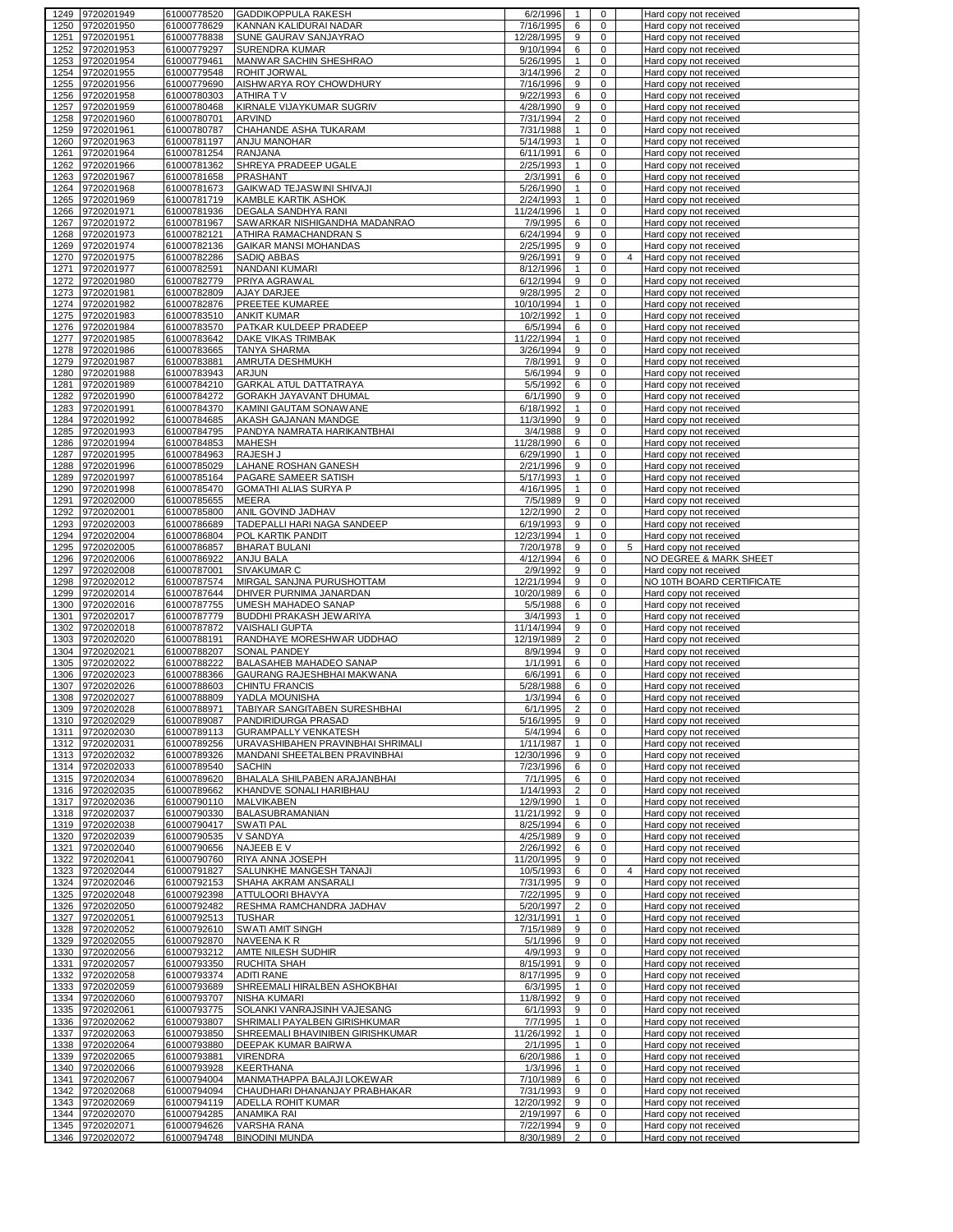| | | | | | | | | |
|---|---|---|---|---|---|---|---|---|
| 1249 | 9720201949 | 61000778520 | GADDIKOPPULA RAKESH | 6/2/1996 | 1 | 0 | | Hard copy not received |
| 1250 | 9720201950 | 61000778629 | KANNAN KALIDURAI NADAR | 7/16/1995 | 6 | 0 | | Hard copy not received |
| 1251 | 9720201951 | 61000778838 | SUNE GAURAV SANJAYRAO | 12/28/1995 | 9 | 0 | | Hard copy not received |
| 1252 | 9720201953 | 61000779297 | SURENDRA KUMAR | 9/10/1994 | 6 | 0 | | Hard copy not received |
| 1253 | 9720201954 | 61000779461 | MANWAR SACHIN SHESHRAO | 5/26/1995 | 1 | 0 | | Hard copy not received |
| 1254 | 9720201955 | 61000779548 | ROHIT JORWAL | 3/14/1996 | 2 | 0 | | Hard copy not received |
| 1255 | 9720201956 | 61000779690 | AISHWARYA ROY CHOWDHURY | 7/16/1996 | 9 | 0 | | Hard copy not received |
| 1256 | 9720201958 | 61000780303 | ATHIRA T V | 9/22/1993 | 6 | 0 | | Hard copy not received |
| 1257 | 9720201959 | 61000780468 | KIRNALE VIJAYKUMAR SUGRIV | 4/28/1990 | 9 | 0 | | Hard copy not received |
| 1258 | 9720201960 | 61000780701 | ARVIND | 7/31/1994 | 2 | 0 | | Hard copy not received |
| 1259 | 9720201961 | 61000780787 | CHAHANDE ASHA TUKARAM | 7/31/1988 | 1 | 0 | | Hard copy not received |
| 1260 | 9720201963 | 61000781197 | ANJU MANOHAR | 5/14/1993 | 1 | 0 | | Hard copy not received |
| 1261 | 9720201964 | 61000781254 | RANJANA | 6/11/1991 | 6 | 0 | | Hard copy not received |
| 1262 | 9720201966 | 61000781362 | SHREYA PRADEEP UGALE | 2/25/1993 | 1 | 0 | | Hard copy not received |
| 1263 | 9720201967 | 61000781658 | PRASHANT | 2/3/1991 | 6 | 0 | | Hard copy not received |
| 1264 | 9720201968 | 61000781673 | GAIKWAD TEJASWINI SHIVAJI | 5/26/1990 | 1 | 0 | | Hard copy not received |
| 1265 | 9720201969 | 61000781719 | KAMBLE KARTIK ASHOK | 2/24/1993 | 1 | 0 | | Hard copy not received |
| 1266 | 9720201971 | 61000781936 | DEGALA SANDHYA RANI | 11/24/1996 | 1 | 0 | | Hard copy not received |
| 1267 | 9720201972 | 61000781967 | SAWARKAR NISHIGANDHA MADANRAO | 7/9/1995 | 6 | 0 | | Hard copy not received |
| 1268 | 9720201973 | 61000782121 | ATHIRA RAMACHANDRAN S | 6/24/1994 | 9 | 0 | | Hard copy not received |
| 1269 | 9720201974 | 61000782136 | GAIKAR MANSI MOHANDAS | 2/25/1995 | 9 | 0 | | Hard copy not received |
| 1270 | 9720201975 | 61000782286 | SADIQ ABBAS | 9/26/1991 | 9 | 0 | 4 | Hard copy not received |
| 1271 | 9720201977 | 61000782591 | NANDANI KUMARI | 8/12/1996 | 1 | 0 | | Hard copy not received |
| 1272 | 9720201980 | 61000782779 | PRIYA AGRAWAL | 6/12/1994 | 9 | 0 | | Hard copy not received |
| 1273 | 9720201981 | 61000782809 | AJAY DARJEE | 9/28/1995 | 2 | 0 | | Hard copy not received |
| 1274 | 9720201982 | 61000782876 | PREETEE KUMAREE | 10/10/1994 | 1 | 0 | | Hard copy not received |
| 1275 | 9720201983 | 61000783510 | ANKIT KUMAR | 10/2/1992 | 1 | 0 | | Hard copy not received |
| 1276 | 9720201984 | 61000783570 | PATKAR KULDEEP PRADEEP | 6/5/1994 | 6 | 0 | | Hard copy not received |
| 1277 | 9720201985 | 61000783642 | DAKE VIKAS TRIMBAK | 11/22/1994 | 1 | 0 | | Hard copy not received |
| 1278 | 9720201986 | 61000783665 | TANYA SHARMA | 3/26/1994 | 9 | 0 | | Hard copy not received |
| 1279 | 9720201987 | 61000783881 | AMRUTA DESHMUKH | 7/8/1991 | 9 | 0 | | Hard copy not received |
| 1280 | 9720201988 | 61000783943 | ARJUN | 5/6/1994 | 9 | 0 | | Hard copy not received |
| 1281 | 9720201989 | 61000784210 | GARKAL ATUL DATTATRAYA | 5/5/1992 | 6 | 0 | | Hard copy not received |
| 1282 | 9720201990 | 61000784272 | GORAKH JAYAVANT DHUMAL | 6/1/1990 | 9 | 0 | | Hard copy not received |
| 1283 | 9720201991 | 61000784370 | KAMINI GAUTAM SONAWANE | 6/18/1992 | 1 | 0 | | Hard copy not received |
| 1284 | 9720201992 | 61000784685 | AKASH GAJANAN MANDGE | 11/3/1990 | 9 | 0 | | Hard copy not received |
| 1285 | 9720201993 | 61000784795 | PANDYA NAMRATA HARIKANTBHAI | 3/4/1988 | 9 | 0 | | Hard copy not received |
| 1286 | 9720201994 | 61000784853 | MAHESH | 11/28/1990 | 6 | 0 | | Hard copy not received |
| 1287 | 9720201995 | 61000784963 | RAJESH J | 6/29/1990 | 1 | 0 | | Hard copy not received |
| 1288 | 9720201996 | 61000785029 | LAHANE ROSHAN GANESH | 2/21/1996 | 9 | 0 | | Hard copy not received |
| 1289 | 9720201997 | 61000785164 | PAGARE SAMEER SATISH | 5/17/1993 | 1 | 0 | | Hard copy not received |
| 1290 | 9720201998 | 61000785470 | GOMATHI ALIAS SURYA P | 4/16/1995 | 1 | 0 | | Hard copy not received |
| 1291 | 9720202000 | 61000785655 | MEERA | 7/5/1989 | 9 | 0 | | Hard copy not received |
| 1292 | 9720202001 | 61000785800 | ANIL GOVIND JADHAV | 12/2/1990 | 2 | 0 | | Hard copy not received |
| 1293 | 9720202003 | 61000786689 | TADEPALLI HARI NAGA SANDEEP | 6/19/1993 | 9 | 0 | | Hard copy not received |
| 1294 | 9720202004 | 61000786804 | POL KARTIK PANDIT | 12/23/1994 | 1 | 0 | | Hard copy not received |
| 1295 | 9720202005 | 61000786857 | BHARAT BULANI | 7/20/1978 | 9 | 0 | 5 | Hard copy not received |
| 1296 | 9720202006 | 61000786922 | ANJU BALA | 4/12/1994 | 6 | 0 | | NO DEGREE & MARK SHEET |
| 1297 | 9720202008 | 61000787001 | SIVAKUMAR C | 2/9/1992 | 9 | 0 | | Hard copy not received |
| 1298 | 9720202012 | 61000787574 | MIRGAL SANJNA PURUSHOTTAM | 12/21/1994 | 9 | 0 | | NO 10TH BOARD CERTIFICATE |
| 1299 | 9720202014 | 61000787644 | DHIVER PURNIMA JANARDAN | 10/20/1989 | 6 | 0 | | Hard copy not received |
| 1300 | 9720202016 | 61000787755 | UMESH MAHADEO SANAP | 5/5/1988 | 6 | 0 | | Hard copy not received |
| 1301 | 9720202017 | 61000787779 | BUDDHI PRAKASH JEWARIYA | 3/4/1993 | 1 | 0 | | Hard copy not received |
| 1302 | 9720202018 | 61000787872 | VAISHALI GUPTA | 11/14/1994 | 9 | 0 | | Hard copy not received |
| 1303 | 9720202020 | 61000788191 | RANDHAYE MORESHWAR UDDHAO | 12/19/1989 | 2 | 0 | | Hard copy not received |
| 1304 | 9720202021 | 61000788207 | SONAL PANDEY | 8/9/1994 | 9 | 0 | | Hard copy not received |
| 1305 | 9720202022 | 61000788222 | BALASAHEB MAHADEO SANAP | 1/1/1991 | 6 | 0 | | Hard copy not received |
| 1306 | 9720202023 | 61000788366 | GAURANG RAJESHBHAI MAKWANA | 6/6/1991 | 6 | 0 | | Hard copy not received |
| 1307 | 9720202026 | 61000788603 | CHINTU FRANCIS | 5/28/1988 | 6 | 0 | | Hard copy not received |
| 1308 | 9720202027 | 61000788809 | YADLA MOUNISHA | 1/3/1994 | 6 | 0 | | Hard copy not received |
| 1309 | 9720202028 | 61000788971 | TABIYAR SANGITABEN SURESHBHAI | 6/1/1995 | 2 | 0 | | Hard copy not received |
| 1310 | 9720202029 | 61000789087 | PANDIRIDURGA PRASAD | 5/16/1995 | 9 | 0 | | Hard copy not received |
| 1311 | 9720202030 | 61000789113 | GURAMPALLY VENKATESH | 5/4/1994 | 6 | 0 | | Hard copy not received |
| 1312 | 9720202031 | 61000789256 | URAVASHIBAHEN PRAVINBHAI SHRIMALI | 1/11/1987 | 1 | 0 | | Hard copy not received |
| 1313 | 9720202032 | 61000789326 | MANDANI SHEETALBEN PRAVINBHAI | 12/30/1996 | 9 | 0 | | Hard copy not received |
| 1314 | 9720202033 | 61000789540 | SACHIN | 7/23/1996 | 6 | 0 | | Hard copy not received |
| 1315 | 9720202034 | 61000789620 | BHALALA SHILPABEN ARAJANBHAI | 7/1/1995 | 6 | 0 | | Hard copy not received |
| 1316 | 9720202035 | 61000789662 | KHANDVE SONALI HARIBHAU | 1/14/1993 | 2 | 0 | | Hard copy not received |
| 1317 | 9720202036 | 61000790110 | MALVIKABEN | 12/9/1990 | 1 | 0 | | Hard copy not received |
| 1318 | 9720202037 | 61000790330 | BALASUBRAMANIAN | 11/21/1992 | 9 | 0 | | Hard copy not received |
| 1319 | 9720202038 | 61000790417 | SWATI PAL | 8/25/1994 | 6 | 0 | | Hard copy not received |
| 1320 | 9720202039 | 61000790535 | V SANDYA | 4/25/1989 | 9 | 0 | | Hard copy not received |
| 1321 | 9720202040 | 61000790656 | NAJEEB E V | 2/26/1992 | 6 | 0 | | Hard copy not received |
| 1322 | 9720202041 | 61000790760 | RIYA ANNA JOSEPH | 11/20/1995 | 9 | 0 | | Hard copy not received |
| 1323 | 9720202044 | 61000791827 | SALUNKHE MANGESH TANAJI | 10/5/1993 | 6 | 0 | 4 | Hard copy not received |
| 1324 | 9720202046 | 61000792153 | SHAHA AKRAM ANSARALI | 7/31/1995 | 9 | 0 | | Hard copy not received |
| 1325 | 9720202048 | 61000792398 | ATTULOORI BHAVYA | 7/22/1995 | 9 | 0 | | Hard copy not received |
| 1326 | 9720202050 | 61000792482 | RESHMA RAMCHANDRA JADHAV | 5/20/1997 | 2 | 0 | | Hard copy not received |
| 1327 | 9720202051 | 61000792513 | TUSHAR | 12/31/1991 | 1 | 0 | | Hard copy not received |
| 1328 | 9720202052 | 61000792610 | SWATI AMIT SINGH | 7/15/1989 | 9 | 0 | | Hard copy not received |
| 1329 | 9720202055 | 61000792870 | NAVEENA K R | 5/1/1996 | 9 | 0 | | Hard copy not received |
| 1330 | 9720202056 | 61000793212 | AMTE NILESH SUDHIR | 4/9/1993 | 9 | 0 | | Hard copy not received |
| 1331 | 9720202057 | 61000793350 | RUCHITA SHAH | 8/15/1991 | 9 | 0 | | Hard copy not received |
| 1332 | 9720202058 | 61000793374 | ADITI RANE | 8/17/1995 | 9 | 0 | | Hard copy not received |
| 1333 | 9720202059 | 61000793689 | SHREEMALI HIRALBEN ASHOKBHAI | 6/3/1995 | 1 | 0 | | Hard copy not received |
| 1334 | 9720202060 | 61000793707 | NISHA KUMARI | 11/8/1992 | 9 | 0 | | Hard copy not received |
| 1335 | 9720202061 | 61000793775 | SOLANKI VANRAJSINH VAJESANG | 6/1/1993 | 9 | 0 | | Hard copy not received |
| 1336 | 9720202062 | 61000793807 | SHRIMALI PAYALBEN GIRISHKUMAR | 7/7/1995 | 1 | 0 | | Hard copy not received |
| 1337 | 9720202063 | 61000793850 | SHREEMALI BHAVINIBEN GIRISHKUMAR | 11/26/1992 | 1 | 0 | | Hard copy not received |
| 1338 | 9720202064 | 61000793880 | DEEPAK KUMAR BAIRWA | 2/1/1995 | 1 | 0 | | Hard copy not received |
| 1339 | 9720202065 | 61000793881 | VIRENDRA | 6/20/1986 | 1 | 0 | | Hard copy not received |
| 1340 | 9720202066 | 61000793928 | KEERTHANA | 1/3/1996 | 1 | 0 | | Hard copy not received |
| 1341 | 9720202067 | 61000794004 | MANMATHAPPA BALAJI LOKEWAR | 7/10/1989 | 6 | 0 | | Hard copy not received |
| 1342 | 9720202068 | 61000794094 | CHAUDHARI DHANANJAY PRABHAKAR | 7/31/1993 | 9 | 0 | | Hard copy not received |
| 1343 | 9720202069 | 61000794119 | ADELLA ROHIT KUMAR | 12/20/1992 | 9 | 0 | | Hard copy not received |
| 1344 | 9720202070 | 61000794285 | ANAMIKA RAI | 2/19/1997 | 6 | 0 | | Hard copy not received |
| 1345 | 9720202071 | 61000794626 | VARSHA RANA | 7/22/1994 | 9 | 0 | | Hard copy not received |
| 1346 | 9720202072 | 61000794748 | BINODINI MUNDA | 8/30/1989 | 2 | 0 | | Hard copy not received |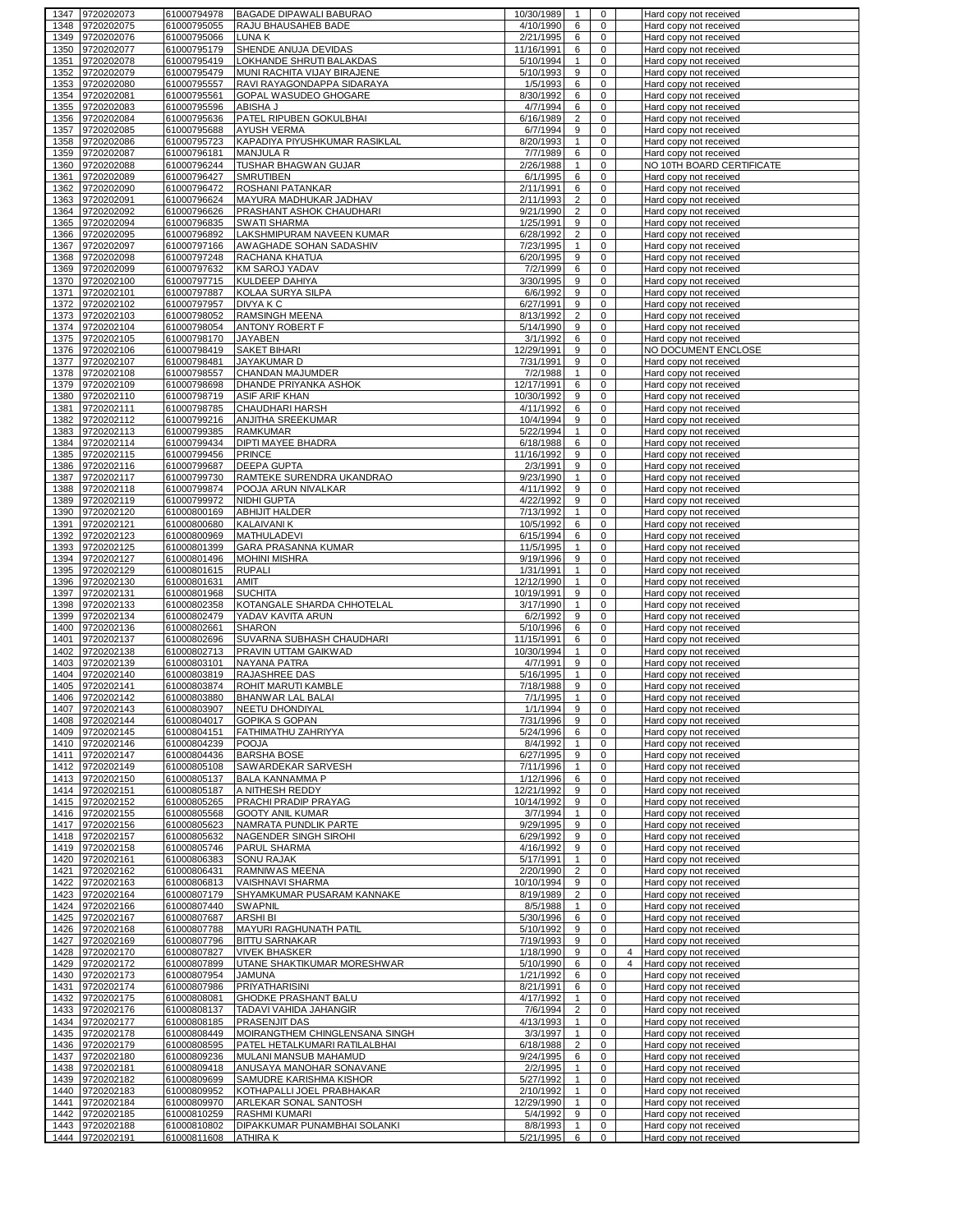| | | | | | | | | |
|---|---|---|---|---|---|---|---|---|
| 1347 | 9720202073 | 61000794978 | BAGADE DIPAWALI BABURAO | 10/30/1989 | 1 | 0 | | Hard copy not received |
| 1348 | 9720202075 | 61000795055 | RAJU BHAUSAHEB BADE | 4/10/1990 | 6 | 0 | | Hard copy not received |
| 1349 | 9720202076 | 61000795066 | LUNA K | 2/21/1995 | 6 | 0 | | Hard copy not received |
| 1350 | 9720202077 | 61000795179 | SHENDE ANUJA DEVIDAS | 11/16/1991 | 6 | 0 | | Hard copy not received |
| 1351 | 9720202078 | 61000795419 | LOKHANDE SHRUTI BALAKDAS | 5/10/1994 | 1 | 0 | | Hard copy not received |
| 1352 | 9720202079 | 61000795479 | MUNI RACHITA VIJAY BIRAJENE | 5/10/1993 | 9 | 0 | | Hard copy not received |
| 1353 | 9720202080 | 61000795557 | RAVI RAYAGONDAPPA SIDARAYA | 1/5/1993 | 6 | 0 | | Hard copy not received |
| 1354 | 9720202081 | 61000795561 | GOPAL WASUDEO GHOGARE | 8/30/1992 | 6 | 0 | | Hard copy not received |
| 1355 | 9720202083 | 61000795596 | ABISHA J | 4/7/1994 | 6 | 0 | | Hard copy not received |
| 1356 | 9720202084 | 61000795636 | PATEL RIPUBEN GOKULBHAI | 6/16/1989 | 2 | 0 | | Hard copy not received |
| 1357 | 9720202085 | 61000795688 | AYUSH VERMA | 6/7/1994 | 9 | 0 | | Hard copy not received |
| 1358 | 9720202086 | 61000795723 | KAPADIYA PIYUSHKUMAR RASIKLAL | 8/20/1993 | 1 | 0 | | Hard copy not received |
| 1359 | 9720202087 | 61000796181 | MANJULA R | 7/7/1989 | 6 | 0 | | Hard copy not received |
| 1360 | 9720202088 | 61000796244 | TUSHAR BHAGWAN GUJAR | 2/26/1988 | 1 | 0 | | NO 10TH BOARD CERTIFICATE |
| 1361 | 9720202089 | 61000796427 | SMRUTIBEN | 6/1/1995 | 6 | 0 | | Hard copy not received |
| 1362 | 9720202090 | 61000796472 | ROSHANI PATANKAR | 2/11/1991 | 6 | 0 | | Hard copy not received |
| 1363 | 9720202091 | 61000796624 | MAYURA MADHUKAR JADHAV | 2/11/1993 | 2 | 0 | | Hard copy not received |
| 1364 | 9720202092 | 61000796626 | PRASHANT ASHOK CHAUDHARI | 9/21/1990 | 2 | 0 | | Hard copy not received |
| 1365 | 9720202094 | 61000796835 | SWATI SHARMA | 1/25/1991 | 9 | 0 | | Hard copy not received |
| 1366 | 9720202095 | 61000796892 | LAKSHMIPURAM NAVEEN KUMAR | 6/28/1992 | 2 | 0 | | Hard copy not received |
| 1367 | 9720202097 | 61000797166 | AWAGHADE SOHAN SADASHIV | 7/23/1995 | 1 | 0 | | Hard copy not received |
| 1368 | 9720202098 | 61000797248 | RACHANA KHATUA | 6/20/1995 | 9 | 0 | | Hard copy not received |
| 1369 | 9720202099 | 61000797632 | KM SAROJ YADAV | 7/2/1999 | 6 | 0 | | Hard copy not received |
| 1370 | 9720202100 | 61000797715 | KULDEEP DAHIYA | 3/30/1995 | 9 | 0 | | Hard copy not received |
| 1371 | 9720202101 | 61000797887 | KOLAA SURYA SILPA | 6/6/1992 | 9 | 0 | | Hard copy not received |
| 1372 | 9720202102 | 61000797957 | DIVYA K C | 6/27/1991 | 9 | 0 | | Hard copy not received |
| 1373 | 9720202103 | 61000798052 | RAMSINGH MEENA | 8/13/1992 | 2 | 0 | | Hard copy not received |
| 1374 | 9720202104 | 61000798054 | ANTONY ROBERT F | 5/14/1990 | 9 | 0 | | Hard copy not received |
| 1375 | 9720202105 | 61000798170 | JAYABEN | 3/1/1992 | 6 | 0 | | Hard copy not received |
| 1376 | 9720202106 | 61000798419 | SAKET BIHARI | 12/29/1991 | 9 | 0 | | NO DOCUMENT ENCLOSE |
| 1377 | 9720202107 | 61000798481 | JAYAKUMAR D | 7/31/1991 | 9 | 0 | | Hard copy not received |
| 1378 | 9720202108 | 61000798557 | CHANDAN MAJUMDER | 7/2/1988 | 1 | 0 | | Hard copy not received |
| 1379 | 9720202109 | 61000798698 | DHANDE PRIYANKA ASHOK | 12/17/1991 | 6 | 0 | | Hard copy not received |
| 1380 | 9720202110 | 61000798719 | ASIF ARIF KHAN | 10/30/1992 | 9 | 0 | | Hard copy not received |
| 1381 | 9720202111 | 61000798785 | CHAUDHARI HARSH | 4/11/1992 | 6 | 0 | | Hard copy not received |
| 1382 | 9720202112 | 61000799216 | ANJITHA SREEKUMAR | 10/4/1994 | 9 | 0 | | Hard copy not received |
| 1383 | 9720202113 | 61000799385 | RAMKUMAR | 5/22/1994 | 1 | 0 | | Hard copy not received |
| 1384 | 9720202114 | 61000799434 | DIPTI MAYEE BHADRA | 6/18/1988 | 6 | 0 | | Hard copy not received |
| 1385 | 9720202115 | 61000799456 | PRINCE | 11/16/1992 | 9 | 0 | | Hard copy not received |
| 1386 | 9720202116 | 61000799687 | DEEPA GUPTA | 2/3/1991 | 9 | 0 | | Hard copy not received |
| 1387 | 9720202117 | 61000799730 | RAMTEKE SURENDRA UKANDRAO | 9/23/1990 | 1 | 0 | | Hard copy not received |
| 1388 | 9720202118 | 61000799874 | POOJA ARUN NIVALKAR | 4/11/1992 | 9 | 0 | | Hard copy not received |
| 1389 | 9720202119 | 61000799972 | NIDHI GUPTA | 4/22/1992 | 9 | 0 | | Hard copy not received |
| 1390 | 9720202120 | 61000800169 | ABHIJIT HALDER | 7/13/1992 | 1 | 0 | | Hard copy not received |
| 1391 | 9720202121 | 61000800680 | KALAIVANI K | 10/5/1992 | 6 | 0 | | Hard copy not received |
| 1392 | 9720202123 | 61000800969 | MATHULADEVI | 6/15/1994 | 6 | 0 | | Hard copy not received |
| 1393 | 9720202125 | 61000801399 | GARA PRASANNA KUMAR | 11/5/1995 | 1 | 0 | | Hard copy not received |
| 1394 | 9720202127 | 61000801496 | MOHINI MISHRA | 9/19/1996 | 9 | 0 | | Hard copy not received |
| 1395 | 9720202129 | 61000801615 | RUPALI | 1/31/1991 | 1 | 0 | | Hard copy not received |
| 1396 | 9720202130 | 61000801631 | AMIT | 12/12/1990 | 1 | 0 | | Hard copy not received |
| 1397 | 9720202131 | 61000801968 | SUCHITA | 10/19/1991 | 9 | 0 | | Hard copy not received |
| 1398 | 9720202133 | 61000802358 | KOTANGALE SHARDA CHHOTELAL | 3/17/1990 | 1 | 0 | | Hard copy not received |
| 1399 | 9720202134 | 61000802479 | YADAV KAVITA ARUN | 6/2/1992 | 9 | 0 | | Hard copy not received |
| 1400 | 9720202136 | 61000802661 | SHARON | 5/10/1996 | 6 | 0 | | Hard copy not received |
| 1401 | 9720202137 | 61000802696 | SUVARNA SUBHASH CHAUDHARI | 11/15/1991 | 6 | 0 | | Hard copy not received |
| 1402 | 9720202138 | 61000802713 | PRAVIN UTTAM GAIKWAD | 10/30/1994 | 1 | 0 | | Hard copy not received |
| 1403 | 9720202139 | 61000803101 | NAYANA PATRA | 4/7/1991 | 9 | 0 | | Hard copy not received |
| 1404 | 9720202140 | 61000803819 | RAJASHREE DAS | 5/16/1995 | 1 | 0 | | Hard copy not received |
| 1405 | 9720202141 | 61000803874 | ROHIT MARUTI KAMBLE | 7/18/1988 | 9 | 0 | | Hard copy not received |
| 1406 | 9720202142 | 61000803880 | BHANWAR LAL BALAI | 7/1/1995 | 1 | 0 | | Hard copy not received |
| 1407 | 9720202143 | 61000803907 | NEETU DHONDIYAL | 1/1/1994 | 9 | 0 | | Hard copy not received |
| 1408 | 9720202144 | 61000804017 | GOPIKA S GOPAN | 7/31/1996 | 9 | 0 | | Hard copy not received |
| 1409 | 9720202145 | 61000804151 | FATHIMATHU ZAHRIYYA | 5/24/1996 | 6 | 0 | | Hard copy not received |
| 1410 | 9720202146 | 61000804239 | POOJA | 8/4/1992 | 1 | 0 | | Hard copy not received |
| 1411 | 9720202147 | 61000804436 | BARSHA BOSE | 6/27/1995 | 9 | 0 | | Hard copy not received |
| 1412 | 9720202149 | 61000805108 | SAWARDEKAR SARVESH | 7/11/1996 | 1 | 0 | | Hard copy not received |
| 1413 | 9720202150 | 61000805137 | BALA KANNAMMA P | 1/12/1996 | 6 | 0 | | Hard copy not received |
| 1414 | 9720202151 | 61000805187 | A NITHESH REDDY | 12/21/1992 | 9 | 0 | | Hard copy not received |
| 1415 | 9720202152 | 61000805265 | PRACHI PRADIP PRAYAG | 10/14/1992 | 9 | 0 | | Hard copy not received |
| 1416 | 9720202155 | 61000805568 | GOOTY ANIL KUMAR | 3/7/1994 | 1 | 0 | | Hard copy not received |
| 1417 | 9720202156 | 61000805623 | NAMRATA PUNDLIK PARTE | 9/29/1995 | 9 | 0 | | Hard copy not received |
| 1418 | 9720202157 | 61000805632 | NAGENDER SINGH SIROHI | 6/29/1992 | 9 | 0 | | Hard copy not received |
| 1419 | 9720202158 | 61000805746 | PARUL SHARMA | 4/16/1992 | 9 | 0 | | Hard copy not received |
| 1420 | 9720202161 | 61000806383 | SONU RAJAK | 5/17/1991 | 1 | 0 | | Hard copy not received |
| 1421 | 9720202162 | 61000806431 | RAMNIWAS MEENA | 2/20/1990 | 2 | 0 | | Hard copy not received |
| 1422 | 9720202163 | 61000806813 | VAISHNAVI SHARMA | 10/10/1994 | 9 | 0 | | Hard copy not received |
| 1423 | 9720202164 | 61000807179 | SHYAMKUMAR PUSARAM KANNAKE | 8/19/1989 | 2 | 0 | | Hard copy not received |
| 1424 | 9720202166 | 61000807440 | SWAPNIL | 8/5/1988 | 1 | 0 | | Hard copy not received |
| 1425 | 9720202167 | 61000807687 | ARSHI BI | 5/30/1996 | 6 | 0 | | Hard copy not received |
| 1426 | 9720202168 | 61000807788 | MAYURI RAGHUNATH PATIL | 5/10/1992 | 9 | 0 | | Hard copy not received |
| 1427 | 9720202169 | 61000807796 | BITTU SARNAKAR | 7/19/1993 | 9 | 0 | | Hard copy not received |
| 1428 | 9720202170 | 61000807827 | VIVEK BHASKER | 1/18/1990 | 9 | 0 | 4 | Hard copy not received |
| 1429 | 9720202172 | 61000807899 | UTANE SHAKTIKUMAR MORESHWAR | 5/10/1990 | 6 | 0 | 4 | Hard copy not received |
| 1430 | 9720202173 | 61000807954 | JAMUNA | 1/21/1992 | 6 | 0 | | Hard copy not received |
| 1431 | 9720202174 | 61000807986 | PRIYATHARISINI | 8/21/1991 | 6 | 0 | | Hard copy not received |
| 1432 | 9720202175 | 61000808081 | GHODKE PRASHANT BALU | 4/17/1992 | 1 | 0 | | Hard copy not received |
| 1433 | 9720202176 | 61000808137 | TADAVI VAHIDA JAHANGIR | 7/6/1994 | 2 | 0 | | Hard copy not received |
| 1434 | 9720202177 | 61000808185 | PRASENJIT DAS | 4/13/1993 | 1 | 0 | | Hard copy not received |
| 1435 | 9720202178 | 61000808449 | MOIRANGTHEM CHINGLENSANA SINGH | 3/3/1997 | 1 | 0 | | Hard copy not received |
| 1436 | 9720202179 | 61000808595 | PATEL HETALKUMARI RATILALBHAI | 6/18/1988 | 2 | 0 | | Hard copy not received |
| 1437 | 9720202180 | 61000809236 | MULANI MANSUB MAHAMUD | 9/24/1995 | 6 | 0 | | Hard copy not received |
| 1438 | 9720202181 | 61000809418 | ANUSAYA MANOHAR SONAVANE | 2/2/1995 | 1 | 0 | | Hard copy not received |
| 1439 | 9720202182 | 61000809699 | SAMUDRE KARISHMA KISHOR | 5/27/1992 | 1 | 0 | | Hard copy not received |
| 1440 | 9720202183 | 61000809952 | KOTHAPALLI JOEL PRABHAKAR | 2/10/1992 | 1 | 0 | | Hard copy not received |
| 1441 | 9720202184 | 61000809970 | ARLEKAR SONAL SANTOSH | 12/29/1990 | 1 | 0 | | Hard copy not received |
| 1442 | 9720202185 | 61000810259 | RASHMI KUMARI | 5/4/1992 | 9 | 0 | | Hard copy not received |
| 1443 | 9720202188 | 61000810802 | DIPAKKUMAR PUNAMBHAI SOLANKI | 8/8/1993 | 1 | 0 | | Hard copy not received |
| 1444 | 9720202191 | 61000811608 | ATHIRA K | 5/21/1995 | 6 | 0 | | Hard copy not received |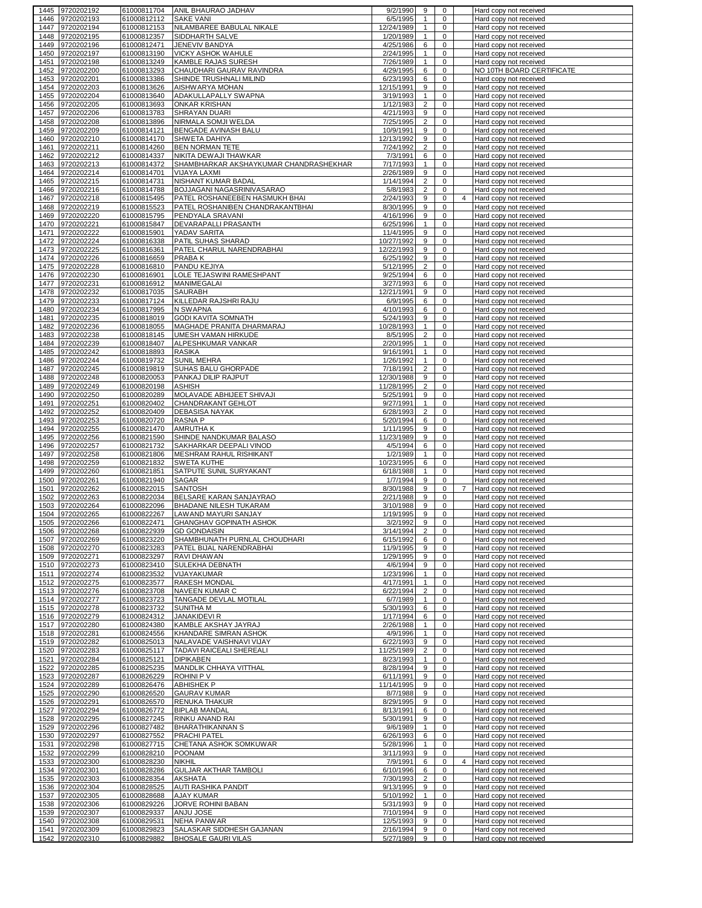| | | | | | | | | |
|---|---|---|---|---|---|---|---|---|
| 1445 | 9720202192 | 61000811704 | ANIL BHAURAO JADHAV | 9/2/1990 | 9 | 0 | | Hard copy not received |
| 1446 | 9720202193 | 61000812112 | SAKE VANI | 6/5/1995 | 1 | 0 | | Hard copy not received |
| 1447 | 9720202194 | 61000812153 | NILAMBAREE BABULAL NIKALE | 12/24/1989 | 1 | 0 | | Hard copy not received |
| 1448 | 9720202195 | 61000812357 | SIDDHARTH SALVE | 1/20/1989 | 1 | 0 | | Hard copy not received |
| 1449 | 9720202196 | 61000812471 | JENEVIV BANDYA | 4/25/1986 | 6 | 0 | | Hard copy not received |
| 1450 | 9720202197 | 61000813190 | VICKY ASHOK WAHULE | 2/24/1995 | 1 | 0 | | Hard copy not received |
| 1451 | 9720202198 | 61000813249 | KAMBLE RAJAS SURESH | 7/26/1989 | 1 | 0 | | Hard copy not received |
| 1452 | 9720202200 | 61000813293 | CHAUDHARI GAURAV RAVINDRA | 4/29/1995 | 6 | 0 | | NO 10TH BOARD CERTIFICATE |
| 1453 | 9720202201 | 61000813386 | SHINDE TRUSHNALI MILIND | 6/23/1993 | 6 | 0 | | Hard copy not received |
| 1454 | 9720202203 | 61000813626 | AISHWARYA MOHAN | 12/15/1991 | 9 | 0 | | Hard copy not received |
| 1455 | 9720202204 | 61000813640 | ADAKULLAPALLY SWAPNA | 3/19/1993 | 1 | 0 | | Hard copy not received |
| 1456 | 9720202205 | 61000813693 | ONKAR KRISHAN | 1/12/1983 | 2 | 0 | | Hard copy not received |
| 1457 | 9720202206 | 61000813783 | SHRAYAN DUARI | 4/21/1993 | 9 | 0 | | Hard copy not received |
| 1458 | 9720202208 | 61000813896 | NIRMALA SOMJI WELDA | 7/25/1995 | 2 | 0 | | Hard copy not received |
| 1459 | 9720202209 | 61000814121 | BENGADE AVINASH BALU | 10/9/1991 | 9 | 0 | | Hard copy not received |
| 1460 | 9720202210 | 61000814170 | SHWETA DAHIYA | 12/13/1992 | 9 | 0 | | Hard copy not received |
| 1461 | 9720202211 | 61000814260 | BEN NORMAN TETE | 7/24/1992 | 2 | 0 | | Hard copy not received |
| 1462 | 9720202212 | 61000814337 | NIKITA DEWAJI THAWKAR | 7/3/1991 | 6 | 0 | | Hard copy not received |
| 1463 | 9720202213 | 61000814372 | SHAMBHARKAR AKSHAYKUMAR CHANDRASHEKHAR | 7/17/1993 | 1 | 0 | | Hard copy not received |
| 1464 | 9720202214 | 61000814701 | VIJAYA LAXMI | 2/26/1989 | 9 | 0 | | Hard copy not received |
| 1465 | 9720202215 | 61000814731 | NISHANT KUMAR BADAL | 1/14/1994 | 2 | 0 | | Hard copy not received |
| 1466 | 9720202216 | 61000814788 | BOJJAGANI NAGASRINIVASARAO | 5/8/1983 | 2 | 0 | | Hard copy not received |
| 1467 | 9720202218 | 61000815495 | PATEL ROSHANEEBEN HASMUKH BHAI | 2/24/1993 | 9 | 0 | 4 | Hard copy not received |
| 1468 | 9720202219 | 61000815523 | PATEL ROSHANIBEN CHANDRAKANTBHAI | 8/30/1995 | 9 | 0 | | Hard copy not received |
| 1469 | 9720202220 | 61000815795 | PENDYALA SRAVANI | 4/16/1996 | 9 | 0 | | Hard copy not received |
| 1470 | 9720202221 | 61000815847 | DEVARAPALLI PRASANTH | 6/25/1996 | 1 | 0 | | Hard copy not received |
| 1471 | 9720202222 | 61000815901 | YADAV SARITA | 11/4/1995 | 9 | 0 | | Hard copy not received |
| 1472 | 9720202224 | 61000816338 | PATIL SUHAS SHARAD | 10/27/1992 | 9 | 0 | | Hard copy not received |
| 1473 | 9720202225 | 61000816361 | PATEL CHARUL NARENDRABHAI | 12/22/1993 | 9 | 0 | | Hard copy not received |
| 1474 | 9720202226 | 61000816659 | PRABA K | 6/25/1992 | 9 | 0 | | Hard copy not received |
| 1475 | 9720202228 | 61000816810 | PANDU KEJIYA | 5/12/1995 | 2 | 0 | | Hard copy not received |
| 1476 | 9720202230 | 61000816901 | LOLE TEJASWINI RAMESHPANT | 9/25/1994 | 6 | 0 | | Hard copy not received |
| 1477 | 9720202231 | 61000816912 | MANIMEGALAI | 3/27/1993 | 6 | 0 | | Hard copy not received |
| 1478 | 9720202232 | 61000817035 | SAURABH | 12/21/1991 | 9 | 0 | | Hard copy not received |
| 1479 | 9720202233 | 61000817124 | KILLEDAR RAJSHRI RAJU | 6/9/1995 | 6 | 0 | | Hard copy not received |
| 1480 | 9720202234 | 61000817995 | N SWAPNA | 4/10/1993 | 6 | 0 | | Hard copy not received |
| 1481 | 9720202235 | 61000818019 | GODI KAVITA SOMNATH | 5/24/1993 | 9 | 0 | | Hard copy not received |
| 1482 | 9720202236 | 61000818055 | MAGHADE PRANITA DHARMARAJ | 10/28/1993 | 1 | 0 | | Hard copy not received |
| 1483 | 9720202238 | 61000818145 | UMESH VAMAN HIRKUDE | 8/5/1995 | 2 | 0 | | Hard copy not received |
| 1484 | 9720202239 | 61000818407 | ALPESHKUMAR VANKAR | 2/20/1995 | 1 | 0 | | Hard copy not received |
| 1485 | 9720202242 | 61000818893 | RASIKA | 9/16/1991 | 1 | 0 | | Hard copy not received |
| 1486 | 9720202244 | 61000819732 | SUNIL MEHRA | 1/26/1992 | 1 | 0 | | Hard copy not received |
| 1487 | 9720202245 | 61000819819 | SUHAS BALU GHORPADE | 7/18/1991 | 2 | 0 | | Hard copy not received |
| 1488 | 9720202248 | 61000820053 | PANKAJ DILIP RAJPUT | 12/30/1988 | 9 | 0 | | Hard copy not received |
| 1489 | 9720202249 | 61000820198 | ASHISH | 11/28/1995 | 2 | 0 | | Hard copy not received |
| 1490 | 9720202250 | 61000820289 | MOLAVADE ABHIJEET SHIVAJI | 5/25/1991 | 9 | 0 | | Hard copy not received |
| 1491 | 9720202251 | 61000820402 | CHANDRAKANT GEHLOT | 9/27/1991 | 1 | 0 | | Hard copy not received |
| 1492 | 9720202252 | 61000820409 | DEBASISA NAYAK | 6/28/1993 | 2 | 0 | | Hard copy not received |
| 1493 | 9720202253 | 61000820720 | RASNA P | 5/20/1994 | 6 | 0 | | Hard copy not received |
| 1494 | 9720202255 | 61000821470 | AMRUTHA K | 1/11/1995 | 9 | 0 | | Hard copy not received |
| 1495 | 9720202256 | 61000821590 | SHINDE NANDKUMAR BALASO | 11/23/1989 | 9 | 0 | | Hard copy not received |
| 1496 | 9720202257 | 61000821732 | SAKHARKAR DEEPALI VINOD | 4/5/1994 | 6 | 0 | | Hard copy not received |
| 1497 | 9720202258 | 61000821806 | MESHRAM RAHUL RISHIKANT | 1/2/1989 | 1 | 0 | | Hard copy not received |
| 1498 | 9720202259 | 61000821832 | SWETA KUTHE | 10/23/1995 | 6 | 0 | | Hard copy not received |
| 1499 | 9720202260 | 61000821851 | SATPUTE SUNIL SURYAKANT | 6/18/1988 | 1 | 0 | | Hard copy not received |
| 1500 | 9720202261 | 61000821940 | SAGAR | 1/7/1994 | 9 | 0 | | Hard copy not received |
| 1501 | 9720202262 | 61000822015 | SANTOSH | 8/30/1988 | 9 | 0 | 7 | Hard copy not received |
| 1502 | 9720202263 | 61000822034 | BELSARE KARAN SANJAYRAO | 2/21/1988 | 9 | 0 | | Hard copy not received |
| 1503 | 9720202264 | 61000822096 | BHADANE NILESH TUKARAM | 3/10/1988 | 9 | 0 | | Hard copy not received |
| 1504 | 9720202265 | 61000822267 | LAWAND MAYURI SANJAY | 1/19/1995 | 9 | 0 | | Hard copy not received |
| 1505 | 9720202266 | 61000822471 | GHANGHAV GOPINATH ASHOK | 3/2/1992 | 9 | 0 | | Hard copy not received |
| 1506 | 9720202268 | 61000822939 | GD GONDAISIN | 3/14/1994 | 2 | 0 | | Hard copy not received |
| 1507 | 9720202269 | 61000823220 | SHAMBHUNATH PURNLAL CHOUDHARI | 6/15/1992 | 6 | 0 | | Hard copy not received |
| 1508 | 9720202270 | 61000823283 | PATEL BIJAL NARENDRABHAI | 11/9/1995 | 9 | 0 | | Hard copy not received |
| 1509 | 9720202271 | 61000823297 | RAVI DHAWAN | 1/29/1995 | 9 | 0 | | Hard copy not received |
| 1510 | 9720202273 | 61000823410 | SULEKHA DEBNATH | 4/6/1994 | 9 | 0 | | Hard copy not received |
| 1511 | 9720202274 | 61000823532 | VIJAYAKUMAR | 1/23/1996 | 1 | 0 | | Hard copy not received |
| 1512 | 9720202275 | 61000823577 | RAKESH MONDAL | 4/17/1991 | 1 | 0 | | Hard copy not received |
| 1513 | 9720202276 | 61000823708 | NAVEEN KUMAR C | 6/22/1994 | 2 | 0 | | Hard copy not received |
| 1514 | 9720202277 | 61000823723 | TANGADE DEVLAL MOTILAL | 6/7/1989 | 1 | 0 | | Hard copy not received |
| 1515 | 9720202278 | 61000823732 | SUNITHA M | 5/30/1993 | 6 | 0 | | Hard copy not received |
| 1516 | 9720202279 | 61000824312 | JANAKIDEVI R | 1/17/1994 | 6 | 0 | | Hard copy not received |
| 1517 | 9720202280 | 61000824380 | KAMBLE AKSHAY JAYRAJ | 2/26/1988 | 1 | 0 | | Hard copy not received |
| 1518 | 9720202281 | 61000824556 | KHANDARE SIMRAN ASHOK | 4/9/1996 | 1 | 0 | | Hard copy not received |
| 1519 | 9720202282 | 61000825013 | NALAVADE VAISHNAVI VIJAY | 6/22/1993 | 9 | 0 | | Hard copy not received |
| 1520 | 9720202283 | 61000825117 | TADAVI RAICEALI SHEREALI | 11/25/1989 | 2 | 0 | | Hard copy not received |
| 1521 | 9720202284 | 61000825121 | DIPIKABEN | 8/23/1993 | 1 | 0 | | Hard copy not received |
| 1522 | 9720202285 | 61000825235 | MANDLIK CHHAYA VITTHAL | 8/28/1994 | 9 | 0 | | Hard copy not received |
| 1523 | 9720202287 | 61000826229 | ROHINI P V | 6/11/1991 | 9 | 0 | | Hard copy not received |
| 1524 | 9720202289 | 61000826476 | ABHISHEK P | 11/14/1995 | 9 | 0 | | Hard copy not received |
| 1525 | 9720202290 | 61000826520 | GAURAV KUMAR | 8/7/1988 | 9 | 0 | | Hard copy not received |
| 1526 | 9720202291 | 61000826570 | RENUKA THAKUR | 8/29/1995 | 9 | 0 | | Hard copy not received |
| 1527 | 9720202294 | 61000826772 | BIPLAB MANDAL | 8/13/1991 | 6 | 0 | | Hard copy not received |
| 1528 | 9720202295 | 61000827245 | RINKU ANAND RAI | 5/30/1991 | 9 | 0 | | Hard copy not received |
| 1529 | 9720202296 | 61000827482 | BHARATHIKANNAN S | 9/6/1989 | 1 | 0 | | Hard copy not received |
| 1530 | 9720202297 | 61000827552 | PRACHI PATEL | 6/26/1993 | 6 | 0 | | Hard copy not received |
| 1531 | 9720202298 | 61000827715 | CHETANA ASHOK SOMKUWAR | 5/28/1996 | 1 | 0 | | Hard copy not received |
| 1532 | 9720202299 | 61000828210 | POONAM | 3/11/1993 | 9 | 0 | | Hard copy not received |
| 1533 | 9720202300 | 61000828230 | NIKHIL | 7/9/1991 | 6 | 0 | 4 | Hard copy not received |
| 1534 | 9720202301 | 61000828286 | GULJAR AKHTAR TAMBOLI | 6/10/1996 | 6 | 0 | | Hard copy not received |
| 1535 | 9720202303 | 61000828354 | AKSHATA | 7/30/1993 | 2 | 0 | | Hard copy not received |
| 1536 | 9720202304 | 61000828525 | AUTI RASHIKA PANDIT | 9/13/1995 | 9 | 0 | | Hard copy not received |
| 1537 | 9720202305 | 61000828688 | AJAY KUMAR | 5/10/1992 | 1 | 0 | | Hard copy not received |
| 1538 | 9720202306 | 61000829226 | JORVE ROHINI BABAN | 5/31/1993 | 9 | 0 | | Hard copy not received |
| 1539 | 9720202307 | 61000829337 | ANJU JOSE | 7/10/1994 | 9 | 0 | | Hard copy not received |
| 1540 | 9720202308 | 61000829531 | NEHA PANWAR | 12/5/1993 | 9 | 0 | | Hard copy not received |
| 1541 | 9720202309 | 61000829823 | SALASKAR SIDDHESH GAJANAN | 2/16/1994 | 9 | 0 | | Hard copy not received |
| 1542 | 9720202310 | 61000829882 | BHOSALE GAURI VILAS | 5/27/1989 | 9 | 0 | | Hard copy not received |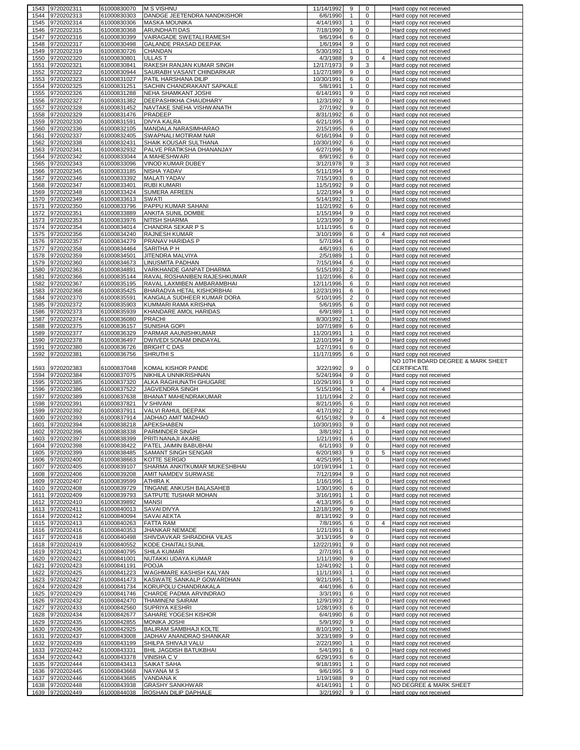| 1543 | 9720202311 | 61000830070 | M S VISHNU | 11/14/1992 | 9 | 0 | | Hard copy not received |
|---|---|---|---|---|---|---|---|---|
| 1544 | 9720202313 | 61000830303 | DANDGE JEETENDRA NANDKISHOR | 6/6/1990 | 1 | 0 | | Hard copy not received |
| 1545 | 9720202314 | 61000830306 | MASKA MOUNIKA | 4/14/1993 | 1 | 0 | | Hard copy not received |
| 1546 | 9720202315 | 61000830368 | ARUNDHATI DAS | 7/18/1990 | 9 | 0 | | Hard copy not received |
| 1547 | 9720202316 | 61000830399 | VAIRAGADE SWETALI RAMESH | 9/6/1994 | 6 | 0 | | Hard copy not received |
| 1548 | 9720202317 | 61000830498 | GALANDE PRASAD DEEPAK | 1/6/1994 | 9 | 0 | | Hard copy not received |
| 1549 | 9720202319 | 61000830726 | CHANDAN | 5/30/1992 | 1 | 0 | | Hard copy not received |
| 1550 | 9720202320 | 61000830801 | ULLAS T | 4/3/1988 | 9 | 0 | 4 | Hard copy not received |
| 1551 | 9720202321 | 61000830841 | RAKESH RANJAN KUMAR SINGH | 12/17/1973 | 9 | 3 | | Hard copy not received |
| 1552 | 9720202322 | 61000830944 | SAURABH VASANT CHINDARKAR | 11/27/1989 | 9 | 0 | | Hard copy not received |
| 1553 | 9720202323 | 61000831027 | PATIL HARSHANA DILIP | 10/30/1991 | 6 | 0 | | Hard copy not received |
| 1554 | 9720202325 | 61000831251 | SACHIN CHANDRAKANT SAPKALE | 5/8/1991 | 1 | 0 | | Hard copy not received |
| 1555 | 9720202326 | 61000831288 | NEHA SHAMKANT JOSHI | 6/14/1991 | 9 | 0 | | Hard copy not received |
| 1556 | 9720202327 | 61000831382 | DEEPASHIKHA CHAUDHARY | 12/3/1992 | 9 | 0 | | Hard copy not received |
| 1557 | 9720202328 | 61000831452 | NAVTAKE SNEHA VISHWANATH | 2/7/1992 | 9 | 0 | | Hard copy not received |
| 1558 | 9720202329 | 61000831476 | PRADEEP | 8/31/1992 | 6 | 0 | | Hard copy not received |
| 1559 | 9720202330 | 61000831591 | DIVYA KALRA | 6/21/1995 | 9 | 0 | | Hard copy not received |
| 1560 | 9720202336 | 61000832105 | MANDALA NARASIMHARAO | 2/15/1995 | 6 | 0 | | Hard copy not received |
| 1561 | 9720202337 | 61000832405 | SWAPNALI MOTIRAM NAR | 6/16/1994 | 9 | 0 | | Hard copy not received |
| 1562 | 9720202338 | 61000832431 | SHAIK KOUSAR SULTHANA | 10/30/1992 | 6 | 0 | | Hard copy not received |
| 1563 | 9720202341 | 61000832932 | PALVE PRATIKSHA DHANANJAY | 6/27/1996 | 9 | 0 | | Hard copy not received |
| 1564 | 9720202342 | 61000833044 | A MAHESHWARI | 8/9/1992 | 6 | 0 | | Hard copy not received |
| 1565 | 9720202343 | 61000833096 | VINOD KUMAR DUBEY | 3/12/1978 | 9 | 3 | | Hard copy not received |
| 1566 | 9720202345 | 61000833185 | NISHA YADAV | 5/11/1994 | 9 | 0 | | Hard copy not received |
| 1567 | 9720202346 | 61000833392 | MALATI YADAV | 7/15/1993 | 6 | 0 | | Hard copy not received |
| 1568 | 9720202347 | 61000833401 | RUBI KUMARI | 11/5/1992 | 9 | 0 | | Hard copy not received |
| 1569 | 9720202348 | 61000833424 | SUMERA AFREEN | 1/22/1994 | 9 | 0 | | Hard copy not received |
| 1570 | 9720202349 | 61000833613 | SWATI | 5/14/1992 | 1 | 0 | | Hard copy not received |
| 1571 | 9720202350 | 61000833796 | PAPPU KUMAR SAHANI | 11/2/1992 | 6 | 0 | | Hard copy not received |
| 1572 | 9720202351 | 61000833889 | ANKITA SUNIL DOMBE | 1/15/1994 | 9 | 0 | | Hard copy not received |
| 1573 | 9720202353 | 61000833976 | NITISH SHARMA | 1/23/1990 | 9 | 0 | | Hard copy not received |
| 1574 | 9720202354 | 61000834014 | CHANDRA SEKAR P S | 1/11/1995 | 6 | 0 | | Hard copy not received |
| 1575 | 9720202356 | 61000834240 | RAJNESH KUMAR | 3/10/1999 | 6 | 0 | 4 | Hard copy not received |
| 1576 | 9720202357 | 61000834279 | PRANAV HARIDAS P | 5/7/1994 | 6 | 0 | | Hard copy not received |
| 1577 | 9720202358 | 61000834464 | SARITHA P H | 4/6/1993 | 6 | 0 | | Hard copy not received |
| 1578 | 9720202359 | 61000834501 | JITENDRA MALVIYA | 2/5/1989 | 1 | 0 | | Hard copy not received |
| 1579 | 9720202360 | 61000834673 | LINUSMITA PADHAN | 7/15/1994 | 6 | 0 | | Hard copy not received |
| 1580 | 9720202363 | 61000834891 | VARKHANDE GANPAT DHARMA | 5/15/1993 | 2 | 0 | | Hard copy not received |
| 1581 | 9720202366 | 61000835144 | RAVAL ROSHANIBEN RAJESHKUMAR | 11/2/1996 | 6 | 0 | | Hard copy not received |
| 1582 | 9720202367 | 61000835195 | RAVAL LAXMIBEN AMBARAMBHAI | 12/11/1996 | 6 | 0 | | Hard copy not received |
| 1583 | 9720202368 | 61000835425 | BHARADVA HETAL KISHORBHAI | 12/23/1991 | 6 | 0 | | Hard copy not received |
| 1584 | 9720202370 | 61000835591 | KANGALA SUDHEER KUMAR DORA | 5/10/1995 | 2 | 0 | | Hard copy not received |
| 1585 | 9720202372 | 61000835903 | KUMMARI RAMA KRISHNA | 5/6/1995 | 6 | 0 | | Hard copy not received |
| 1586 | 9720202373 | 61000835939 | KHANDARE AMOL HARIDAS | 6/9/1989 | 1 | 0 | | Hard copy not received |
| 1587 | 9720202374 | 61000836080 | PRACHI | 8/30/1992 | 1 | 0 | | Hard copy not received |
| 1588 | 9720202375 | 61000836157 | SUNISHA GOPI | 10/7/1989 | 6 | 0 | | Hard copy not received |
| 1589 | 9720202377 | 61000836329 | PARMAR AAUNISHKUMAR | 11/20/1991 | 1 | 0 | | Hard copy not received |
| 1590 | 9720202378 | 61000836497 | DWIVEDI SONAM DINDAYAL | 12/10/1994 | 9 | 0 | | Hard copy not received |
| 1591 | 9720202380 | 61000836726 | BRIGHT C DAS | 1/27/1991 | 6 | 0 | | Hard copy not received |
| 1592 | 9720202381 | 61000836756 | SHRUTHI S | 11/17/1995 | 6 | 0 | | Hard copy not received |
| 1593 | 9720202383 | 61000837048 | KOMAL KISHOR PANDE | 3/22/1992 | 9 | 0 | | NO 10TH BOARD DEGREE & MARK SHEET CERTIFICATE |
| 1594 | 9720202384 | 61000837075 | NIKHILA UNNIKRISHNAN | 5/24/1994 | 9 | 0 | | Hard copy not received |
| 1595 | 9720202385 | 61000837320 | ALKA RAGHUNATH GHUGARE | 10/29/1991 | 9 | 0 | | Hard copy not received |
| 1596 | 9720202386 | 61000837522 | JAGVENDRA SINGH | 5/15/1996 | 1 | 0 | 4 | Hard copy not received |
| 1597 | 9720202389 | 61000837638 | BHANAT MAHENDRAKUMAR | 11/1/1994 | 2 | 0 | | Hard copy not received |
| 1598 | 9720202391 | 61000837821 | V SHIVANI | 8/21/1995 | 6 | 0 | | Hard copy not received |
| 1599 | 9720202392 | 61000837911 | VALVI RAHUL DEEPAK | 4/17/1992 | 2 | 0 | | Hard copy not received |
| 1600 | 9720202393 | 61000837914 | JADHAO AMIT MADHAO | 6/15/1982 | 9 | 0 | 4 | Hard copy not received |
| 1601 | 9720202394 | 61000838218 | APEKSHABEN | 10/30/1993 | 9 | 0 | | Hard copy not received |
| 1602 | 9720202396 | 61000838338 | PARMINDER SINGH | 3/8/1992 | 1 | 0 | | Hard copy not received |
| 1603 | 9720202397 | 61000838399 | PRITI NANAJI AKARE | 1/21/1991 | 6 | 0 | | Hard copy not received |
| 1604 | 9720202398 | 61000838422 | PATEL JAIMIN BABUBHAI | 6/1/1993 | 9 | 0 | | Hard copy not received |
| 1605 | 9720202399 | 61000838485 | SAMANT SINGH SENGAR | 6/20/1983 | 9 | 0 | 5 | Hard copy not received |
| 1606 | 9720202400 | 61000838663 | KOTTE SERGIO | 4/25/1995 | 1 | 0 | | Hard copy not received |
| 1607 | 9720202405 | 61000839107 | SHARMA ANKITKUMAR MUKESHBHAI | 10/19/1994 | 1 | 0 | | Hard copy not received |
| 1608 | 9720202406 | 61000839208 | AMIT NAMDEV SURWASE | 7/12/1994 | 9 | 0 | | Hard copy not received |
| 1609 | 9720202407 | 61000839599 | ATHIRA K | 1/16/1996 | 1 | 0 | | Hard copy not received |
| 1610 | 9720202408 | 61000839729 | TINGANE ANKUSH BALASAHEB | 1/30/1990 | 6 | 0 | | Hard copy not received |
| 1611 | 9720202409 | 61000839793 | SATPUTE TUSHAR MOHAN | 3/16/1991 | 1 | 0 | | Hard copy not received |
| 1612 | 9720202410 | 61000839892 | MANSI | 4/13/1995 | 6 | 0 | | Hard copy not received |
| 1613 | 9720202411 | 61000840013 | SAVAI DIVYA | 12/18/1996 | 9 | 0 | | Hard copy not received |
| 1614 | 9720202412 | 61000840094 | SAVAI AEKTA | 8/13/1992 | 9 | 0 | | Hard copy not received |
| 1615 | 9720202413 | 61000840263 | FATTA RAM | 7/8/1995 | 6 | 0 | 4 | Hard copy not received |
| 1616 | 9720202416 | 61000840353 | JHANKAR NEMADE | 1/21/1991 | 6 | 0 | | Hard copy not received |
| 1617 | 9720202418 | 61000840498 | SHIVDAVKAR SHRADDHA VILAS | 3/13/1995 | 9 | 0 | | Hard copy not received |
| 1618 | 9720202419 | 61000840552 | KODE CHAITALI SUNIL | 12/22/1991 | 9 | 0 | | Hard copy not received |
| 1619 | 9720202421 | 61000840795 | SHILA KUMARI | 2/7/1991 | 6 | 0 | | Hard copy not received |
| 1620 | 9720202422 | 61000841001 | NUTAKKI UDAYA KUMAR | 1/11/1990 | 9 | 0 | | Hard copy not received |
| 1621 | 9720202423 | 61000841191 | POOJA | 12/4/1992 | 1 | 0 | | Hard copy not received |
| 1622 | 9720202425 | 61000841223 | WAGHMARE KASHISH KALYAN | 11/1/1993 | 1 | 0 | | Hard copy not received |
| 1623 | 9720202427 | 61000841473 | KASWATE SANKALP GOWARDHAN | 9/21/1995 | 1 | 0 | | Hard copy not received |
| 1624 | 9720202428 | 61000841734 | KORUPOLU CHANDRAKALA | 4/4/1996 | 6 | 0 | | Hard copy not received |
| 1625 | 9720202429 | 61000841746 | CHARDE PADMA ARVINDRAO | 3/3/1991 | 6 | 0 | | Hard copy not received |
| 1626 | 9720202432 | 61000842470 | THAMINENI SAIRAM | 12/9/1993 | 2 | 0 | | Hard copy not received |
| 1627 | 9720202433 | 61000842560 | SUPRIYA KESHRI | 1/28/1993 | 6 | 0 | | Hard copy not received |
| 1628 | 9720202434 | 61000842677 | SAHARE YOGESH KISHOR | 6/4/1990 | 6 | 0 | | Hard copy not received |
| 1629 | 9720202435 | 61000842855 | MONIKA JOSHI | 5/9/1992 | 9 | 0 | | Hard copy not received |
| 1630 | 9720202436 | 61000842925 | BALIRAM SAMBHAJI KOLTE | 8/10/1990 | 1 | 0 | | Hard copy not received |
| 1631 | 9720202437 | 61000843008 | JADHAV ANANDRAO SHANKAR | 3/23/1989 | 9 | 0 | | Hard copy not received |
| 1632 | 9720202439 | 61000843199 | SHILPA SHIVAJI VALU | 2/22/1990 | 1 | 0 | | Hard copy not received |
| 1633 | 9720202442 | 61000843331 | BHIL JAGDISH BATUKBHAI | 5/4/1991 | 6 | 0 | | Hard copy not received |
| 1634 | 9720202443 | 61000843378 | VINISHA C V | 6/29/1993 | 6 | 0 | | Hard copy not received |
| 1635 | 9720202444 | 61000843413 | SAIKAT SAHA | 9/18/1991 | 1 | 0 | | Hard copy not received |
| 1636 | 9720202445 | 61000843668 | NAYANA M S | 9/6/1995 | 9 | 0 | | Hard copy not received |
| 1637 | 9720202446 | 61000843685 | VANDANA K | 1/19/1988 | 9 | 0 | | Hard copy not received |
| 1638 | 9720202448 | 61000843938 | GRASHY SANKHWAR | 4/14/1991 | 1 | 0 | | NO DEGREE & MARK SHEET |
| 1639 | 9720202449 | 61000844038 | ROSHAN DILIP DAPHALE | 3/2/1992 | 9 | 0 | | Hard copy not received |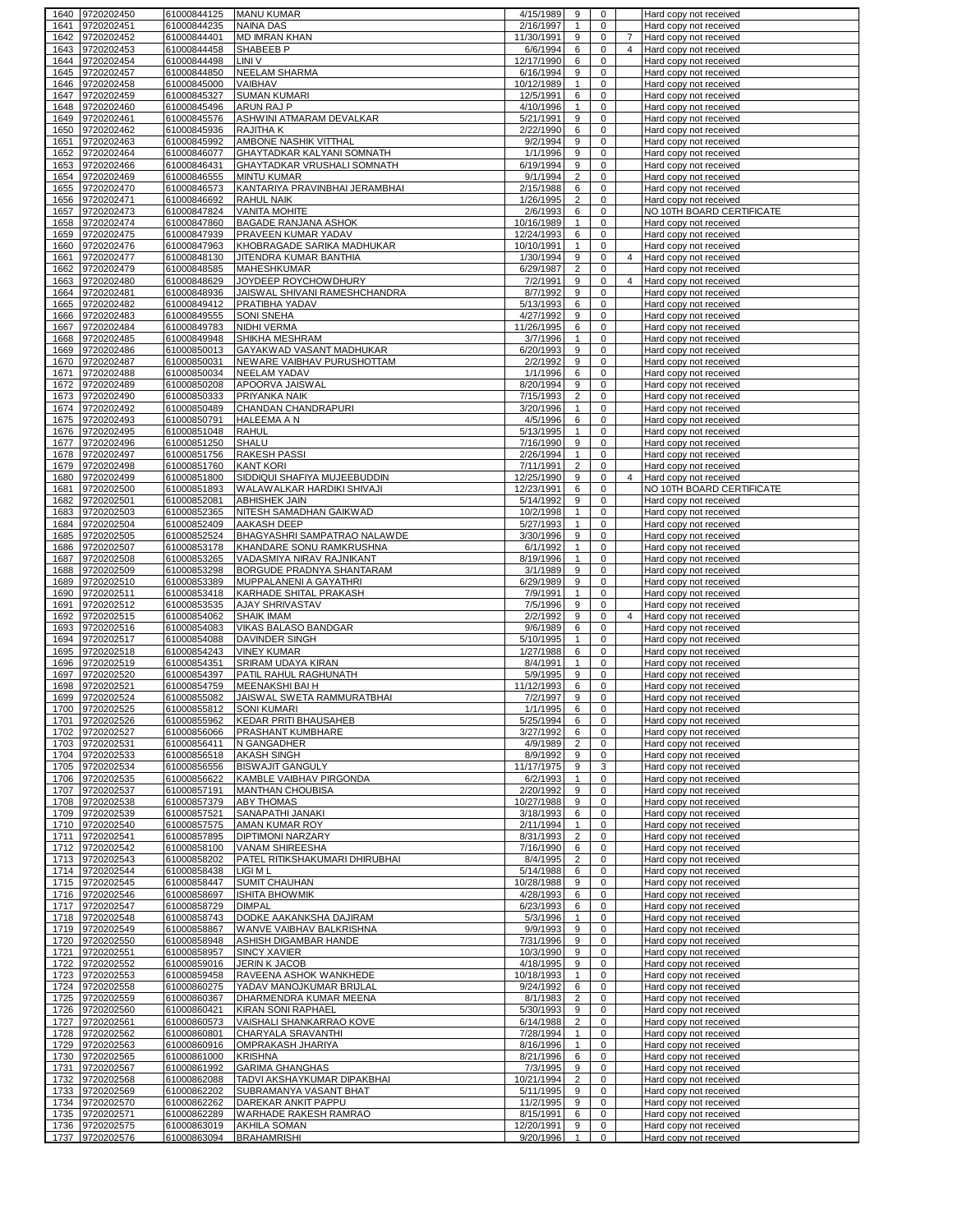| | | | | | | | | |
|---|---|---|---|---|---|---|---|---|
| 1640 | 9720202450 | 61000844125 | MANU KUMAR | 4/15/1989 | 9 | 0 | | Hard copy not received |
| 1641 | 9720202451 | 61000844235 | NAINA DAS | 2/16/1997 | 1 | 0 | | Hard copy not received |
| 1642 | 9720202452 | 61000844401 | MD IMRAN KHAN | 11/30/1991 | 9 | 0 | 7 | Hard copy not received |
| 1643 | 9720202453 | 61000844458 | SHABEEB P | 6/6/1994 | 6 | 0 | 4 | Hard copy not received |
| 1644 | 9720202454 | 61000844498 | LINI V | 12/17/1990 | 6 | 0 | | Hard copy not received |
| 1645 | 9720202457 | 61000844850 | NEELAM SHARMA | 6/16/1994 | 9 | 0 | | Hard copy not received |
| 1646 | 9720202458 | 61000845000 | VAIBHAV | 10/12/1989 | 1 | 0 | | Hard copy not received |
| 1647 | 9720202459 | 61000845327 | SUMAN KUMARI | 12/5/1991 | 6 | 0 | | Hard copy not received |
| 1648 | 9720202460 | 61000845496 | ARUN RAJ P | 4/10/1996 | 1 | 0 | | Hard copy not received |
| 1649 | 9720202461 | 61000845576 | ASHWINI ATMARAM DEVALKAR | 5/21/1991 | 9 | 0 | | Hard copy not received |
| 1650 | 9720202462 | 61000845936 | RAJITHA K | 2/22/1990 | 6 | 0 | | Hard copy not received |
| 1651 | 9720202463 | 61000845992 | AMBONE NASHIK VITTHAL | 9/2/1994 | 9 | 0 | | Hard copy not received |
| 1652 | 9720202464 | 61000846077 | GHAYTADKAR KALYANI SOMNATH | 1/1/1996 | 9 | 0 | | Hard copy not received |
| 1653 | 9720202466 | 61000846431 | GHAYTADKAR VRUSHALI SOMNATH | 6/19/1994 | 9 | 0 | | Hard copy not received |
| 1654 | 9720202469 | 61000846555 | MINTU KUMAR | 9/1/1994 | 2 | 0 | | Hard copy not received |
| 1655 | 9720202470 | 61000846573 | KANTARIYA PRAVINBHAI JERAMBHAI | 2/15/1988 | 6 | 0 | | Hard copy not received |
| 1656 | 9720202471 | 61000846692 | RAHUL NAIK | 1/26/1995 | 2 | 0 | | Hard copy not received |
| 1657 | 9720202473 | 61000847824 | VANITA MOHITE | 2/6/1993 | 6 | 0 | | NO 10TH BOARD CERTIFICATE |
| 1658 | 9720202474 | 61000847860 | BAGADE RANJANA ASHOK | 10/16/1989 | 1 | 0 | | Hard copy not received |
| 1659 | 9720202475 | 61000847939 | PRAVEEN KUMAR YADAV | 12/24/1993 | 6 | 0 | | Hard copy not received |
| 1660 | 9720202476 | 61000847963 | KHOBRAGADE SARIKA MADHUKAR | 10/10/1991 | 1 | 0 | | Hard copy not received |
| 1661 | 9720202477 | 61000848130 | JITENDRA KUMAR BANTHIA | 1/30/1994 | 9 | 0 | 4 | Hard copy not received |
| 1662 | 9720202479 | 61000848585 | MAHESHKUMAR | 6/29/1987 | 2 | 0 | | Hard copy not received |
| 1663 | 9720202480 | 61000848629 | JOYDEEP ROYCHOWDHURY | 7/2/1991 | 9 | 0 | 4 | Hard copy not received |
| 1664 | 9720202481 | 61000848936 | JAISWAL SHIVANI RAMESHCHANDRA | 8/7/1992 | 9 | 0 | | Hard copy not received |
| 1665 | 9720202482 | 61000849412 | PRATIBHA YADAV | 5/13/1993 | 6 | 0 | | Hard copy not received |
| 1666 | 9720202483 | 61000849555 | SONI SNEHA | 4/27/1992 | 9 | 0 | | Hard copy not received |
| 1667 | 9720202484 | 61000849783 | NIDHI VERMA | 11/26/1995 | 6 | 0 | | Hard copy not received |
| 1668 | 9720202485 | 61000849948 | SHIKHA MESHRAM | 3/7/1996 | 1 | 0 | | Hard copy not received |
| 1669 | 9720202486 | 61000850013 | GAYAKWAD VASANT MADHUKAR | 6/20/1993 | 9 | 0 | | Hard copy not received |
| 1670 | 9720202487 | 61000850031 | NEWARE VAIBHAV PURUSHOTTAM | 2/2/1992 | 9 | 0 | | Hard copy not received |
| 1671 | 9720202488 | 61000850034 | NEELAM YADAV | 1/1/1996 | 6 | 0 | | Hard copy not received |
| 1672 | 9720202489 | 61000850208 | APOORVA JAISWAL | 8/20/1994 | 9 | 0 | | Hard copy not received |
| 1673 | 9720202490 | 61000850333 | PRIYANKA NAIK | 7/15/1993 | 2 | 0 | | Hard copy not received |
| 1674 | 9720202492 | 61000850489 | CHANDAN CHANDRAPURI | 3/20/1996 | 1 | 0 | | Hard copy not received |
| 1675 | 9720202493 | 61000850791 | HALEEMA A N | 4/5/1996 | 6 | 0 | | Hard copy not received |
| 1676 | 9720202495 | 61000851048 | RAHUL | 5/13/1995 | 1 | 0 | | Hard copy not received |
| 1677 | 9720202496 | 61000851250 | SHALU | 7/16/1990 | 9 | 0 | | Hard copy not received |
| 1678 | 9720202497 | 61000851756 | RAKESH PASSI | 2/26/1994 | 1 | 0 | | Hard copy not received |
| 1679 | 9720202498 | 61000851760 | KANT KORI | 7/11/1991 | 2 | 0 | | Hard copy not received |
| 1680 | 9720202499 | 61000851800 | SIDDIQUI SHAFIYA MUJEEBUDDIN | 12/25/1990 | 9 | 0 | 4 | Hard copy not received |
| 1681 | 9720202500 | 61000851893 | WALAWALKAR HARDIKI SHIVAJI | 12/23/1991 | 6 | 0 | | NO 10TH BOARD CERTIFICATE |
| 1682 | 9720202501 | 61000852081 | ABHISHEK JAIN | 5/14/1992 | 9 | 0 | | Hard copy not received |
| 1683 | 9720202503 | 61000852365 | NITESH SAMADHAN GAIKWAD | 10/2/1998 | 1 | 0 | | Hard copy not received |
| 1684 | 9720202504 | 61000852409 | AAKASH DEEP | 5/27/1993 | 1 | 0 | | Hard copy not received |
| 1685 | 9720202505 | 61000852524 | BHAGYASHRI SAMPATRAO NALAWDE | 3/30/1996 | 9 | 0 | | Hard copy not received |
| 1686 | 9720202507 | 61000853178 | KHANDARE SONU RAMKRUSHNA | 6/1/1992 | 1 | 0 | | Hard copy not received |
| 1687 | 9720202508 | 61000853265 | VADASMIYA NIRAV RAJNIKANT | 8/19/1996 | 1 | 0 | | Hard copy not received |
| 1688 | 9720202509 | 61000853298 | BORGUDE PRADNYA SHANTARAM | 3/1/1989 | 9 | 0 | | Hard copy not received |
| 1689 | 9720202510 | 61000853389 | MUPPALANENI A GAYATHRI | 6/29/1989 | 9 | 0 | | Hard copy not received |
| 1690 | 9720202511 | 61000853418 | KARHADE SHITAL PRAKASH | 7/9/1991 | 1 | 0 | | Hard copy not received |
| 1691 | 9720202512 | 61000853535 | AJAY SHRIVASTAV | 7/5/1996 | 9 | 0 | | Hard copy not received |
| 1692 | 9720202515 | 61000854062 | SHAIK IMAM | 2/2/1992 | 9 | 0 | 4 | Hard copy not received |
| 1693 | 9720202516 | 61000854083 | VIKAS BALASO BANDGAR | 9/6/1989 | 6 | 0 | | Hard copy not received |
| 1694 | 9720202517 | 61000854088 | DAVINDER SINGH | 5/10/1995 | 1 | 0 | | Hard copy not received |
| 1695 | 9720202518 | 61000854243 | VINEY KUMAR | 1/27/1988 | 6 | 0 | | Hard copy not received |
| 1696 | 9720202519 | 61000854351 | SRIRAM UDAYA KIRAN | 8/4/1991 | 1 | 0 | | Hard copy not received |
| 1697 | 9720202520 | 61000854397 | PATIL RAHUL RAGHUNATH | 5/9/1995 | 9 | 0 | | Hard copy not received |
| 1698 | 9720202521 | 61000854759 | MEENAKSHI BAI H | 11/12/1993 | 6 | 0 | | Hard copy not received |
| 1699 | 9720202524 | 61000855082 | JAISWAL SWETA RAMMURATBHAI | 7/2/1997 | 9 | 0 | | Hard copy not received |
| 1700 | 9720202525 | 61000855812 | SONI KUMARI | 1/1/1995 | 6 | 0 | | Hard copy not received |
| 1701 | 9720202526 | 61000855962 | KEDAR PRITI BHAUSAHEB | 5/25/1994 | 6 | 0 | | Hard copy not received |
| 1702 | 9720202527 | 61000856066 | PRASHANT KUMBHARE | 3/27/1992 | 6 | 0 | | Hard copy not received |
| 1703 | 9720202531 | 61000856411 | N GANGADHER | 4/9/1989 | 2 | 0 | | Hard copy not received |
| 1704 | 9720202533 | 61000856518 | AKASH SINGH | 8/9/1992 | 9 | 0 | | Hard copy not received |
| 1705 | 9720202534 | 61000856556 | BISWAJIT GANGULY | 11/17/1975 | 9 | 3 | | Hard copy not received |
| 1706 | 9720202535 | 61000856622 | KAMBLE VAIBHAV PIRGONDA | 6/2/1993 | 1 | 0 | | Hard copy not received |
| 1707 | 9720202537 | 61000857191 | MANTHAN CHOUBISA | 2/20/1992 | 9 | 0 | | Hard copy not received |
| 1708 | 9720202538 | 61000857379 | ABY THOMAS | 10/27/1988 | 9 | 0 | | Hard copy not received |
| 1709 | 9720202539 | 61000857521 | SANAPATHI JANAKI | 3/18/1993 | 6 | 0 | | Hard copy not received |
| 1710 | 9720202540 | 61000857575 | AMAN KUMAR ROY | 2/11/1994 | 1 | 0 | | Hard copy not received |
| 1711 | 9720202541 | 61000857895 | DIPTIMONI NARZARY | 8/31/1993 | 2 | 0 | | Hard copy not received |
| 1712 | 9720202542 | 61000858100 | VANAM SHIREESHA | 7/16/1990 | 6 | 0 | | Hard copy not received |
| 1713 | 9720202543 | 61000858202 | PATEL RITIKSHAKUMARI DHIRUBHAI | 8/4/1995 | 2 | 0 | | Hard copy not received |
| 1714 | 9720202544 | 61000858438 | LIGI M L | 5/14/1988 | 6 | 0 | | Hard copy not received |
| 1715 | 9720202545 | 61000858447 | SUMIT CHAUHAN | 10/28/1988 | 9 | 0 | | Hard copy not received |
| 1716 | 9720202546 | 61000858697 | ISHITA BHOWMIK | 4/28/1993 | 6 | 0 | | Hard copy not received |
| 1717 | 9720202547 | 61000858729 | DIMPAL | 6/23/1993 | 6 | 0 | | Hard copy not received |
| 1718 | 9720202548 | 61000858743 | DODKE AAKANKSHA DAJIRAM | 5/3/1996 | 1 | 0 | | Hard copy not received |
| 1719 | 9720202549 | 61000858867 | WANVE VAIBHAV BALKRISHNA | 9/9/1993 | 9 | 0 | | Hard copy not received |
| 1720 | 9720202550 | 61000858948 | ASHISH DIGAMBAR HANDE | 7/31/1996 | 9 | 0 | | Hard copy not received |
| 1721 | 9720202551 | 61000858957 | SINCY XAVIER | 10/3/1990 | 9 | 0 | | Hard copy not received |
| 1722 | 9720202552 | 61000859016 | JERIN K JACOB | 4/18/1995 | 9 | 0 | | Hard copy not received |
| 1723 | 9720202553 | 61000859458 | RAVEENA ASHOK WANKHEDE | 10/18/1993 | 1 | 0 | | Hard copy not received |
| 1724 | 9720202558 | 61000860275 | YADAV MANOJKUMAR BRIJLAL | 9/24/1992 | 6 | 0 | | Hard copy not received |
| 1725 | 9720202559 | 61000860367 | DHARMENDRA KUMAR MEENA | 8/1/1983 | 2 | 0 | | Hard copy not received |
| 1726 | 9720202560 | 61000860421 | KIRAN SONI RAPHAEL | 5/30/1993 | 9 | 0 | | Hard copy not received |
| 1727 | 9720202561 | 61000860573 | VAISHALI SHANKARRAO KOVE | 6/14/1988 | 2 | 0 | | Hard copy not received |
| 1728 | 9720202562 | 61000860801 | CHARYALA SRAVANTHI | 7/28/1994 | 1 | 0 | | Hard copy not received |
| 1729 | 9720202563 | 61000860916 | OMPRAKASH JHARIYA | 8/16/1996 | 1 | 0 | | Hard copy not received |
| 1730 | 9720202565 | 61000861000 | KRISHNA | 8/21/1996 | 6 | 0 | | Hard copy not received |
| 1731 | 9720202567 | 61000861992 | GARIMA GHANGHAS | 7/3/1995 | 9 | 0 | | Hard copy not received |
| 1732 | 9720202568 | 61000862088 | TADVI AKSHAYKUMAR DIPAKBHAI | 10/21/1994 | 2 | 0 | | Hard copy not received |
| 1733 | 9720202569 | 61000862202 | SUBRAMANYA VASANT BHAT | 5/11/1995 | 9 | 0 | | Hard copy not received |
| 1734 | 9720202570 | 61000862262 | DAREKAR ANKIT PAPPU | 11/2/1995 | 9 | 0 | | Hard copy not received |
| 1735 | 9720202571 | 61000862289 | WARHADE RAKESH RAMRAO | 8/15/1991 | 6 | 0 | | Hard copy not received |
| 1736 | 9720202575 | 61000863019 | AKHILA SOMAN | 12/20/1991 | 9 | 0 | | Hard copy not received |
| 1737 | 9720202576 | 61000863094 | BRAHAMRISHI | 9/20/1996 | 1 | 0 | | Hard copy not received |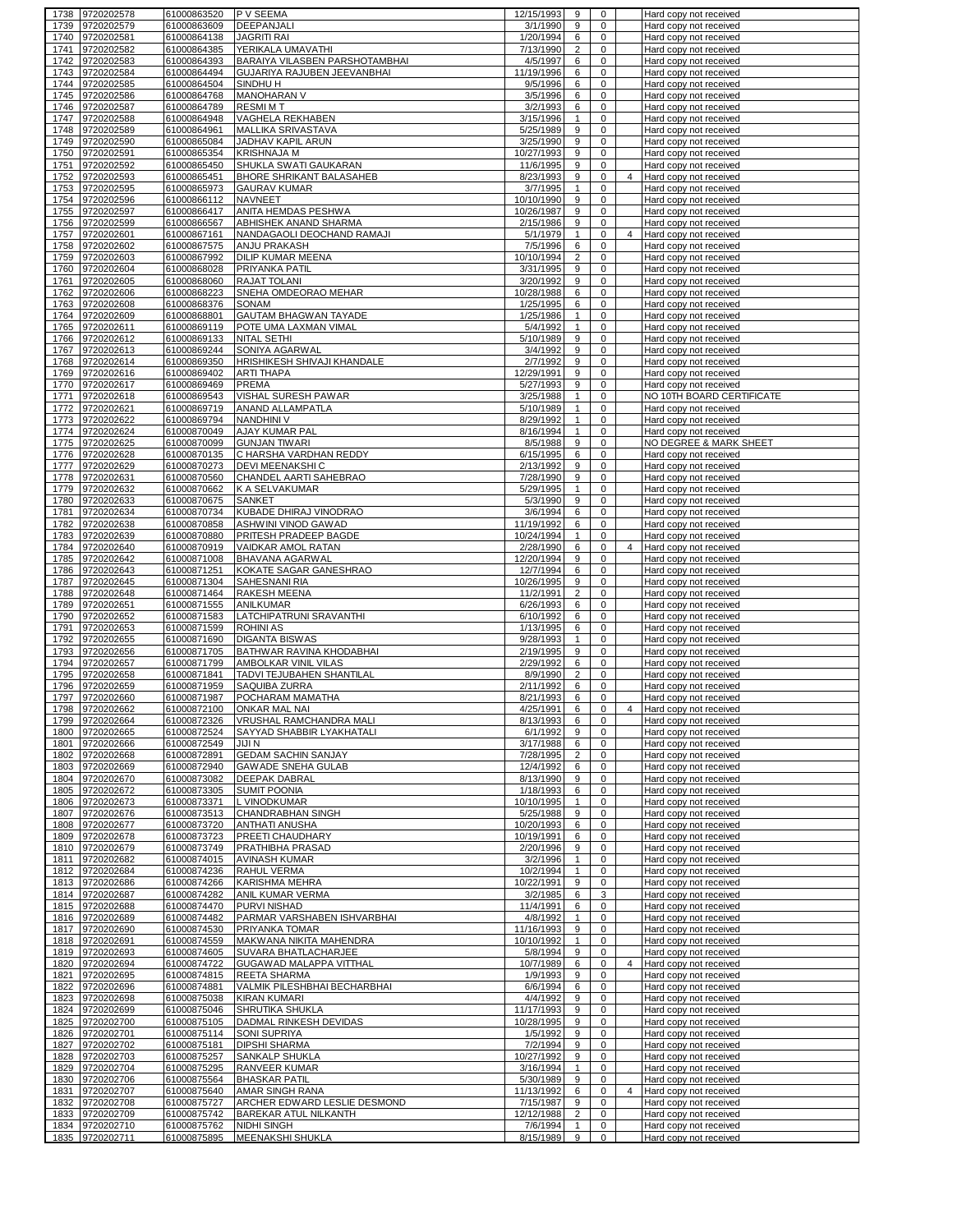| | | | | | | | | |
|---|---|---|---|---|---|---|---|---|
| 1738 | 9720202578 | 61000863520 | P V SEEMA | 12/15/1993 | 9 | 0 | | Hard copy not received |
| 1739 | 9720202579 | 61000863609 | DEEPANJALI | 3/1/1990 | 9 | 0 | | Hard copy not received |
| 1740 | 9720202581 | 61000864138 | JAGRITI RAI | 1/20/1994 | 6 | 0 | | Hard copy not received |
| 1741 | 9720202582 | 61000864385 | YERIKALA UMAVATHI | 7/13/1990 | 2 | 0 | | Hard copy not received |
| 1742 | 9720202583 | 61000864393 | BARAIYA VILASBEN PARSHOTAMBHAI | 4/5/1997 | 6 | 0 | | Hard copy not received |
| 1743 | 9720202584 | 61000864494 | GUJARIYA RAJUBEN JEEVANBHAI | 11/19/1996 | 6 | 0 | | Hard copy not received |
| 1744 | 9720202585 | 61000864504 | SINDHU H | 9/5/1996 | 6 | 0 | | Hard copy not received |
| 1745 | 9720202586 | 61000864768 | MANOHARAN V | 3/5/1996 | 6 | 0 | | Hard copy not received |
| 1746 | 9720202587 | 61000864789 | RESMI M T | 3/2/1993 | 6 | 0 | | Hard copy not received |
| 1747 | 9720202588 | 61000864948 | VAGHELA REKHABEN | 3/15/1996 | 1 | 0 | | Hard copy not received |
| 1748 | 9720202589 | 61000864961 | MALLIKA SRIVASTAVA | 5/25/1989 | 9 | 0 | | Hard copy not received |
| 1749 | 9720202590 | 61000865084 | JADHAV KAPIL ARUN | 3/25/1990 | 9 | 0 | | Hard copy not received |
| 1750 | 9720202591 | 61000865354 | KRISHNAJA M | 10/27/1993 | 9 | 0 | | Hard copy not received |
| 1751 | 9720202592 | 61000865450 | SHUKLA SWATI GAUKARAN | 11/6/1995 | 9 | 0 | | Hard copy not received |
| 1752 | 9720202593 | 61000865451 | BHORE SHRIKANT BALASAHEB | 8/23/1993 | 9 | 0 | 4 | Hard copy not received |
| 1753 | 9720202595 | 61000865973 | GAURAV KUMAR | 3/7/1995 | 1 | 0 | | Hard copy not received |
| 1754 | 9720202596 | 61000866112 | NAVNEET | 10/10/1990 | 9 | 0 | | Hard copy not received |
| 1755 | 9720202597 | 61000866417 | ANITA HEMDAS PESHWA | 10/26/1987 | 9 | 0 | | Hard copy not received |
| 1756 | 9720202599 | 61000866567 | ABHISHEK ANAND SHARMA | 2/15/1986 | 9 | 0 | | Hard copy not received |
| 1757 | 9720202601 | 61000867161 | NANDAGAOLI DEOCHAND RAMAJI | 5/1/1979 | 1 | 0 | 4 | Hard copy not received |
| 1758 | 9720202602 | 61000867575 | ANJU PRAKASH | 7/5/1996 | 6 | 0 | | Hard copy not received |
| 1759 | 9720202603 | 61000867992 | DILIP KUMAR MEENA | 10/10/1994 | 2 | 0 | | Hard copy not received |
| 1760 | 9720202604 | 61000868028 | PRIYANKA PATIL | 3/31/1995 | 9 | 0 | | Hard copy not received |
| 1761 | 9720202605 | 61000868060 | RAJAT TOLANI | 3/20/1992 | 9 | 0 | | Hard copy not received |
| 1762 | 9720202606 | 61000868223 | SNEHA OMDEORAO MEHAR | 10/28/1988 | 6 | 0 | | Hard copy not received |
| 1763 | 9720202608 | 61000868376 | SONAM | 1/25/1995 | 6 | 0 | | Hard copy not received |
| 1764 | 9720202609 | 61000868801 | GAUTAM BHAGWAN TAYADE | 1/25/1986 | 1 | 0 | | Hard copy not received |
| 1765 | 9720202611 | 61000869119 | POTE UMA LAXMAN VIMAL | 5/4/1992 | 1 | 0 | | Hard copy not received |
| 1766 | 9720202612 | 61000869133 | NITAL SETHI | 5/10/1989 | 9 | 0 | | Hard copy not received |
| 1767 | 9720202613 | 61000869244 | SONIYA AGARWAL | 3/4/1992 | 9 | 0 | | Hard copy not received |
| 1768 | 9720202614 | 61000869350 | HRISHIKESH SHIVAJI KHANDALE | 2/7/1992 | 9 | 0 | | Hard copy not received |
| 1769 | 9720202616 | 61000869402 | ARTI THAPA | 12/29/1991 | 9 | 0 | | Hard copy not received |
| 1770 | 9720202617 | 61000869469 | PREMA | 5/27/1993 | 9 | 0 | | Hard copy not received |
| 1771 | 9720202618 | 61000869543 | VISHAL SURESH PAWAR | 3/25/1988 | 1 | 0 | | NO 10TH BOARD CERTIFICATE |
| 1772 | 9720202621 | 61000869719 | ANAND ALLAMPATLA | 5/10/1989 | 1 | 0 | | Hard copy not received |
| 1773 | 9720202622 | 61000869794 | NANDHINI V | 8/29/1992 | 1 | 0 | | Hard copy not received |
| 1774 | 9720202624 | 61000870049 | AJAY KUMAR PAL | 8/16/1994 | 1 | 0 | | Hard copy not received |
| 1775 | 9720202625 | 61000870099 | GUNJAN TIWARI | 8/5/1988 | 9 | 0 | | NO DEGREE & MARK SHEET |
| 1776 | 9720202628 | 61000870135 | C HARSHA VARDHAN REDDY | 6/15/1995 | 6 | 0 | | Hard copy not received |
| 1777 | 9720202629 | 61000870273 | DEVI MEENAKSHI C | 2/13/1992 | 9 | 0 | | Hard copy not received |
| 1778 | 9720202631 | 61000870560 | CHANDEL AARTI SAHEBRAO | 7/28/1990 | 9 | 0 | | Hard copy not received |
| 1779 | 9720202632 | 61000870662 | K A SELVAKUMAR | 5/29/1995 | 1 | 0 | | Hard copy not received |
| 1780 | 9720202633 | 61000870675 | SANKET | 5/3/1990 | 9 | 0 | | Hard copy not received |
| 1781 | 9720202634 | 61000870734 | KUBADE DHIRAJ VINODRAO | 3/6/1994 | 6 | 0 | | Hard copy not received |
| 1782 | 9720202638 | 61000870858 | ASHWINI VINOD GAWAD | 11/19/1992 | 6 | 0 | | Hard copy not received |
| 1783 | 9720202639 | 61000870880 | PRITESH PRADEEP BAGDE | 10/24/1994 | 1 | 0 | | Hard copy not received |
| 1784 | 9720202640 | 61000870919 | VAIDKAR AMOL RATAN | 2/28/1990 | 6 | 0 | 4 | Hard copy not received |
| 1785 | 9720202642 | 61000871008 | BHAVANA AGARWAL | 12/20/1994 | 9 | 0 | | Hard copy not received |
| 1786 | 9720202643 | 61000871251 | KOKATE SAGAR GANESHRAO | 12/7/1994 | 6 | 0 | | Hard copy not received |
| 1787 | 9720202645 | 61000871304 | SAHESNANI RIA | 10/26/1995 | 9 | 0 | | Hard copy not received |
| 1788 | 9720202648 | 61000871464 | RAKESH MEENA | 11/2/1991 | 2 | 0 | | Hard copy not received |
| 1789 | 9720202651 | 61000871555 | ANILKUMAR | 6/26/1993 | 6 | 0 | | Hard copy not received |
| 1790 | 9720202652 | 61000871583 | LATCHIPATRUNI SRAVANTHI | 6/10/1992 | 6 | 0 | | Hard copy not received |
| 1791 | 9720202653 | 61000871599 | ROHINI AS | 1/13/1995 | 6 | 0 | | Hard copy not received |
| 1792 | 9720202655 | 61000871690 | DIGANTA BISWAS | 9/28/1993 | 1 | 0 | | Hard copy not received |
| 1793 | 9720202656 | 61000871705 | BATHWAR RAVINA KHODABHAI | 2/19/1995 | 9 | 0 | | Hard copy not received |
| 1794 | 9720202657 | 61000871799 | AMBOLKAR VINIL VILAS | 2/29/1992 | 6 | 0 | | Hard copy not received |
| 1795 | 9720202658 | 61000871841 | TADVI TEJUBAHEN SHANTILAL | 8/9/1990 | 2 | 0 | | Hard copy not received |
| 1796 | 9720202659 | 61000871959 | SAQUIBA ZURRA | 2/11/1992 | 6 | 0 | | Hard copy not received |
| 1797 | 9720202660 | 61000871987 | POCHARAM MAMATHA | 8/21/1993 | 6 | 0 | | Hard copy not received |
| 1798 | 9720202662 | 61000872100 | ONKAR MAL NAI | 4/25/1991 | 6 | 0 | 4 | Hard copy not received |
| 1799 | 9720202664 | 61000872326 | VRUSHAL RAMCHANDRA MALI | 8/13/1993 | 6 | 0 | | Hard copy not received |
| 1800 | 9720202665 | 61000872524 | SAYYAD SHABBIR LYAKHATALI | 6/1/1992 | 9 | 0 | | Hard copy not received |
| 1801 | 9720202666 | 61000872549 | JIJI N | 3/17/1988 | 6 | 0 | | Hard copy not received |
| 1802 | 9720202668 | 61000872891 | GEDAM SACHIN SANJAY | 7/28/1995 | 2 | 0 | | Hard copy not received |
| 1803 | 9720202669 | 61000872940 | GAWADE SNEHA GULAB | 12/4/1992 | 6 | 0 | | Hard copy not received |
| 1804 | 9720202670 | 61000873082 | DEEPAK DABRAL | 8/13/1990 | 9 | 0 | | Hard copy not received |
| 1805 | 9720202672 | 61000873305 | SUMIT POONIA | 1/18/1993 | 6 | 0 | | Hard copy not received |
| 1806 | 9720202673 | 61000873371 | L VINODKUMAR | 10/10/1995 | 1 | 0 | | Hard copy not received |
| 1807 | 9720202676 | 61000873513 | CHANDRABHAN SINGH | 5/25/1988 | 9 | 0 | | Hard copy not received |
| 1808 | 9720202677 | 61000873720 | ANTHATI ANUSHA | 10/20/1993 | 6 | 0 | | Hard copy not received |
| 1809 | 9720202678 | 61000873723 | PREETI CHAUDHARY | 10/19/1991 | 6 | 0 | | Hard copy not received |
| 1810 | 9720202679 | 61000873749 | PRATHIBHA PRASAD | 2/20/1996 | 9 | 0 | | Hard copy not received |
| 1811 | 9720202682 | 61000874015 | AVINASH KUMAR | 3/2/1996 | 1 | 0 | | Hard copy not received |
| 1812 | 9720202684 | 61000874236 | RAHUL VERMA | 10/2/1994 | 1 | 0 | | Hard copy not received |
| 1813 | 9720202686 | 61000874266 | KARISHMA MEHRA | 10/22/1991 | 9 | 0 | | Hard copy not received |
| 1814 | 9720202687 | 61000874282 | ANIL KUMAR VERMA | 3/2/1985 | 6 | 3 | | Hard copy not received |
| 1815 | 9720202688 | 61000874470 | PURVI NISHAD | 11/4/1991 | 6 | 0 | | Hard copy not received |
| 1816 | 9720202689 | 61000874482 | PARMAR VARSHABEN ISHVARBHAI | 4/8/1992 | 1 | 0 | | Hard copy not received |
| 1817 | 9720202690 | 61000874530 | PRIYANKA TOMAR | 11/16/1993 | 9 | 0 | | Hard copy not received |
| 1818 | 9720202691 | 61000874559 | MAKWANA NIKITA MAHENDRA | 10/10/1992 | 1 | 0 | | Hard copy not received |
| 1819 | 9720202693 | 61000874605 | SUVARA BHATLACHARJEE | 5/8/1994 | 9 | 0 | | Hard copy not received |
| 1820 | 9720202694 | 61000874722 | GUGAWAD MALAPPA VITTHAL | 10/7/1989 | 6 | 0 | 4 | Hard copy not received |
| 1821 | 9720202695 | 61000874815 | REETA SHARMA | 1/9/1993 | 9 | 0 | | Hard copy not received |
| 1822 | 9720202696 | 61000874881 | VALMIK PILESHBHAI BECHARBHAI | 6/6/1994 | 6 | 0 | | Hard copy not received |
| 1823 | 9720202698 | 61000875038 | KIRAN KUMARI | 4/4/1992 | 9 | 0 | | Hard copy not received |
| 1824 | 9720202699 | 61000875046 | SHRUTIKA SHUKLA | 11/17/1993 | 9 | 0 | | Hard copy not received |
| 1825 | 9720202700 | 61000875105 | DADMAL RINKESH DEVIDAS | 10/28/1995 | 9 | 0 | | Hard copy not received |
| 1826 | 9720202701 | 61000875114 | SONI SUPRIYA | 1/5/1992 | 9 | 0 | | Hard copy not received |
| 1827 | 9720202702 | 61000875181 | DIPSHI SHARMA | 7/2/1994 | 9 | 0 | | Hard copy not received |
| 1828 | 9720202703 | 61000875257 | SANKALP SHUKLA | 10/27/1992 | 9 | 0 | | Hard copy not received |
| 1829 | 9720202704 | 61000875295 | RANVEER KUMAR | 3/16/1994 | 1 | 0 | | Hard copy not received |
| 1830 | 9720202706 | 61000875564 | BHASKAR PATIL | 5/30/1989 | 9 | 0 | | Hard copy not received |
| 1831 | 9720202707 | 61000875640 | AMAR SINGH RANA | 11/13/1992 | 6 | 0 | 4 | Hard copy not received |
| 1832 | 9720202708 | 61000875727 | ARCHER EDWARD LESLIE DESMOND | 7/15/1987 | 9 | 0 | | Hard copy not received |
| 1833 | 9720202709 | 61000875742 | BAREKAR ATUL NILKANTH | 12/12/1988 | 2 | 0 | | Hard copy not received |
| 1834 | 9720202710 | 61000875762 | NIDHI SINGH | 7/6/1994 | 1 | 0 | | Hard copy not received |
| 1835 | 9720202711 | 61000875895 | MEENAKSHI SHUKLA | 8/15/1989 | 9 | 0 | | Hard copy not received |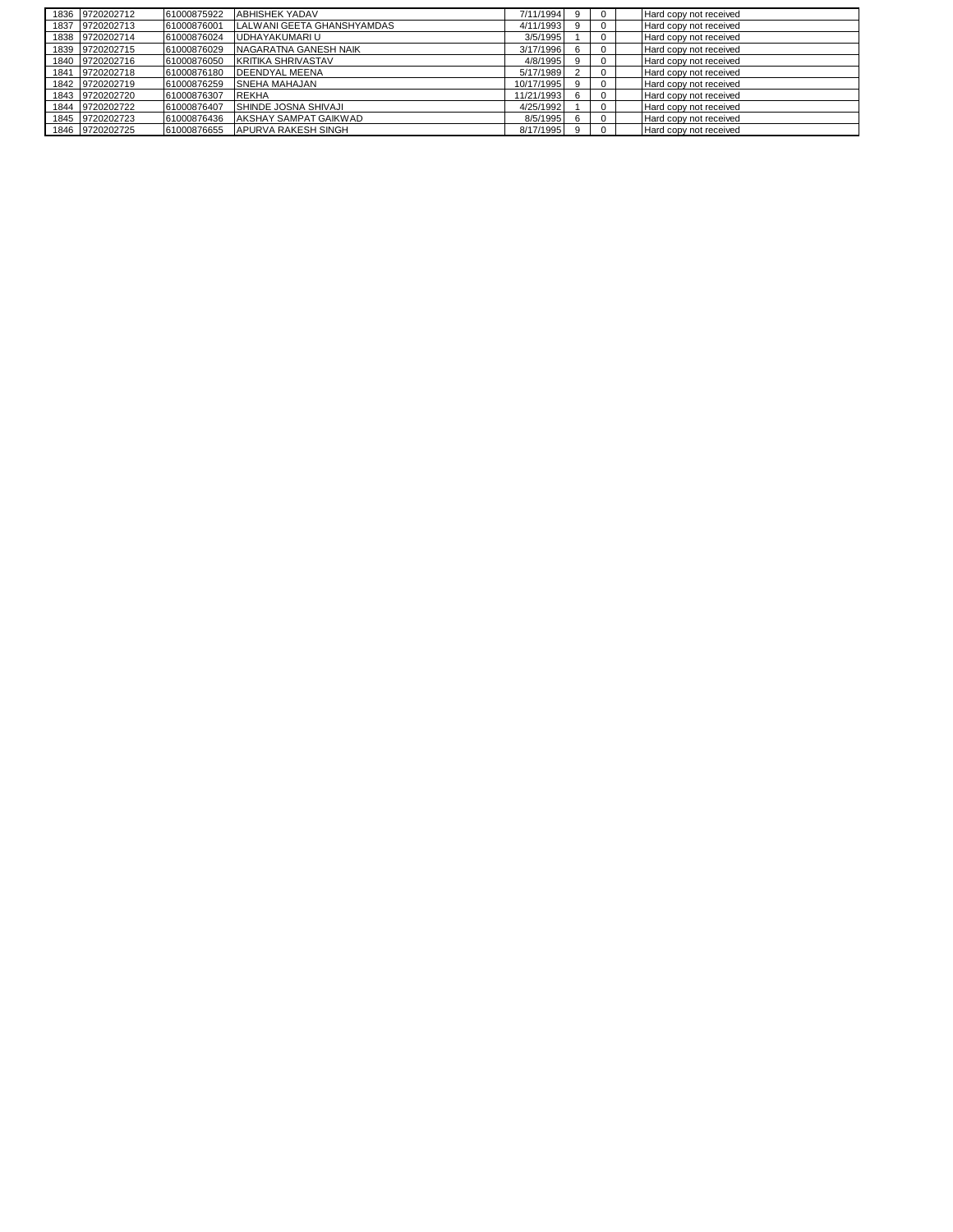| | | | | | | | | |
|---|---|---|---|---|---|---|---|---|
| 1836 | 9720202712 | 61000875922 | ABHISHEK YADAV | 7/11/1994 | 9 | 0 | | Hard copy not received |
| 1837 | 9720202713 | 61000876001 | LALWANI GEETA GHANSHYAMDAS | 4/11/1993 | 9 | 0 | | Hard copy not received |
| 1838 | 9720202714 | 61000876024 | UDHAYAKUMARI U | 3/5/1995 | 1 | 0 | | Hard copy not received |
| 1839 | 9720202715 | 61000876029 | NAGARATNA GANESH NAIK | 3/17/1996 | 6 | 0 | | Hard copy not received |
| 1840 | 9720202716 | 61000876050 | KRITIKA SHRIVASTAV | 4/8/1995 | 9 | 0 | | Hard copy not received |
| 1841 | 9720202718 | 61000876180 | DEENDYAL MEENA | 5/17/1989 | 2 | 0 | | Hard copy not received |
| 1842 | 9720202719 | 61000876259 | SNEHA MAHAJAN | 10/17/1995 | 9 | 0 | | Hard copy not received |
| 1843 | 9720202720 | 61000876307 | REKHA | 11/21/1993 | 6 | 0 | | Hard copy not received |
| 1844 | 9720202722 | 61000876407 | SHINDE JOSNA SHIVAJI | 4/25/1992 | 1 | 0 | | Hard copy not received |
| 1845 | 9720202723 | 61000876436 | AKSHAY SAMPAT GAIKWAD | 8/5/1995 | 6 | 0 | | Hard copy not received |
| 1846 | 9720202725 | 61000876655 | APURVA RAKESH SINGH | 8/17/1995 | 9 | 0 | | Hard copy not received |